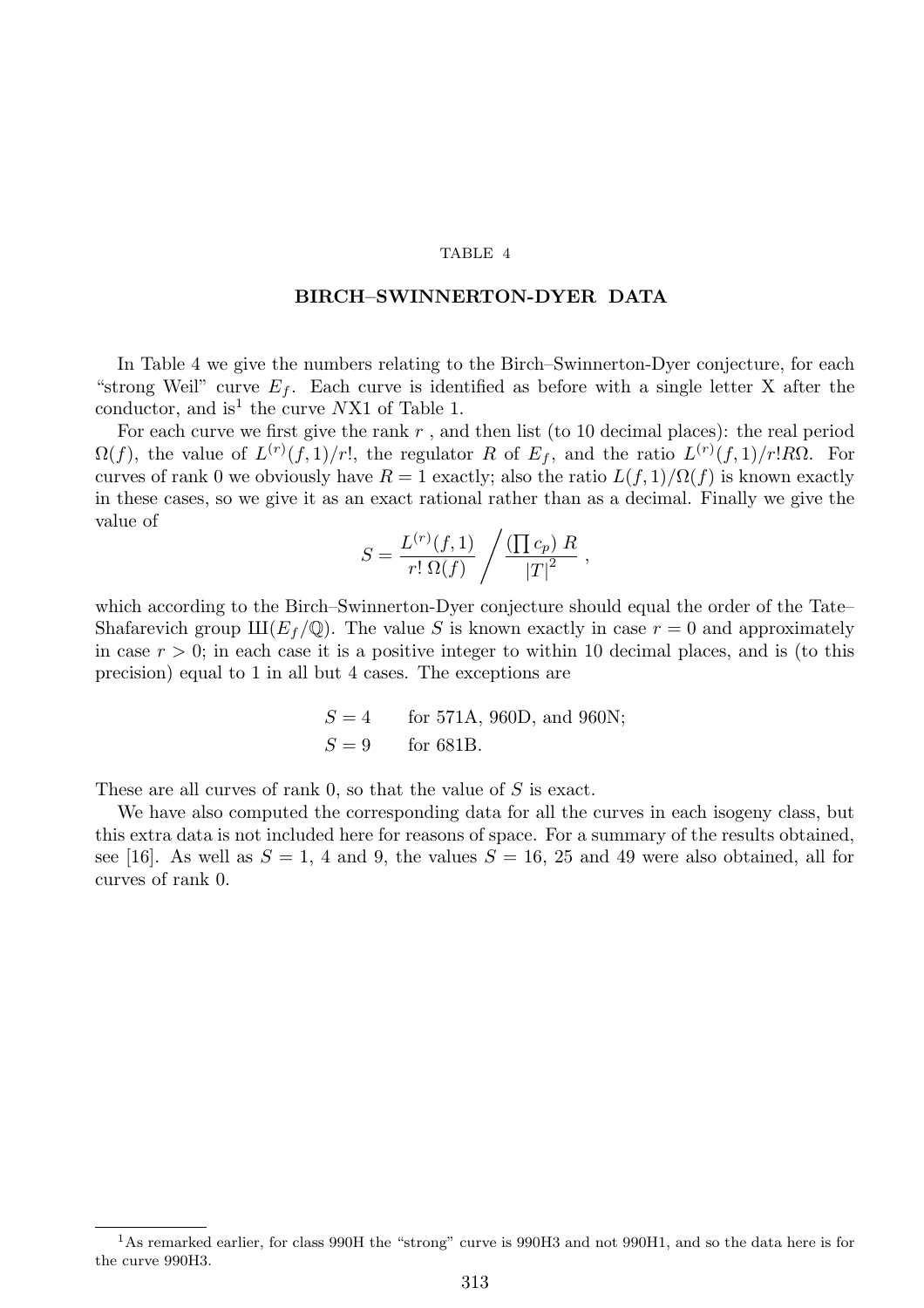TABLE 4

## BIRCH–SWINNERTON-DYER DATA

In Table 4 we give the numbers relating to the Birch–Swinnerton-Dyer conjecture, for each "strong Weil" curve $E_f$. Each curve is identified as before with a single letter X after the conductor, and is[1] the curve $N$X1 of Table 1.

For each curve we first give the rank $r$ , and then list (to 10 decimal places): the real period $\Omega(f)$, the value of $L^{(r)}(f,1)/r!$, the regulator $R$ of $E_f$, and the ratio $L^{(r)}(f,1)/r!R\Omega$. For curves of rank 0 we obviously have $R=1$ exactly; also the ratio $L(f,1)/\Omega(f)$ is known exactly in these cases, so we give it as an exact rational rather than as a decimal. Finally we give the value of

$$S = \frac{L^{(r)}(f,1)}{r!\;\Omega(f)} \Bigg/ \frac{(\prod c_p)\;R}{|T|^2}\ ,$$

which according to the Birch–Swinnerton-Dyer conjecture should equal the order of the Tate–Shafarevich group Ш$(E_f/\mathbb{Q})$. The value $S$ is known exactly in case $r=0$ and approximately in case $r>0$; in each case it is a positive integer to within 10 decimal places, and is (to this precision) equal to 1 in all but 4 cases. The exceptions are

$$\begin{aligned} S &= 4 \qquad \text{for 571A, 960D, and 960N;} \\ S &= 9 \qquad \text{for 681B.} \end{aligned}$$

These are all curves of rank 0, so that the value of $S$ is exact.

We have also computed the corresponding data for all the curves in each isogeny class, but this extra data is not included here for reasons of space. For a summary of the results obtained, see [16]. As well as $S=1$, 4 and 9, the values $S=16$, 25 and 49 were also obtained, all for curves of rank 0.

---

[1] As remarked earlier, for class 990H the "strong" curve is 990H3 and not 990H1, and so the data here is for the curve 990H3.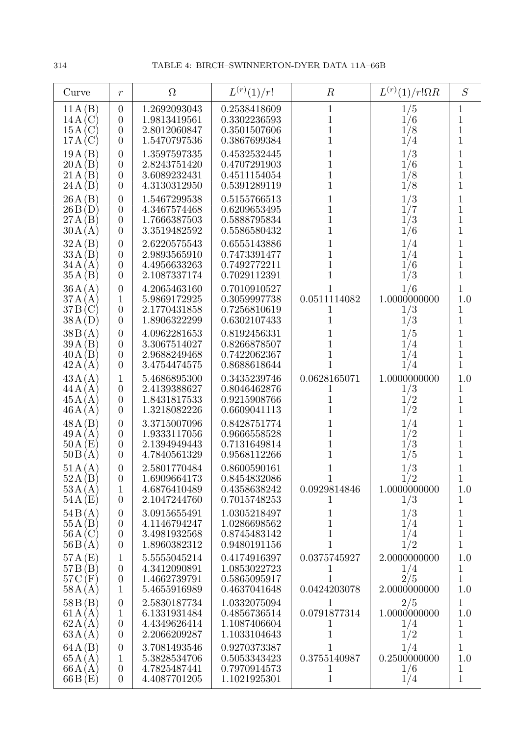## TABLE 4: BIRCH–SWINNERTON-DYER DATA 11A–66B

| Curve | $r$ | $\Omega$ | $L^{(r)}(1)/r!$ | $R$ | $L^{(r)}(1)/r!\Omega R$ | $S$ |
|---|---|---|---|---|---|---|
| 11 A (B) | 0 | 1.2692093043 | 0.2538418609 | 1 | 1/5 | 1 |
| 14 A (C) | 0 | 1.9813419561 | 0.3302236593 | 1 | 1/6 | 1 |
| 15 A (C) | 0 | 2.8012060847 | 0.3501507606 | 1 | 1/8 | 1 |
| 17 A (C) | 0 | 1.5470797536 | 0.3867699384 | 1 | 1/4 | 1 |
| 19 A (B) | 0 | 1.3597597335 | 0.4532532445 | 1 | 1/3 | 1 |
| 20 A (B) | 0 | 2.8243751420 | 0.4707291903 | 1 | 1/6 | 1 |
| 21 A (B) | 0 | 3.6089232431 | 0.4511154054 | 1 | 1/8 | 1 |
| 24 A (B) | 0 | 4.3130312950 | 0.5391289119 | 1 | 1/8 | 1 |
| 26 A (B) | 0 | 1.5467299538 | 0.5155766513 | 1 | 1/3 | 1 |
| 26 B (D) | 0 | 4.3467574468 | 0.6209653495 | 1 | 1/7 | 1 |
| 27 A (B) | 0 | 1.7666387503 | 0.5888795834 | 1 | 1/3 | 1 |
| 30 A (A) | 0 | 3.3519482592 | 0.5586580432 | 1 | 1/6 | 1 |
| 32 A (B) | 0 | 2.6220575543 | 0.6555143886 | 1 | 1/4 | 1 |
| 33 A (B) | 0 | 2.9893565910 | 0.7473391477 | 1 | 1/4 | 1 |
| 34 A (A) | 0 | 4.4956633263 | 0.7492772211 | 1 | 1/6 | 1 |
| 35 A (B) | 0 | 2.1087337174 | 0.7029112391 | 1 | 1/3 | 1 |
| 36 A (A) | 0 | 4.2065463160 | 0.7010910527 | 1 | 1/6 | 1 |
| 37 A (A) | 1 | 5.9869172925 | 0.3059997738 | 0.0511114082 | 1.0000000000 | 1.0 |
| 37 B (C) | 0 | 2.1770431858 | 0.7256810619 | 1 | 1/3 | 1 |
| 38 A (D) | 0 | 1.8906322299 | 0.6302107433 | 1 | 1/3 | 1 |
| 38 B (A) | 0 | 4.0962281653 | 0.8192456331 | 1 | 1/5 | 1 |
| 39 A (B) | 0 | 3.3067514027 | 0.8266878507 | 1 | 1/4 | 1 |
| 40 A (B) | 0 | 2.9688249468 | 0.7422062367 | 1 | 1/4 | 1 |
| 42 A (A) | 0 | 3.4754474575 | 0.8688618644 | 1 | 1/4 | 1 |
| 43 A (A) | 1 | 5.4686895300 | 0.3435239746 | 0.0628165071 | 1.0000000000 | 1.0 |
| 44 A (A) | 0 | 2.4139388627 | 0.8046462876 | 1 | 1/3 | 1 |
| 45 A (A) | 0 | 1.8431817533 | 0.9215908766 | 1 | 1/2 | 1 |
| 46 A (A) | 0 | 1.3218082226 | 0.6609041113 | 1 | 1/2 | 1 |
| 48 A (B) | 0 | 3.3715007096 | 0.8428751774 | 1 | 1/4 | 1 |
| 49 A (A) | 0 | 1.9333117056 | 0.9666558528 | 1 | 1/2 | 1 |
| 50 A (E) | 0 | 2.1394949443 | 0.7131649814 | 1 | 1/3 | 1 |
| 50 B (A) | 0 | 4.7840561329 | 0.9568112266 | 1 | 1/5 | 1 |
| 51 A (A) | 0 | 2.5801770484 | 0.8600590161 | 1 | 1/3 | 1 |
| 52 A (B) | 0 | 1.6909664173 | 0.8454832086 | 1 | 1/2 | 1 |
| 53 A (A) | 1 | 4.6876410489 | 0.4358638242 | 0.0929814846 | 1.0000000000 | 1.0 |
| 54 A (E) | 0 | 2.1047244760 | 0.7015748253 | 1 | 1/3 | 1 |
| 54 B (A) | 0 | 3.0915655491 | 1.0305218497 | 1 | 1/3 | 1 |
| 55 A (B) | 0 | 4.1146794247 | 1.0286698562 | 1 | 1/4 | 1 |
| 56 A (C) | 0 | 3.4981932568 | 0.8745483142 | 1 | 1/4 | 1 |
| 56 B (A) | 0 | 1.8960382312 | 0.9480191156 | 1 | 1/2 | 1 |
| 57 A (E) | 1 | 5.5555045214 | 0.4174916397 | 0.0375745927 | 2.0000000000 | 1.0 |
| 57 B (B) | 0 | 4.3412090891 | 1.0853022723 | 1 | 1/4 | 1 |
| 57 C (F) | 0 | 1.4662739791 | 0.5865095917 | 1 | 2/5 | 1 |
| 58 A (A) | 1 | 5.4655916989 | 0.4637041648 | 0.0424203078 | 2.0000000000 | 1.0 |
| 58 B (B) | 0 | 2.5830187734 | 1.0332075094 | 1 | 2/5 | 1 |
| 61 A (A) | 1 | 6.1331931484 | 0.4856736514 | 0.0791877314 | 1.0000000000 | 1.0 |
| 62 A (A) | 0 | 4.4349626414 | 1.1087406604 | 1 | 1/4 | 1 |
| 63 A (A) | 0 | 2.2066209287 | 1.1033104643 | 1 | 1/2 | 1 |
| 64 A (B) | 0 | 3.7081493546 | 0.9270373387 | 1 | 1/4 | 1 |
| 65 A (A) | 1 | 5.3828534706 | 0.5053343423 | 0.3755140987 | 0.2500000000 | 1.0 |
| 66 A (A) | 0 | 4.7825487441 | 0.7970914573 | 1 | 1/6 | 1 |
| 66 B (E) | 0 | 4.4087701205 | 1.1021925301 | 1 | 1/4 | 1 |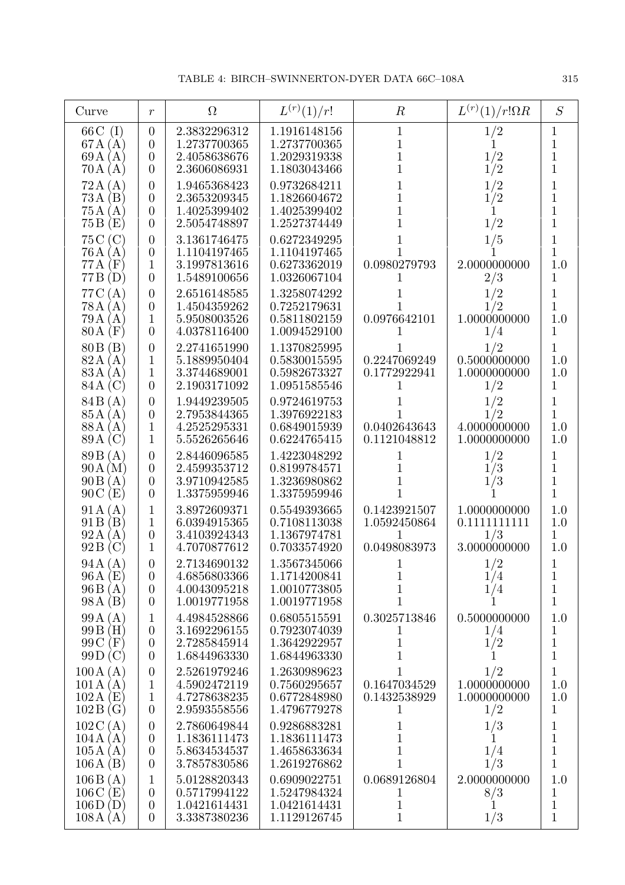| Curve | $r$ | $\Omega$ | $L^{(r)}(1)/r!$ | $R$ | $L^{(r)}(1)/r!\Omega R$ | $S$ |
|---|---|---|---|---|---|---|
| 66C (I) | 0 | 2.3832296312 | 1.1916148156 | 1 | 1/2 | 1 |
| 67A (A) | 0 | 1.2737700365 | 1.2737700365 | 1 | 1 | 1 |
| 69A (A) | 0 | 2.4058638676 | 1.2029319338 | 1 | 1/2 | 1 |
| 70A (A) | 0 | 2.3606086931 | 1.1803043466 | 1 | 1/2 | 1 |
| 72A (A) | 0 | 1.9465368423 | 0.9732684211 | 1 | 1/2 | 1 |
| 73A (B) | 0 | 2.3653209345 | 1.1826604672 | 1 | 1/2 | 1 |
| 75A (A) | 0 | 1.4025399402 | 1.4025399402 | 1 | 1 | 1 |
| 75B (E) | 0 | 2.5054748897 | 1.2527374449 | 1 | 1/2 | 1 |
| 75C (C) | 0 | 3.1361746475 | 0.6272349295 | 1 | 1/5 | 1 |
| 76A (A) | 0 | 1.1104197465 | 1.1104197465 | 1 | 1 | 1 |
| 77A (F) | 1 | 3.1997813616 | 0.6273362019 | 0.0980279793 | 2.0000000000 | 1.0 |
| 77B (D) | 0 | 1.5489100656 | 1.0326067104 | 1 | 2/3 | 1 |
| 77C (A) | 0 | 2.6516148585 | 1.3258074292 | 1 | 1/2 | 1 |
| 78A (A) | 0 | 1.4504359262 | 0.7252179631 | 1 | 1/2 | 1 |
| 79A (A) | 1 | 5.9508003526 | 0.5811802159 | 0.0976642101 | 1.0000000000 | 1.0 |
| 80A (F) | 0 | 4.0378116400 | 1.0094529100 | 1 | 1/4 | 1 |
| 80B (B) | 0 | 2.2741651990 | 1.1370825995 | 1 | 1/2 | 1 |
| 82A (A) | 1 | 5.1889950404 | 0.5830015595 | 0.2247069249 | 0.5000000000 | 1.0 |
| 83A (A) | 1 | 3.3744689001 | 0.5982673327 | 0.1772922941 | 1.0000000000 | 1.0 |
| 84A (C) | 0 | 2.1903171092 | 1.0951585546 | 1 | 1/2 | 1 |
| 84B (A) | 0 | 1.9449239505 | 0.9724619753 | 1 | 1/2 | 1 |
| 85A (A) | 0 | 2.7953844365 | 1.3976922183 | 1 | 1/2 | 1 |
| 88A (A) | 1 | 4.2525295331 | 0.6849015939 | 0.0402643643 | 4.0000000000 | 1.0 |
| 89A (C) | 1 | 5.5526265646 | 0.6224765415 | 0.1121048812 | 1.0000000000 | 1.0 |
| 89B (A) | 0 | 2.8446096585 | 1.4223048292 | 1 | 1/2 | 1 |
| 90A (M) | 0 | 2.4599353712 | 0.8199784571 | 1 | 1/3 | 1 |
| 90B (A) | 0 | 3.9710942585 | 1.3236980862 | 1 | 1/3 | 1 |
| 90C (E) | 0 | 1.3375959946 | 1.3375959946 | 1 | 1 | 1 |
| 91A (A) | 1 | 3.8972609371 | 0.5549393665 | 0.1423921507 | 1.0000000000 | 1.0 |
| 91B (B) | 1 | 6.0394915365 | 0.7108113038 | 1.0592450864 | 0.1111111111 | 1.0 |
| 92A (A) | 0 | 3.4103924343 | 1.1367974781 | 1 | 1/3 | 1 |
| 92B (C) | 1 | 4.7070877612 | 0.7033574920 | 0.0498083973 | 3.0000000000 | 1.0 |
| 94A (A) | 0 | 2.7134690132 | 1.3567345066 | 1 | 1/2 | 1 |
| 96A (E) | 0 | 4.6856803366 | 1.1714200841 | 1 | 1/4 | 1 |
| 96B (A) | 0 | 4.0043095218 | 1.0010773805 | 1 | 1/4 | 1 |
| 98A (B) | 0 | 1.0019771958 | 1.0019771958 | 1 | 1 | 1 |
| 99A (A) | 1 | 4.4984528866 | 0.6805515591 | 0.3025713846 | 0.5000000000 | 1.0 |
| 99B (H) | 0 | 3.1692296155 | 0.7923074039 | 1 | 1/4 | 1 |
| 99C (F) | 0 | 2.7285845914 | 1.3642922957 | 1 | 1/2 | 1 |
| 99D (C) | 0 | 1.6844963330 | 1.6844963330 | 1 | 1 | 1 |
| 100A (A) | 0 | 2.5261979246 | 1.2630989623 | 1 | 1/2 | 1 |
| 101A (A) | 1 | 4.5902472119 | 0.7560295657 | 0.1647034529 | 1.0000000000 | 1.0 |
| 102A (E) | 1 | 4.7278638235 | 0.6772848980 | 0.1432538929 | 1.0000000000 | 1.0 |
| 102B (G) | 0 | 2.9593558556 | 1.4796779278 | 1 | 1/2 | 1 |
| 102C (A) | 0 | 2.7860649844 | 0.9286883281 | 1 | 1/3 | 1 |
| 104A (A) | 0 | 1.1836111473 | 1.1836111473 | 1 | 1 | 1 |
| 105A (A) | 0 | 5.8634534537 | 1.4658633634 | 1 | 1/4 | 1 |
| 106A (B) | 0 | 3.7857830586 | 1.2619276862 | 1 | 1/3 | 1 |
| 106B (A) | 1 | 5.0128820343 | 0.6909022751 | 0.0689126804 | 2.0000000000 | 1.0 |
| 106C (E) | 0 | 0.5717994122 | 1.5247984324 | 1 | 8/3 | 1 |
| 106D (D) | 0 | 1.0421614431 | 1.0421614431 | 1 | 1 | 1 |
| 108A (A) | 0 | 3.3387380236 | 1.1129126745 | 1 | 1/3 | 1 |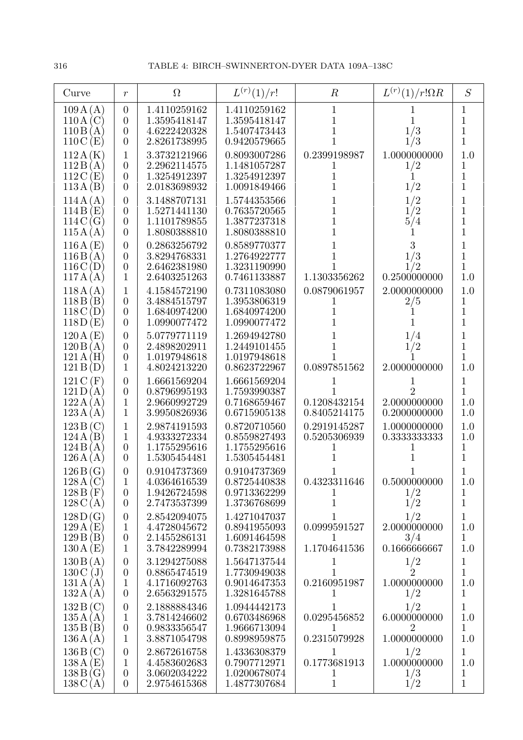| Curve | $r$ | $\Omega$ | $L^{(r)}(1)/r!$ | $R$ | $L^{(r)}(1)/r!\Omega R$ | $S$ |
|---|---|---|---|---|---|---|
| 109 A (A) | 0 | 1.4110259162 | 1.4110259162 | 1 | 1 | 1 |
| 110 A (C) | 0 | 1.3595418147 | 1.3595418147 | 1 | 1 | 1 |
| 110 B (A) | 0 | 4.6222420328 | 1.5407473443 | 1 | 1/3 | 1 |
| 110 C (E) | 0 | 2.8261738995 | 0.9420579665 | 1 | 1/3 | 1 |
| 112 A (K) | 1 | 3.3732121966 | 0.8093007286 | 0.2399198987 | 1.0000000000 | 1.0 |
| 112 B (A) | 0 | 2.2962114575 | 1.1481057287 | 1 | 1/2 | 1 |
| 112 C (E) | 0 | 1.3254912397 | 1.3254912397 | 1 | 1 | 1 |
| 113 A (B) | 0 | 2.0183698932 | 1.0091849466 | 1 | 1/2 | 1 |
| 114 A (A) | 0 | 3.1488707131 | 1.5744353566 | 1 | 1/2 | 1 |
| 114 B (E) | 0 | 1.5271441130 | 0.7635720565 | 1 | 1/2 | 1 |
| 114 C (G) | 0 | 1.1101789855 | 1.3877237318 | 1 | 5/4 | 1 |
| 115 A (A) | 0 | 1.8080388810 | 1.8080388810 | 1 | 1 | 1 |
| 116 A (E) | 0 | 0.2863256792 | 0.8589770377 | 1 | 3 | 1 |
| 116 B (A) | 0 | 3.8294768331 | 1.2764922777 | 1 | 1/3 | 1 |
| 116 C (D) | 0 | 2.6462381980 | 1.3231190990 | 1 | 1/2 | 1 |
| 117 A (A) | 1 | 2.6403251263 | 0.7461133887 | 1.1303356262 | 0.2500000000 | 1.0 |
| 118 A (A) | 1 | 4.1584572190 | 0.7311083080 | 0.0879061957 | 2.0000000000 | 1.0 |
| 118 B (B) | 0 | 3.4884515797 | 1.3953806319 | 1 | 2/5 | 1 |
| 118 C (D) | 0 | 1.6840974200 | 1.6840974200 | 1 | 1 | 1 |
| 118 D (E) | 0 | 1.0990077472 | 1.0990077472 | 1 | 1 | 1 |
| 120 A (E) | 0 | 5.0779771119 | 1.2694942780 | 1 | 1/4 | 1 |
| 120 B (A) | 0 | 2.4898202911 | 1.2449101455 | 1 | 1/2 | 1 |
| 121 A (H) | 0 | 1.0197948618 | 1.0197948618 | 1 | 1 | 1 |
| 121 B (D) | 1 | 4.8024213220 | 0.8623722967 | 0.0897851562 | 2.0000000000 | 1.0 |
| 121 C (F) | 0 | 1.6661569204 | 1.6661569204 | 1 | 1 | 1 |
| 121 D (A) | 0 | 0.8796995193 | 1.7593990387 | 1 | 2 | 1 |
| 122 A (A) | 1 | 2.9660992729 | 0.7168659467 | 0.1208432154 | 2.0000000000 | 1.0 |
| 123 A (A) | 1 | 3.9950826936 | 0.6715905138 | 0.8405214175 | 0.2000000000 | 1.0 |
| 123 B (C) | 1 | 2.9874191593 | 0.8720710560 | 0.2919145287 | 1.0000000000 | 1.0 |
| 124 A (B) | 1 | 4.9333272334 | 0.8559827493 | 0.5205306939 | 0.3333333333 | 1.0 |
| 124 B (A) | 0 | 1.1755295616 | 1.1755295616 | 1 | 1 | 1 |
| 126 A (A) | 0 | 1.5305454481 | 1.5305454481 | 1 | 1 | 1 |
| 126 B (G) | 0 | 0.9104737369 | 0.9104737369 | 1 | 1 | 1 |
| 128 A (C) | 1 | 4.0364616539 | 0.8725440838 | 0.4323311646 | 0.5000000000 | 1.0 |
| 128 B (F) | 0 | 1.9426724598 | 0.9713362299 | 1 | 1/2 | 1 |
| 128 C (A) | 0 | 2.7473537399 | 1.3736768699 | 1 | 1/2 | 1 |
| 128 D (G) | 0 | 2.8542094075 | 1.4271047037 | 1 | 1/2 | 1 |
| 129 A (E) | 1 | 4.4728045672 | 0.8941955093 | 0.0999591527 | 2.0000000000 | 1.0 |
| 129 B (B) | 0 | 2.1455286131 | 1.6091464598 | 1 | 3/4 | 1 |
| 130 A (E) | 1 | 3.7842289994 | 0.7382173988 | 1.1704641536 | 0.1666666667 | 1.0 |
| 130 B (A) | 0 | 3.1294275088 | 1.5647137544 | 1 | 1/2 | 1 |
| 130 C (J) | 0 | 0.8865474519 | 1.7730949038 | 1 | 2 | 1 |
| 131 A (A) | 1 | 4.1716092763 | 0.9014647353 | 0.2160951987 | 1.0000000000 | 1.0 |
| 132 A (A) | 0 | 2.6563291575 | 1.3281645788 | 1 | 1/2 | 1 |
| 132 B (C) | 0 | 2.1888884346 | 1.0944442173 | 1 | 1/2 | 1 |
| 135 A (A) | 1 | 3.7814246602 | 0.6703486968 | 0.0295456852 | 6.0000000000 | 1.0 |
| 135 B (B) | 0 | 0.9833356547 | 1.9666713094 | 1 | 2 | 1 |
| 136 A (A) | 1 | 3.8871054798 | 0.8998959875 | 0.2315079928 | 1.0000000000 | 1.0 |
| 136 B (C) | 0 | 2.8672616758 | 1.4336308379 | 1 | 1/2 | 1 |
| 138 A (E) | 1 | 4.4583602683 | 0.7907712971 | 0.1773681913 | 1.0000000000 | 1.0 |
| 138 B (G) | 0 | 3.0602034222 | 1.0200678074 | 1 | 1/3 | 1 |
| 138 C (A) | 0 | 2.9754615368 | 1.4877307684 | 1 | 1/2 | 1 |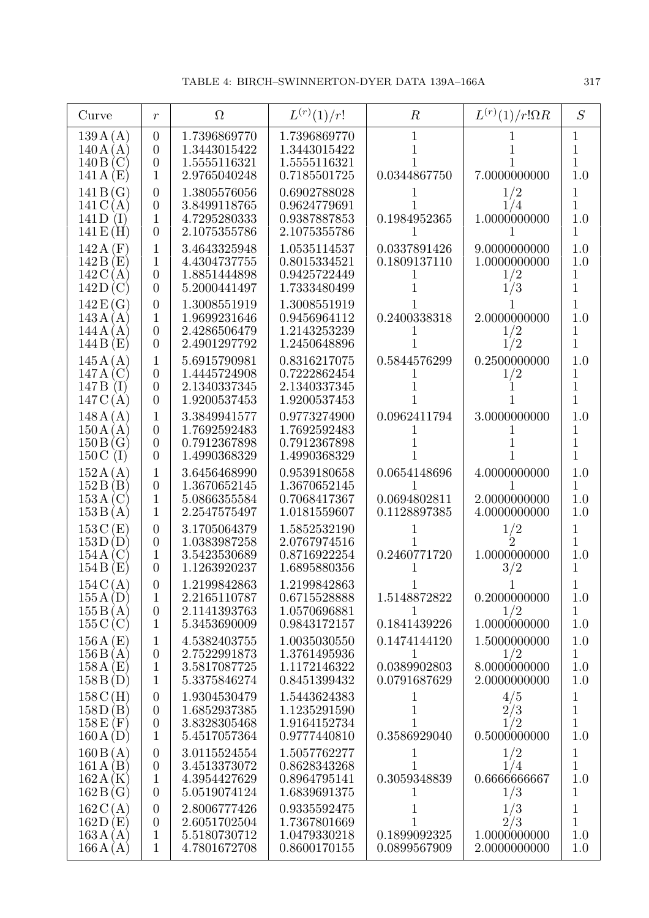| Curve | $r$ | $\Omega$ | $L^{(r)}(1)/r!$ | $R$ | $L^{(r)}(1)/r!\Omega R$ | $S$ |
|---|---|---|---|---|---|---|
| 139 A (A) | 0 | 1.7396869770 | 1.7396869770 | 1 | 1 | 1 |
| 140 A (A) | 0 | 1.3443015422 | 1.3443015422 | 1 | 1 | 1 |
| 140 B (C) | 0 | 1.5555116321 | 1.5555116321 | 1 | 1 | 1 |
| 141 A (E) | 1 | 2.9765040248 | 0.7185501725 | 0.0344867750 | 7.0000000000 | 1.0 |
| 141 B (G) | 0 | 1.3805576056 | 0.6902788028 | 1 | $1/2$ | 1 |
| 141 C (A) | 0 | 3.8499118765 | 0.9624779691 | 1 | $1/4$ | 1 |
| 141 D (I) | 1 | 4.7295280333 | 0.9387887853 | 0.1984952365 | 1.0000000000 | 1.0 |
| 141 E (H) | 0 | 2.1075355786 | 2.1075355786 | 1 | 1 | 1 |
| 142 A (F) | 1 | 3.4643325948 | 1.0535114537 | 0.0337891426 | 9.0000000000 | 1.0 |
| 142 B (E) | 1 | 4.4304737755 | 0.8015334521 | 0.1809137110 | 1.0000000000 | 1.0 |
| 142 C (A) | 0 | 1.8851444898 | 0.9425722449 | 1 | $1/2$ | 1 |
| 142 D (C) | 0 | 5.2000441497 | 1.7333480499 | 1 | $1/3$ | 1 |
| 142 E (G) | 0 | 1.3008551919 | 1.3008551919 | 1 | 1 | 1 |
| 143 A (A) | 1 | 1.9699231646 | 0.9456964112 | 0.2400338318 | 2.0000000000 | 1.0 |
| 144 A (A) | 0 | 2.4286506479 | 1.2143253239 | 1 | $1/2$ | 1 |
| 144 B (E) | 0 | 2.4901297792 | 1.2450648896 | 1 | $1/2$ | 1 |
| 145 A (A) | 1 | 5.6915790981 | 0.8316217075 | 0.5844576299 | 0.2500000000 | 1.0 |
| 147 A (C) | 0 | 1.4445724908 | 0.7222862454 | 1 | $1/2$ | 1 |
| 147 B (I) | 0 | 2.1340337345 | 2.1340337345 | 1 | 1 | 1 |
| 147 C (A) | 0 | 1.9200537453 | 1.9200537453 | 1 | 1 | 1 |
| 148 A (A) | 1 | 3.3849941577 | 0.9773274900 | 0.0962411794 | 3.0000000000 | 1.0 |
| 150 A (A) | 0 | 1.7692592483 | 1.7692592483 | 1 | 1 | 1 |
| 150 B (G) | 0 | 0.7912367898 | 0.7912367898 | 1 | 1 | 1 |
| 150 C (I) | 0 | 1.4990368329 | 1.4990368329 | 1 | 1 | 1 |
| 152 A (A) | 1 | 3.6456468990 | 0.9539180658 | 0.0654148696 | 4.0000000000 | 1.0 |
| 152 B (B) | 0 | 1.3670652145 | 1.3670652145 | 1 | 1 | 1 |
| 153 A (C) | 1 | 5.0866355584 | 0.7068417367 | 0.0694802811 | 2.0000000000 | 1.0 |
| 153 B (A) | 1 | 2.2547575497 | 1.0181559607 | 0.1128897385 | 4.0000000000 | 1.0 |
| 153 C (E) | 0 | 3.1705064379 | 1.5852532190 | 1 | $1/2$ | 1 |
| 153 D (D) | 0 | 1.0383987258 | 2.0767974516 | 1 | 2 | 1 |
| 154 A (C) | 1 | 3.5423530689 | 0.8716922254 | 0.2460771720 | 1.0000000000 | 1.0 |
| 154 B (E) | 0 | 1.1263920237 | 1.6895880356 | 1 | $3/2$ | 1 |
| 154 C (A) | 0 | 1.2199842863 | 1.2199842863 | 1 | 1 | 1 |
| 155 A (D) | 1 | 2.2165110787 | 0.6715528888 | 1.5148872822 | 0.2000000000 | 1.0 |
| 155 B (A) | 0 | 2.1141393763 | 1.0570696881 | 1 | $1/2$ | 1 |
| 155 C (C) | 1 | 5.3453690009 | 0.9843172157 | 0.1841439226 | 1.0000000000 | 1.0 |
| 156 A (E) | 1 | 4.5382403755 | 1.0035030550 | 0.1474144120 | 1.5000000000 | 1.0 |
| 156 B (A) | 0 | 2.7522991873 | 1.3761495936 | 1 | $1/2$ | 1 |
| 158 A (E) | 1 | 3.5817087725 | 1.1172146322 | 0.0389902803 | 8.0000000000 | 1.0 |
| 158 B (D) | 1 | 5.3375846274 | 0.8451399432 | 0.0791687629 | 2.0000000000 | 1.0 |
| 158 C (H) | 0 | 1.9304530479 | 1.5443624383 | 1 | $4/5$ | 1 |
| 158 D (B) | 0 | 1.6852937385 | 1.1235291590 | 1 | $2/3$ | 1 |
| 158 E (F) | 0 | 3.8328305468 | 1.9164152734 | 1 | $1/2$ | 1 |
| 160 A (D) | 1 | 5.4517057364 | 0.9777440810 | 0.3586929040 | 0.5000000000 | 1.0 |
| 160 B (A) | 0 | 3.0115524554 | 1.5057762277 | 1 | $1/2$ | 1 |
| 161 A (B) | 0 | 3.4513373072 | 0.8628343268 | 1 | $1/4$ | 1 |
| 162 A (K) | 1 | 4.3954427629 | 0.8964795141 | 0.3059348839 | 0.6666666667 | 1.0 |
| 162 B (G) | 0 | 5.0519074124 | 1.6839691375 | 1 | $1/3$ | 1 |
| 162 C (A) | 0 | 2.8006777426 | 0.9335592475 | 1 | $1/3$ | 1 |
| 162 D (E) | 0 | 2.6051702504 | 1.7367801669 | 1 | $2/3$ | 1 |
| 163 A (A) | 1 | 5.5180730712 | 1.0479330218 | 0.1899092325 | 1.0000000000 | 1.0 |
| 166 A (A) | 1 | 4.7801672708 | 0.8600170155 | 0.0899567909 | 2.0000000000 | 1.0 |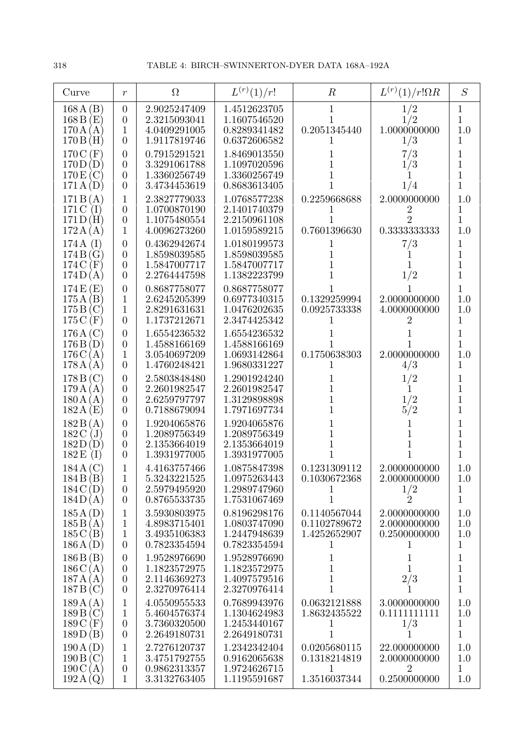| Curve | $r$ | $\Omega$ | $L^{(r)}(1)/r!$ | $R$ | $L^{(r)}(1)/r!\Omega R$ | $S$ |
|---|---|---|---|---|---|---|
| 168 A (B) | 0 | 2.9025247409 | 1.4512623705 | 1 | $1/2$ | 1 |
| 168 B (E) | 0 | 2.3215093041 | 1.1607546520 | 1 | $1/2$ | 1 |
| 170 A (A) | 1 | 4.0409291005 | 0.8289341482 | 0.2051345440 | 1.0000000000 | 1.0 |
| 170 B (H) | 0 | 1.9117819746 | 0.6372606582 | 1 | $1/3$ | 1 |
| 170 C (F) | 0 | 0.7915291521 | 1.8469013550 | 1 | $7/3$ | 1 |
| 170 D (D) | 0 | 3.3291061788 | 1.1097020596 | 1 | $1/3$ | 1 |
| 170 E (C) | 0 | 1.3360256749 | 1.3360256749 | 1 | 1 | 1 |
| 171 A (D) | 0 | 3.4734453619 | 0.8683613405 | 1 | $1/4$ | 1 |
| 171 B (A) | 1 | 2.3827779033 | 1.0768577238 | 0.2259668688 | 2.0000000000 | 1.0 |
| 171 C (I) | 0 | 1.0700870190 | 2.1401740379 | 1 | 2 | 1 |
| 171 D (H) | 0 | 1.1075480554 | 2.2150961108 | 1 | 2 | 1 |
| 172 A (A) | 1 | 4.0096273260 | 1.0159589215 | 0.7601396630 | 0.3333333333 | 1.0 |
| 174 A (I) | 0 | 0.4362942674 | 1.0180199573 | 1 | $7/3$ | 1 |
| 174 B (G) | 0 | 1.8598039585 | 1.8598039585 | 1 | 1 | 1 |
| 174 C (F) | 0 | 1.5847007717 | 1.5847007717 | 1 | 1 | 1 |
| 174 D (A) | 0 | 2.2764447598 | 1.1382223799 | 1 | $1/2$ | 1 |
| 174 E (E) | 0 | 0.8687758077 | 0.8687758077 | 1 | 1 | 1 |
| 175 A (B) | 1 | 2.6245205399 | 0.6977340315 | 0.1329259994 | 2.0000000000 | 1.0 |
| 175 B (C) | 1 | 2.8291631631 | 1.0476202635 | 0.0925733338 | 4.0000000000 | 1.0 |
| 175 C (F) | 0 | 1.1737212671 | 2.3474425342 | 1 | 2 | 1 |
| 176 A (C) | 0 | 1.6554236532 | 1.6554236532 | 1 | 1 | 1 |
| 176 B (D) | 0 | 1.4588166169 | 1.4588166169 | 1 | 1 | 1 |
| 176 C (A) | 1 | 3.0540697209 | 1.0693142864 | 0.1750638303 | 2.0000000000 | 1.0 |
| 178 A (A) | 0 | 1.4760248421 | 1.9680331227 | 1 | $4/3$ | 1 |
| 178 B (C) | 0 | 2.5803848480 | 1.2901924240 | 1 | $1/2$ | 1 |
| 179 A (A) | 0 | 2.2601982547 | 2.2601982547 | 1 | 1 | 1 |
| 180 A (A) | 0 | 2.6259797797 | 1.3129898898 | 1 | $1/2$ | 1 |
| 182 A (E) | 0 | 0.7188679094 | 1.7971697734 | 1 | $5/2$ | 1 |
| 182 B (A) | 0 | 1.9204065876 | 1.9204065876 | 1 | 1 | 1 |
| 182 C (J) | 0 | 1.2089756349 | 1.2089756349 | 1 | 1 | 1 |
| 182 D (D) | 0 | 2.1353664019 | 2.1353664019 | 1 | 1 | 1 |
| 182 E (I) | 0 | 1.3931977005 | 1.3931977005 | 1 | 1 | 1 |
| 184 A (C) | 1 | 4.4163757466 | 1.0875847398 | 0.1231309112 | 2.0000000000 | 1.0 |
| 184 B (B) | 1 | 5.3243221525 | 1.0975263443 | 0.1030672368 | 2.0000000000 | 1.0 |
| 184 C (D) | 0 | 2.5979495920 | 1.2989747960 | 1 | $1/2$ | 1 |
| 184 D (A) | 0 | 0.8765533735 | 1.7531067469 | 1 | 2 | 1 |
| 185 A (D) | 1 | 3.5930803975 | 0.8196298176 | 0.1140567044 | 2.0000000000 | 1.0 |
| 185 B (A) | 1 | 4.8983715401 | 1.0803747090 | 0.1102789672 | 2.0000000000 | 1.0 |
| 185 C (B) | 1 | 3.4935106383 | 1.2447948639 | 1.4252652907 | 0.2500000000 | 1.0 |
| 186 A (D) | 0 | 0.7823354594 | 0.7823354594 | 1 | 1 | 1 |
| 186 B (B) | 0 | 1.9528976690 | 1.9528976690 | 1 | 1 | 1 |
| 186 C (A) | 0 | 1.1823572975 | 1.1823572975 | 1 | 1 | 1 |
| 187 A (A) | 0 | 2.1146369273 | 1.4097579516 | 1 | $2/3$ | 1 |
| 187 B (C) | 0 | 2.3270976414 | 2.3270976414 | 1 | 1 | 1 |
| 189 A (A) | 1 | 4.0550955533 | 0.7689943976 | 0.0632121888 | 3.0000000000 | 1.0 |
| 189 B (C) | 1 | 5.4604576374 | 1.1304624983 | 1.8632435522 | 0.1111111111 | 1.0 |
| 189 C (F) | 0 | 3.7360320500 | 1.2453440167 | 1 | $1/3$ | 1 |
| 189 D (B) | 0 | 2.2649180731 | 2.2649180731 | 1 | 1 | 1 |
| 190 A (D) | 1 | 2.7276120737 | 1.2342342404 | 0.0205680115 | 22.000000000 | 1.0 |
| 190 B (C) | 1 | 3.4751792755 | 0.9162065638 | 0.1318214819 | 2.0000000000 | 1.0 |
| 190 C (A) | 0 | 0.9862313357 | 1.9724626715 | 1 | 2 | 1 |
| 192 A (Q) | 1 | 3.3132763405 | 1.1195591687 | 1.3516037344 | 0.2500000000 | 1.0 |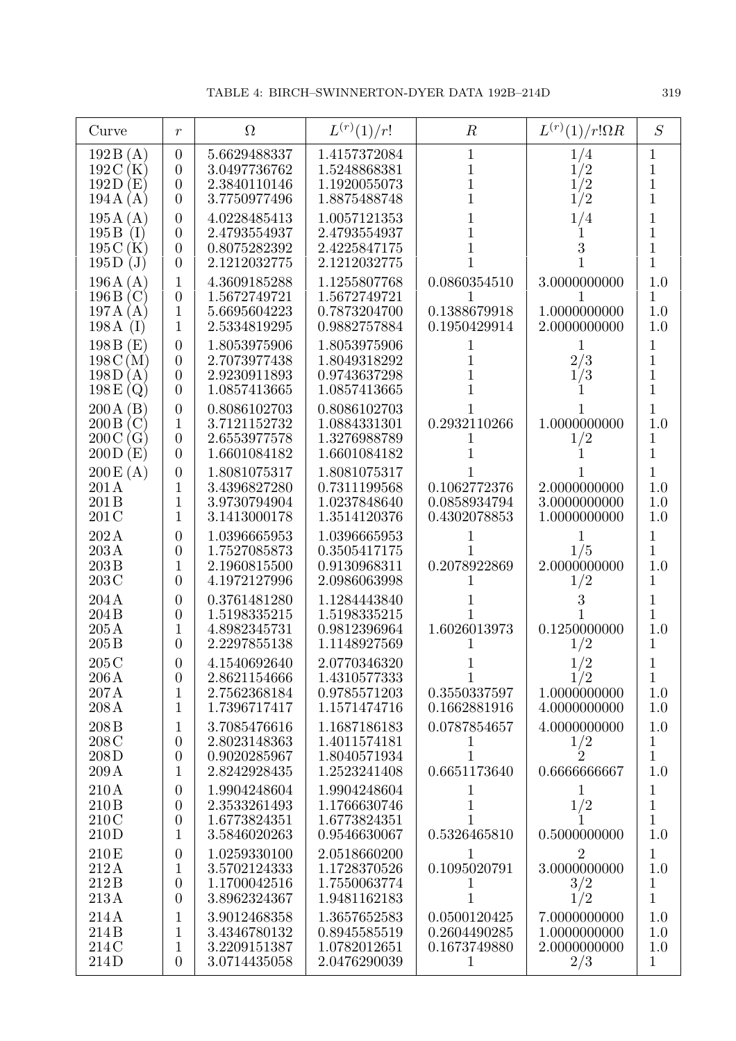| Curve | $r$ | $\Omega$ | $L^{(r)}(1)/r!$ | $R$ | $L^{(r)}(1)/r!\Omega R$ | $S$ |
|---|---|---|---|---|---|---|
| 192 B (A) | 0 | 5.6629488337 | 1.4157372084 | 1 | 1/4 | 1 |
| 192 C (K) | 0 | 3.0497736762 | 1.5248868381 | 1 | 1/2 | 1 |
| 192 D (E) | 0 | 2.3840110146 | 1.1920055073 | 1 | 1/2 | 1 |
| 194 A (A) | 0 | 3.7750977496 | 1.8875488748 | 1 | 1/2 | 1 |
| 195 A (A) | 0 | 4.0228485413 | 1.0057121353 | 1 | 1/4 | 1 |
| 195 B (I) | 0 | 2.4793554937 | 2.4793554937 | 1 | 1 | 1 |
| 195 C (K) | 0 | 0.8075282392 | 2.4225847175 | 1 | 3 | 1 |
| 195 D (J) | 0 | 2.1212032775 | 2.1212032775 | 1 | 1 | 1 |
| 196 A (A) | 1 | 4.3609185288 | 1.1255807768 | 0.0860354510 | 3.0000000000 | 1.0 |
| 196 B (C) | 0 | 1.5672749721 | 1.5672749721 | 1 | 1 | 1 |
| 197 A (A) | 1 | 5.6695604223 | 0.7873204700 | 0.1388679918 | 1.0000000000 | 1.0 |
| 198 A (I) | 1 | 2.5334819295 | 0.9882757884 | 0.1950429914 | 2.0000000000 | 1.0 |
| 198 B (E) | 0 | 1.8053975906 | 1.8053975906 | 1 | 1 | 1 |
| 198 C (M) | 0 | 2.7073977438 | 1.8049318292 | 1 | 2/3 | 1 |
| 198 D (A) | 0 | 2.9230911893 | 0.9743637298 | 1 | 1/3 | 1 |
| 198 E (Q) | 0 | 1.0857413665 | 1.0857413665 | 1 | 1 | 1 |
| 200 A (B) | 0 | 0.8086102703 | 0.8086102703 | 1 | 1 | 1 |
| 200 B (C) | 1 | 3.7121152732 | 1.0884331301 | 0.2932110266 | 1.0000000000 | 1.0 |
| 200 C (G) | 0 | 2.6553977578 | 1.3276988789 | 1 | 1/2 | 1 |
| 200 D (E) | 0 | 1.6601084182 | 1.6601084182 | 1 | 1 | 1 |
| 200 E (A) | 0 | 1.8081075317 | 1.8081075317 | 1 | 1 | 1 |
| 201 A | 1 | 3.4396827280 | 0.7311199568 | 0.1062772376 | 2.0000000000 | 1.0 |
| 201 B | 1 | 3.9730794904 | 1.0237848640 | 0.0858934794 | 3.0000000000 | 1.0 |
| 201 C | 1 | 3.1413000178 | 1.3514120376 | 0.4302078853 | 1.0000000000 | 1.0 |
| 202 A | 0 | 1.0396665953 | 1.0396665953 | 1 | 1 | 1 |
| 203 A | 0 | 1.7527085873 | 0.3505417175 | 1 | 1/5 | 1 |
| 203 B | 1 | 2.1960815500 | 0.9130968311 | 0.2078922869 | 2.0000000000 | 1.0 |
| 203 C | 0 | 4.1972127996 | 2.0986063998 | 1 | 1/2 | 1 |
| 204 A | 0 | 0.3761481280 | 1.1284443840 | 1 | 3 | 1 |
| 204 B | 0 | 1.5198335215 | 1.5198335215 | 1 | 1 | 1 |
| 205 A | 1 | 4.8982345731 | 0.9812396964 | 1.6026013973 | 0.1250000000 | 1.0 |
| 205 B | 0 | 2.2297855138 | 1.1148927569 | 1 | 1/2 | 1 |
| 205 C | 0 | 4.1540692640 | 2.0770346320 | 1 | 1/2 | 1 |
| 206 A | 0 | 2.8621154666 | 1.4310577333 | 1 | 1/2 | 1 |
| 207 A | 1 | 2.7562368184 | 0.9785571203 | 0.3550337597 | 1.0000000000 | 1.0 |
| 208 A | 1 | 1.7396717417 | 1.1571474716 | 0.1662881916 | 4.0000000000 | 1.0 |
| 208 B | 1 | 3.7085476616 | 1.1687186183 | 0.0787854657 | 4.0000000000 | 1.0 |
| 208 C | 0 | 2.8023148363 | 1.4011574181 | 1 | 1/2 | 1 |
| 208 D | 0 | 0.9020285967 | 1.8040571934 | 1 | 2 | 1 |
| 209 A | 1 | 2.8242928435 | 1.2523241408 | 0.6651173640 | 0.6666666667 | 1.0 |
| 210 A | 0 | 1.9904248604 | 1.9904248604 | 1 | 1 | 1 |
| 210 B | 0 | 2.3533261493 | 1.1766630746 | 1 | 1/2 | 1 |
| 210 C | 0 | 1.6773824351 | 1.6773824351 | 1 | 1 | 1 |
| 210 D | 1 | 3.5846020263 | 0.9546630067 | 0.5326465810 | 0.5000000000 | 1.0 |
| 210 E | 0 | 1.0259330100 | 2.0518660200 | 1 | 2 | 1 |
| 212 A | 1 | 3.5702124333 | 1.1728370526 | 0.1095020791 | 3.0000000000 | 1.0 |
| 212 B | 0 | 1.1700042516 | 1.7550063774 | 1 | 3/2 | 1 |
| 213 A | 0 | 3.8962324367 | 1.9481162183 | 1 | 1/2 | 1 |
| 214 A | 1 | 3.9012468358 | 1.3657652583 | 0.0500120425 | 7.0000000000 | 1.0 |
| 214 B | 1 | 3.4346780132 | 0.8945585519 | 0.2604490285 | 1.0000000000 | 1.0 |
| 214 C | 1 | 3.2209151387 | 1.0782012651 | 0.1673749880 | 2.0000000000 | 1.0 |
| 214 D | 0 | 3.0714435058 | 2.0476290039 | 1 | 2/3 | 1 |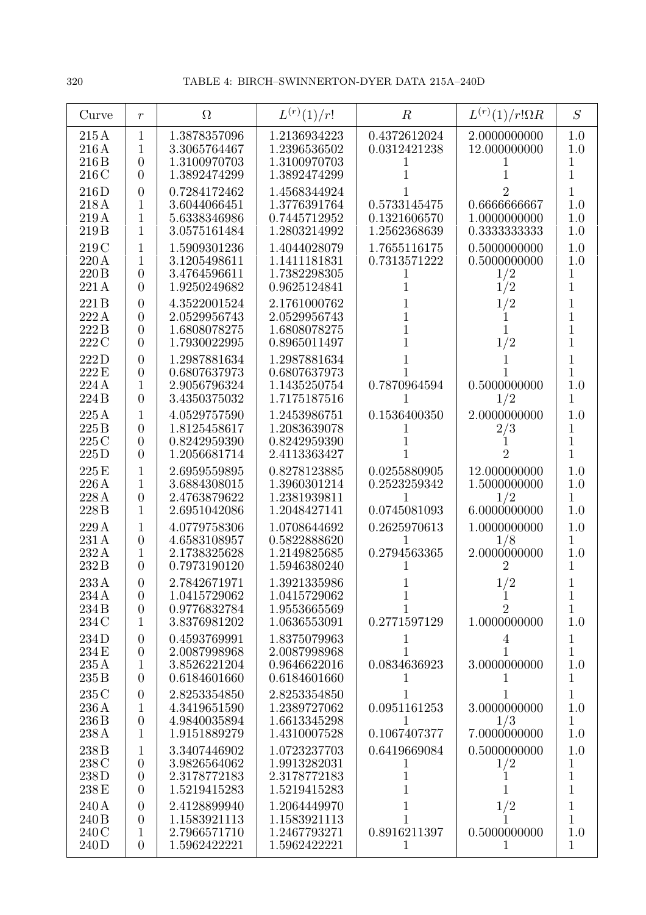| Curve | $r$ | $\Omega$ | $L^{(r)}(1)/r!$ | $R$ | $L^{(r)}(1)/r!\Omega R$ | $S$ |
|---|---|---|---|---|---|---|
| 215A | 1 | 1.3878357096 | 1.2136934223 | 0.4372612024 | 2.0000000000 | 1.0 |
| 216A | 1 | 3.3065764467 | 1.2396536502 | 0.0312421238 | 12.000000000 | 1.0 |
| 216B | 0 | 1.3100970703 | 1.3100970703 | 1 | 1 | 1 |
| 216C | 0 | 1.3892474299 | 1.3892474299 | 1 | 1 | 1 |
| 216D | 0 | 0.7284172462 | 1.4568344924 | 1 | 2 | 1 |
| 218A | 1 | 3.6044066451 | 1.3776391764 | 0.5733145475 | 0.6666666667 | 1.0 |
| 219A | 1 | 5.6338346986 | 0.7445712952 | 0.1321606570 | 1.0000000000 | 1.0 |
| 219B | 1 | 3.0575161484 | 1.2803214992 | 1.2562368639 | 0.3333333333 | 1.0 |
| 219C | 1 | 1.5909301236 | 1.4044028079 | 1.7655116175 | 0.5000000000 | 1.0 |
| 220A | 1 | 3.1205498611 | 1.1411181831 | 0.7313571222 | 0.5000000000 | 1.0 |
| 220B | 0 | 3.4764596611 | 1.7382298305 | 1 | $1/2$ | 1 |
| 221A | 0 | 1.9250249682 | 0.9625124841 | 1 | $1/2$ | 1 |
| 221B | 0 | 4.3522001524 | 2.1761000762 | 1 | $1/2$ | 1 |
| 222A | 0 | 2.0529956743 | 2.0529956743 | 1 | 1 | 1 |
| 222B | 0 | 1.6808078275 | 1.6808078275 | 1 | 1 | 1 |
| 222C | 0 | 1.7930022995 | 0.8965011497 | 1 | $1/2$ | 1 |
| 222D | 0 | 1.2987881634 | 1.2987881634 | 1 | 1 | 1 |
| 222E | 0 | 0.6807637973 | 0.6807637973 | 1 | 1 | 1 |
| 224A | 1 | 2.9056796324 | 1.1435250754 | 0.7870964594 | 0.5000000000 | 1.0 |
| 224B | 0 | 3.4350375032 | 1.7175187516 | 1 | $1/2$ | 1 |
| 225A | 1 | 4.0529757590 | 1.2453986751 | 0.1536400350 | 2.0000000000 | 1.0 |
| 225B | 0 | 1.8125458617 | 1.2083639078 | 1 | $2/3$ | 1 |
| 225C | 0 | 0.8242959390 | 0.8242959390 | 1 | 1 | 1 |
| 225D | 0 | 1.2056681714 | 2.4113363427 | 1 | 2 | 1 |
| 225E | 1 | 2.6959559895 | 0.8278123885 | 0.0255880905 | 12.000000000 | 1.0 |
| 226A | 1 | 3.6884308015 | 1.3960301214 | 0.2523259342 | 1.5000000000 | 1.0 |
| 228A | 0 | 2.4763879622 | 1.2381939811 | 1 | $1/2$ | 1 |
| 228B | 1 | 2.6951042086 | 1.2048427141 | 0.0745081093 | 6.0000000000 | 1.0 |
| 229A | 1 | 4.0779758306 | 1.0708644692 | 0.2625970613 | 1.0000000000 | 1.0 |
| 231A | 0 | 4.6583108957 | 0.5822888620 | 1 | $1/8$ | 1 |
| 232A | 1 | 2.1738325628 | 1.2149825685 | 0.2794563365 | 2.0000000000 | 1.0 |
| 232B | 0 | 0.7973190120 | 1.5946380240 | 1 | 2 | 1 |
| 233A | 0 | 2.7842671971 | 1.3921335986 | 1 | $1/2$ | 1 |
| 234A | 0 | 1.0415729062 | 1.0415729062 | 1 | 1 | 1 |
| 234B | 0 | 0.9776832784 | 1.9553665569 | 1 | 2 | 1 |
| 234C | 1 | 3.8376981202 | 1.0636553091 | 0.2771597129 | 1.0000000000 | 1.0 |
| 234D | 0 | 0.4593769991 | 1.8375079963 | 1 | 4 | 1 |
| 234E | 0 | 2.0087998968 | 2.0087998968 | 1 | 1 | 1 |
| 235A | 1 | 3.8526221204 | 0.9646622016 | 0.0834636923 | 3.0000000000 | 1.0 |
| 235B | 0 | 0.6184601660 | 0.6184601660 | 1 | 1 | 1 |
| 235C | 0 | 2.8253354850 | 2.8253354850 | 1 | 1 | 1 |
| 236A | 1 | 4.3419651590 | 1.2389727062 | 0.0951161253 | 3.0000000000 | 1.0 |
| 236B | 0 | 4.9840035894 | 1.6613345298 | 1 | $1/3$ | 1 |
| 238A | 1 | 1.9151889279 | 1.4310007528 | 0.1067407377 | 7.0000000000 | 1.0 |
| 238B | 1 | 3.3407446902 | 1.0723237703 | 0.6419669084 | 0.5000000000 | 1.0 |
| 238C | 0 | 3.9826564062 | 1.9913282031 | 1 | $1/2$ | 1 |
| 238D | 0 | 2.3178772183 | 2.3178772183 | 1 | 1 | 1 |
| 238E | 0 | 1.5219415283 | 1.5219415283 | 1 | 1 | 1 |
| 240A | 0 | 2.4128899940 | 1.2064449970 | 1 | $1/2$ | 1 |
| 240B | 0 | 1.1583921113 | 1.1583921113 | 1 | 1 | 1 |
| 240C | 1 | 2.7966571710 | 1.2467793271 | 0.8916211397 | 0.5000000000 | 1.0 |
| 240D | 0 | 1.5962422221 | 1.5962422221 | 1 | 1 | 1 |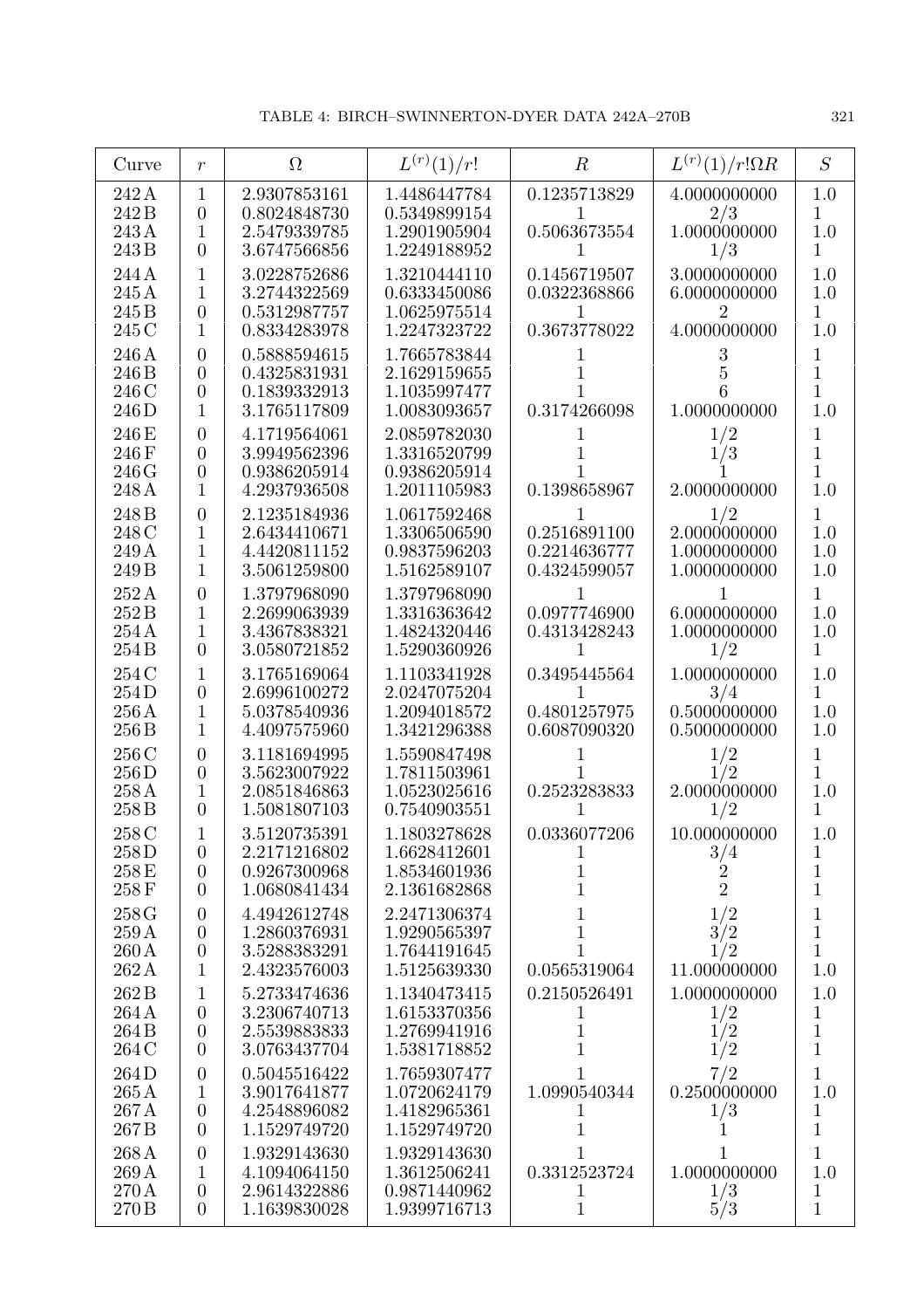| Curve | $r$ | $\Omega$ | $L^{(r)}(1)/r!$ | $R$ | $L^{(r)}(1)/r!\Omega R$ | $S$ |
|---|---|---|---|---|---|---|
| 242 A | 1 | 2.9307853161 | 1.4486447784 | 0.1235713829 | 4.0000000000 | 1.0 |
| 242 B | 0 | 0.8024848730 | 0.5349899154 | 1 | 2/3 | 1 |
| 243 A | 1 | 2.5479339785 | 1.2901905904 | 0.5063673554 | 1.0000000000 | 1.0 |
| 243 B | 0 | 3.6747566856 | 1.2249188952 | 1 | 1/3 | 1 |
| 244 A | 1 | 3.0228752686 | 1.3210444110 | 0.1456719507 | 3.0000000000 | 1.0 |
| 245 A | 1 | 3.2744322569 | 0.6333450086 | 0.0322368866 | 6.0000000000 | 1.0 |
| 245 B | 0 | 0.5312987757 | 1.0625975514 | 1 | 2 | 1 |
| 245 C | 1 | 0.8334283978 | 1.2247323722 | 0.3673778022 | 4.0000000000 | 1.0 |
| 246 A | 0 | 0.5888594615 | 1.7665783844 | 1 | 3 | 1 |
| 246 B | 0 | 0.4325831931 | 2.1629159655 | 1 | 5 | 1 |
| 246 C | 0 | 0.1839332913 | 1.1035997477 | 1 | 6 | 1 |
| 246 D | 1 | 3.1765117809 | 1.0083093657 | 0.3174266098 | 1.0000000000 | 1.0 |
| 246 E | 0 | 4.1719564061 | 2.0859782030 | 1 | 1/2 | 1 |
| 246 F | 0 | 3.9949562396 | 1.3316520799 | 1 | 1/3 | 1 |
| 246 G | 0 | 0.9386205914 | 0.9386205914 | 1 | 1 | 1 |
| 248 A | 1 | 4.2937936508 | 1.2011105983 | 0.1398658967 | 2.0000000000 | 1.0 |
| 248 B | 0 | 2.1235184936 | 1.0617592468 | 1 | 1/2 | 1 |
| 248 C | 1 | 2.6434410671 | 1.3306506590 | 0.2516891100 | 2.0000000000 | 1.0 |
| 249 A | 1 | 4.4420811152 | 0.9837596203 | 0.2214636777 | 1.0000000000 | 1.0 |
| 249 B | 1 | 3.5061259800 | 1.5162589107 | 0.4324599057 | 1.0000000000 | 1.0 |
| 252 A | 0 | 1.3797968090 | 1.3797968090 | 1 | 1 | 1 |
| 252 B | 1 | 2.2699063939 | 1.3316363642 | 0.0977746900 | 6.0000000000 | 1.0 |
| 254 A | 1 | 3.4367838321 | 1.4824320446 | 0.4313428243 | 1.0000000000 | 1.0 |
| 254 B | 0 | 3.0580721852 | 1.5290360926 | 1 | 1/2 | 1 |
| 254 C | 1 | 3.1765169064 | 1.1103341928 | 0.3495445564 | 1.0000000000 | 1.0 |
| 254 D | 0 | 2.6996100272 | 2.0247075204 | 1 | 3/4 | 1 |
| 256 A | 1 | 5.0378540936 | 1.2094018572 | 0.4801257975 | 0.5000000000 | 1.0 |
| 256 B | 1 | 4.4097575960 | 1.3421296388 | 0.6087090320 | 0.5000000000 | 1.0 |
| 256 C | 0 | 3.1181694995 | 1.5590847498 | 1 | 1/2 | 1 |
| 256 D | 0 | 3.5623007922 | 1.7811503961 | 1 | 1/2 | 1 |
| 258 A | 1 | 2.0851846863 | 1.0523025616 | 0.2523283833 | 2.0000000000 | 1.0 |
| 258 B | 0 | 1.5081807103 | 0.7540903551 | 1 | 1/2 | 1 |
| 258 C | 1 | 3.5120735391 | 1.1803278628 | 0.0336077206 | 10.000000000 | 1.0 |
| 258 D | 0 | 2.2171216802 | 1.6628412601 | 1 | 3/4 | 1 |
| 258 E | 0 | 0.9267300968 | 1.8534601936 | 1 | 2 | 1 |
| 258 F | 0 | 1.0680841434 | 2.1361682868 | 1 | 2 | 1 |
| 258 G | 0 | 4.4942612748 | 2.2471306374 | 1 | 1/2 | 1 |
| 259 A | 0 | 1.2860376931 | 1.9290565397 | 1 | 3/2 | 1 |
| 260 A | 0 | 3.5288383291 | 1.7644191645 | 1 | 1/2 | 1 |
| 262 A | 1 | 2.4323576003 | 1.5125639330 | 0.0565319064 | 11.000000000 | 1.0 |
| 262 B | 1 | 5.2733474636 | 1.1340473415 | 0.2150526491 | 1.0000000000 | 1.0 |
| 264 A | 0 | 3.2306740713 | 1.6153370356 | 1 | 1/2 | 1 |
| 264 B | 0 | 2.5539883833 | 1.2769941916 | 1 | 1/2 | 1 |
| 264 C | 0 | 3.0763437704 | 1.5381718852 | 1 | 1/2 | 1 |
| 264 D | 0 | 0.5045516422 | 1.7659307477 | 1 | 7/2 | 1 |
| 265 A | 1 | 3.9017641877 | 1.0720624179 | 1.0990540344 | 0.2500000000 | 1.0 |
| 267 A | 0 | 4.2548896082 | 1.4182965361 | 1 | 1/3 | 1 |
| 267 B | 0 | 1.1529749720 | 1.1529749720 | 1 | 1 | 1 |
| 268 A | 0 | 1.9329143630 | 1.9329143630 | 1 | 1 | 1 |
| 269 A | 1 | 4.1094064150 | 1.3612506241 | 0.3312523724 | 1.0000000000 | 1.0 |
| 270 A | 0 | 2.9614322886 | 0.9871440962 | 1 | 1/3 | 1 |
| 270 B | 0 | 1.1639830028 | 1.9399716713 | 1 | 5/3 | 1 |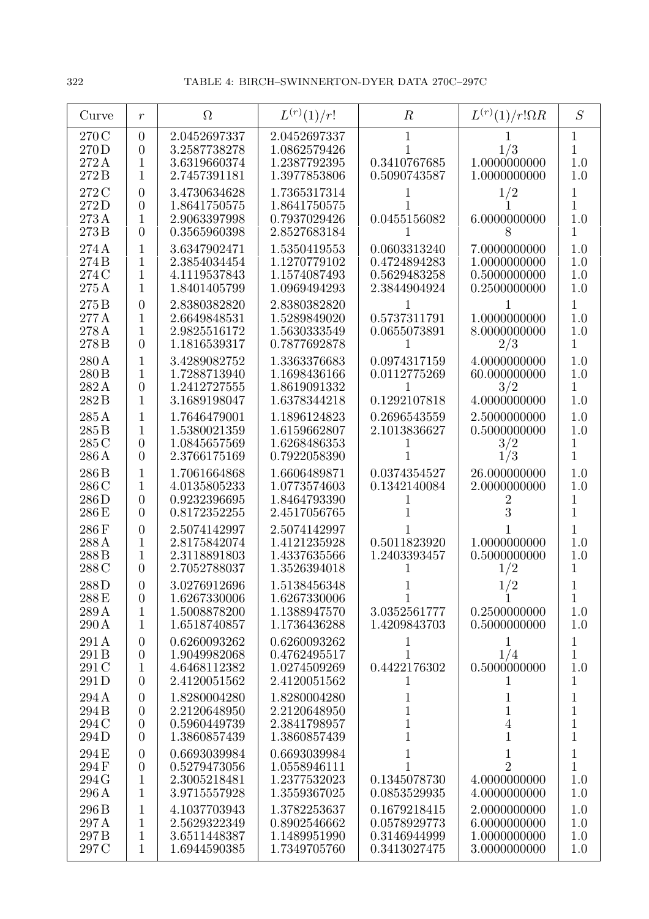| Curve | $r$ | $\Omega$ | $L^{(r)}(1)/r!$ | $R$ | $L^{(r)}(1)/r!\Omega R$ | $S$ |
|---|---|---|---|---|---|---|
| 270 C | 0 | 2.0452697337 | 2.0452697337 | 1 | 1 | 1 |
| 270 D | 0 | 3.2587738278 | 1.0862579426 | 1 | 1/3 | 1 |
| 272 A | 1 | 3.6319660374 | 1.2387792395 | 0.3410767685 | 1.0000000000 | 1.0 |
| 272 B | 1 | 2.7457391181 | 1.3977853806 | 0.5090743587 | 1.0000000000 | 1.0 |
| 272 C | 0 | 3.4730634628 | 1.7365317314 | 1 | 1/2 | 1 |
| 272 D | 0 | 1.8641750575 | 1.8641750575 | 1 | 1 | 1 |
| 273 A | 1 | 2.9063397998 | 0.7937029426 | 0.0455156082 | 6.0000000000 | 1.0 |
| 273 B | 0 | 0.3565960398 | 2.8527683184 | 1 | 8 | 1 |
| 274 A | 1 | 3.6347902471 | 1.5350419553 | 0.0603313240 | 7.0000000000 | 1.0 |
| 274 B | 1 | 2.3854034454 | 1.1270779102 | 0.4724894283 | 1.0000000000 | 1.0 |
| 274 C | 1 | 4.1119537843 | 1.1574087493 | 0.5629483258 | 0.5000000000 | 1.0 |
| 275 A | 1 | 1.8401405799 | 1.0969494293 | 2.3844904924 | 0.2500000000 | 1.0 |
| 275 B | 0 | 2.8380382820 | 2.8380382820 | 1 | 1 | 1 |
| 277 A | 1 | 2.6649848531 | 1.5289849020 | 0.5737311791 | 1.0000000000 | 1.0 |
| 278 A | 1 | 2.9825516172 | 1.5630333549 | 0.0655073891 | 8.0000000000 | 1.0 |
| 278 B | 0 | 1.1816539317 | 0.7877692878 | 1 | 2/3 | 1 |
| 280 A | 1 | 3.4289082752 | 1.3363376683 | 0.0974317159 | 4.0000000000 | 1.0 |
| 280 B | 1 | 1.7288713940 | 1.1698436166 | 0.0112775269 | 60.000000000 | 1.0 |
| 282 A | 0 | 1.2412727555 | 1.8619091332 | 1 | 3/2 | 1 |
| 282 B | 1 | 3.1689198047 | 1.6378344218 | 0.1292107818 | 4.0000000000 | 1.0 |
| 285 A | 1 | 1.7646479001 | 1.1896124823 | 0.2696543559 | 2.5000000000 | 1.0 |
| 285 B | 1 | 1.5380021359 | 1.6159662807 | 2.1013836627 | 0.5000000000 | 1.0 |
| 285 C | 0 | 1.0845657569 | 1.6268486353 | 1 | 3/2 | 1 |
| 286 A | 0 | 2.3766175169 | 0.7922058390 | 1 | 1/3 | 1 |
| 286 B | 1 | 1.7061664868 | 1.6606489871 | 0.0374354527 | 26.000000000 | 1.0 |
| 286 C | 1 | 4.0135805233 | 1.0773574603 | 0.1342140084 | 2.0000000000 | 1.0 |
| 286 D | 0 | 0.9232396695 | 1.8464793390 | 1 | 2 | 1 |
| 286 E | 0 | 0.8172352255 | 2.4517056765 | 1 | 3 | 1 |
| 286 F | 0 | 2.5074142997 | 2.5074142997 | 1 | 1 | 1 |
| 288 A | 1 | 2.8175842074 | 1.4121235928 | 0.5011823920 | 1.0000000000 | 1.0 |
| 288 B | 1 | 2.3118891803 | 1.4337635566 | 1.2403393457 | 0.5000000000 | 1.0 |
| 288 C | 0 | 2.7052788037 | 1.3526394018 | 1 | 1/2 | 1 |
| 288 D | 0 | 3.0276912696 | 1.5138456348 | 1 | 1/2 | 1 |
| 288 E | 0 | 1.6267330006 | 1.6267330006 | 1 | 1 | 1 |
| 289 A | 1 | 1.5008878200 | 1.1388947570 | 3.0352561777 | 0.2500000000 | 1.0 |
| 290 A | 1 | 1.6518740857 | 1.1736436288 | 1.4209843703 | 0.5000000000 | 1.0 |
| 291 A | 0 | 0.6260093262 | 0.6260093262 | 1 | 1 | 1 |
| 291 B | 0 | 1.9049982068 | 0.4762495517 | 1 | 1/4 | 1 |
| 291 C | 1 | 4.6468112382 | 1.0274509269 | 0.4422176302 | 0.5000000000 | 1.0 |
| 291 D | 0 | 2.4120051562 | 2.4120051562 | 1 | 1 | 1 |
| 294 A | 0 | 1.8280004280 | 1.8280004280 | 1 | 1 | 1 |
| 294 B | 0 | 2.2120648950 | 2.2120648950 | 1 | 1 | 1 |
| 294 C | 0 | 0.5960449739 | 2.3841798957 | 1 | 4 | 1 |
| 294 D | 0 | 1.3860857439 | 1.3860857439 | 1 | 1 | 1 |
| 294 E | 0 | 0.6693039984 | 0.6693039984 | 1 | 1 | 1 |
| 294 F | 0 | 0.5279473056 | 1.0558946111 | 1 | 2 | 1 |
| 294 G | 1 | 2.3005218481 | 1.2377532023 | 0.1345078730 | 4.0000000000 | 1.0 |
| 296 A | 1 | 3.9715557928 | 1.3559367025 | 0.0853529935 | 4.0000000000 | 1.0 |
| 296 B | 1 | 4.1037703943 | 1.3782253637 | 0.1679218415 | 2.0000000000 | 1.0 |
| 297 A | 1 | 2.5629322349 | 0.8902546662 | 0.0578929773 | 6.0000000000 | 1.0 |
| 297 B | 1 | 3.6511448387 | 1.1489951990 | 0.3146944999 | 1.0000000000 | 1.0 |
| 297 C | 1 | 1.6944590385 | 1.7349705760 | 0.3413027475 | 3.0000000000 | 1.0 |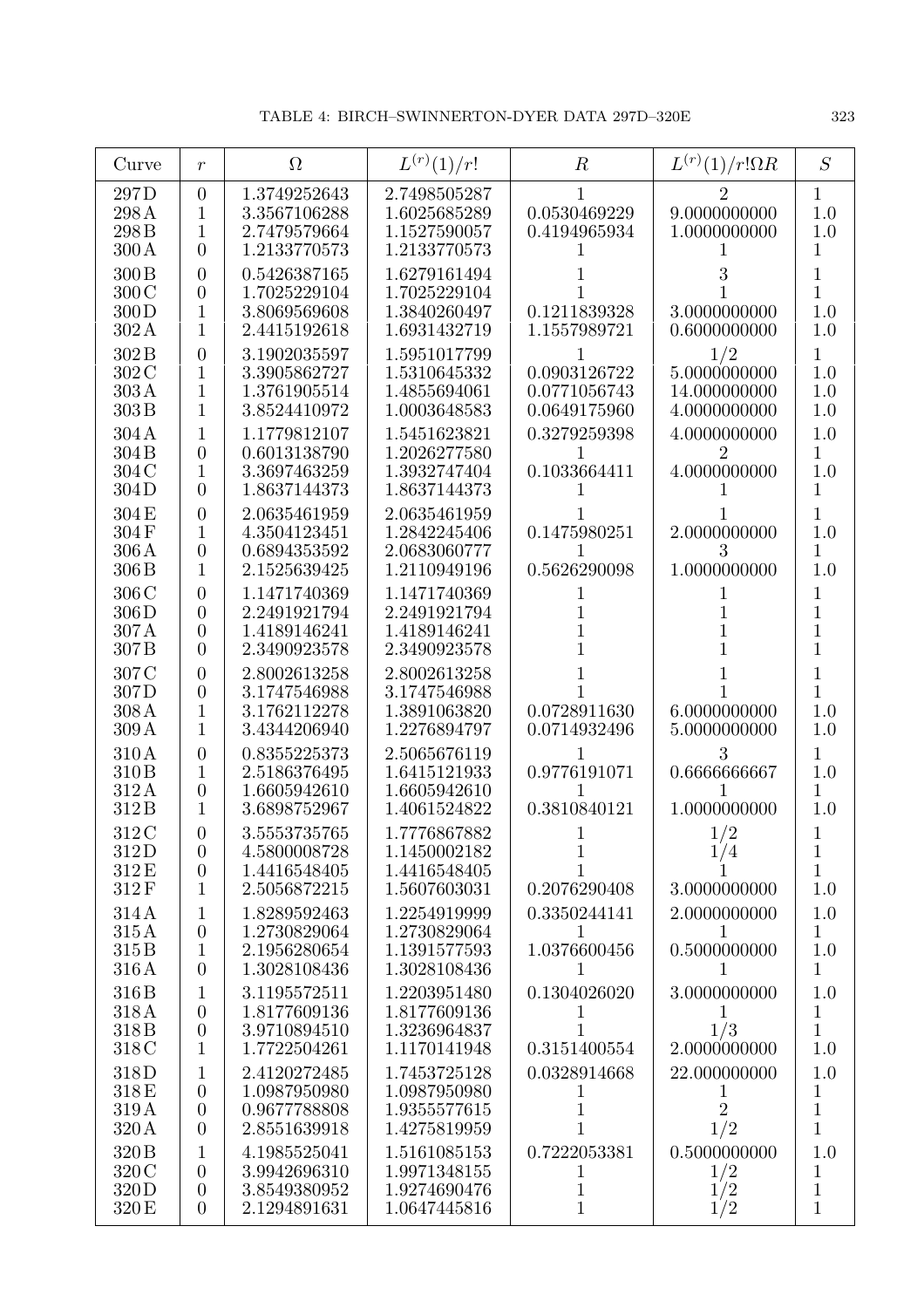| Curve | $r$ | $\Omega$ | $L^{(r)}(1)/r!$ | $R$ | $L^{(r)}(1)/r!\Omega R$ | $S$ |
|---|---|---|---|---|---|---|
| 297D | 0 | 1.3749252643 | 2.7498505287 | 1 | 2 | 1 |
| 298A | 1 | 3.3567106288 | 1.6025685289 | 0.0530469229 | 9.0000000000 | 1.0 |
| 298B | 1 | 2.7479579664 | 1.1527590057 | 0.4194965934 | 1.0000000000 | 1.0 |
| 300A | 0 | 1.2133770573 | 1.2133770573 | 1 | 1 | 1 |
| 300B | 0 | 0.5426387165 | 1.6279161494 | 1 | 3 | 1 |
| 300C | 0 | 1.7025229104 | 1.7025229104 | 1 | 1 | 1 |
| 300D | 1 | 3.8069569608 | 1.3840260497 | 0.1211839328 | 3.0000000000 | 1.0 |
| 302A | 1 | 2.4415192618 | 1.6931432719 | 1.1557989721 | 0.6000000000 | 1.0 |
| 302B | 0 | 3.1902035597 | 1.5951017799 | 1 | $1/2$ | 1 |
| 302C | 1 | 3.3905862727 | 1.5310645332 | 0.0903126722 | 5.0000000000 | 1.0 |
| 303A | 1 | 1.3761905514 | 1.4855694061 | 0.0771056743 | 14.000000000 | 1.0 |
| 303B | 1 | 3.8524410972 | 1.0003648583 | 0.0649175960 | 4.0000000000 | 1.0 |
| 304A | 1 | 1.1779812107 | 1.5451623821 | 0.3279259398 | 4.0000000000 | 1.0 |
| 304B | 0 | 0.6013138790 | 1.2026277580 | 1 | 2 | 1 |
| 304C | 1 | 3.3697463259 | 1.3932747404 | 0.1033664411 | 4.0000000000 | 1.0 |
| 304D | 0 | 1.8637144373 | 1.8637144373 | 1 | 1 | 1 |
| 304E | 0 | 2.0635461959 | 2.0635461959 | 1 | 1 | 1 |
| 304F | 1 | 4.3504123451 | 1.2842245406 | 0.1475980251 | 2.0000000000 | 1.0 |
| 306A | 0 | 0.6894353592 | 2.0683060777 | 1 | 3 | 1 |
| 306B | 1 | 2.1525639425 | 1.2110949196 | 0.5626290098 | 1.0000000000 | 1.0 |
| 306C | 0 | 1.1471740369 | 1.1471740369 | 1 | 1 | 1 |
| 306D | 0 | 2.2491921794 | 2.2491921794 | 1 | 1 | 1 |
| 307A | 0 | 1.4189146241 | 1.4189146241 | 1 | 1 | 1 |
| 307B | 0 | 2.3490923578 | 2.3490923578 | 1 | 1 | 1 |
| 307C | 0 | 2.8002613258 | 2.8002613258 | 1 | 1 | 1 |
| 307D | 0 | 3.1747546988 | 3.1747546988 | 1 | 1 | 1 |
| 308A | 1 | 3.1762112278 | 1.3891063820 | 0.0728911630 | 6.0000000000 | 1.0 |
| 309A | 1 | 3.4344206940 | 1.2276894797 | 0.0714932496 | 5.0000000000 | 1.0 |
| 310A | 0 | 0.8355225373 | 2.5065676119 | 1 | 3 | 1 |
| 310B | 1 | 2.5186376495 | 1.6415121933 | 0.9776191071 | 0.6666666667 | 1.0 |
| 312A | 0 | 1.6605942610 | 1.6605942610 | 1 | 1 | 1 |
| 312B | 1 | 3.6898752967 | 1.4061524822 | 0.3810840121 | 1.0000000000 | 1.0 |
| 312C | 0 | 3.5553735765 | 1.7776867882 | 1 | $1/2$ | 1 |
| 312D | 0 | 4.5800008728 | 1.1450002182 | 1 | $1/4$ | 1 |
| 312E | 0 | 1.4416548405 | 1.4416548405 | 1 | 1 | 1 |
| 312F | 1 | 2.5056872215 | 1.5607603031 | 0.2076290408 | 3.0000000000 | 1.0 |
| 314A | 1 | 1.8289592463 | 1.2254919999 | 0.3350244141 | 2.0000000000 | 1.0 |
| 315A | 0 | 1.2730829064 | 1.2730829064 | 1 | 1 | 1 |
| 315B | 1 | 2.1956280654 | 1.1391577593 | 1.0376600456 | 0.5000000000 | 1.0 |
| 316A | 0 | 1.3028108436 | 1.3028108436 | 1 | 1 | 1 |
| 316B | 1 | 3.1195572511 | 1.2203951480 | 0.1304026020 | 3.0000000000 | 1.0 |
| 318A | 0 | 1.8177609136 | 1.8177609136 | 1 | 1 | 1 |
| 318B | 0 | 3.9710894510 | 1.3236964837 | 1 | $1/3$ | 1 |
| 318C | 1 | 1.7722504261 | 1.1170141948 | 0.3151400554 | 2.0000000000 | 1.0 |
| 318D | 1 | 2.4120272485 | 1.7453725128 | 0.0328914668 | 22.000000000 | 1.0 |
| 318E | 0 | 1.0987950980 | 1.0987950980 | 1 | 1 | 1 |
| 319A | 0 | 0.9677788808 | 1.9355577615 | 1 | 2 | 1 |
| 320A | 0 | 2.8551639918 | 1.4275819959 | 1 | $1/2$ | 1 |
| 320B | 1 | 4.1985525041 | 1.5161085153 | 0.7222053381 | 0.5000000000 | 1.0 |
| 320C | 0 | 3.9942696310 | 1.9971348155 | 1 | $1/2$ | 1 |
| 320D | 0 | 3.8549380952 | 1.9274690476 | 1 | $1/2$ | 1 |
| 320E | 0 | 2.1294891631 | 1.0647445816 | 1 | $1/2$ | 1 |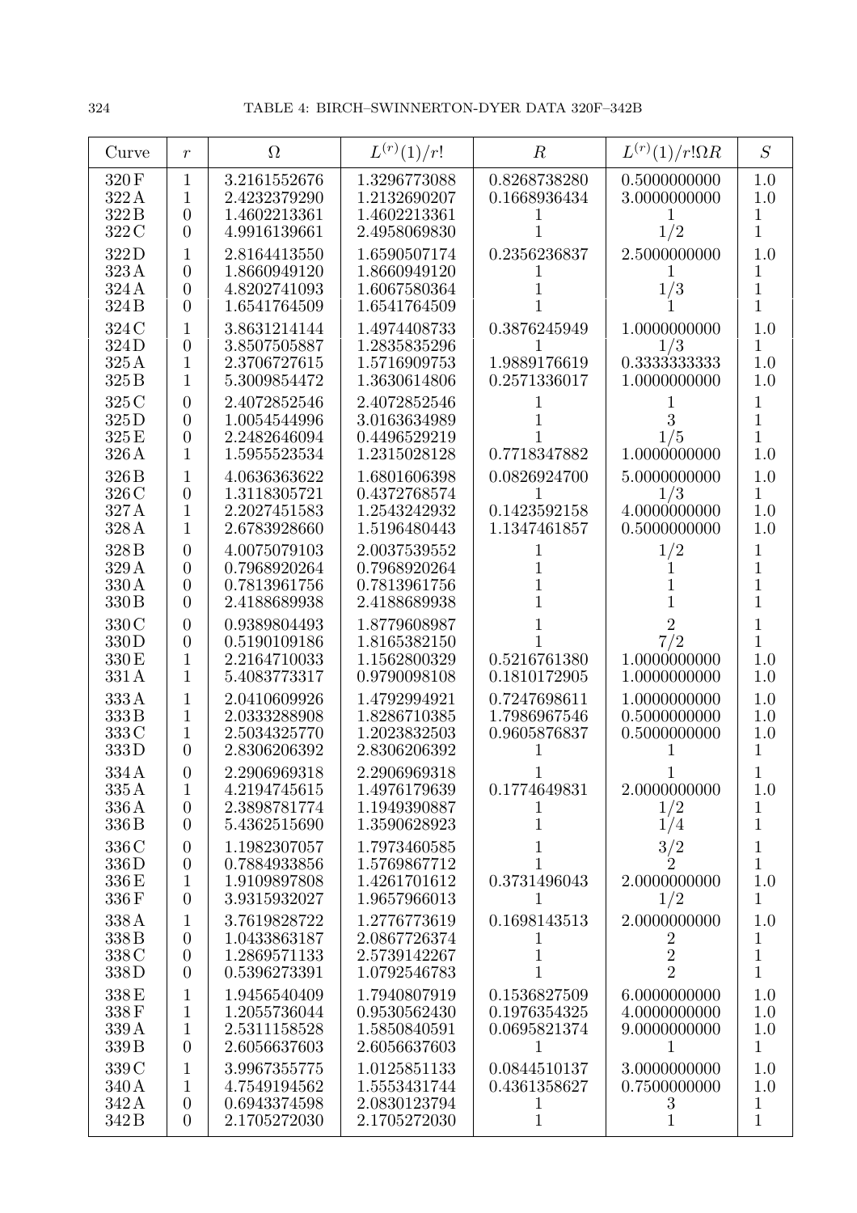| Curve | $r$ | $\Omega$ | $L^{(r)}(1)/r!$ | $R$ | $L^{(r)}(1)/r!\Omega R$ | $S$ |
|---|---|---|---|---|---|---|
| 320 F | 1 | 3.2161552676 | 1.3296773088 | 0.8268738280 | 0.5000000000 | 1.0 |
| 322 A | 1 | 2.4232379290 | 1.2132690207 | 0.1668936434 | 3.0000000000 | 1.0 |
| 322 B | 0 | 1.4602213361 | 1.4602213361 | 1 | 1 | 1 |
| 322 C | 0 | 4.9916139661 | 2.4958069830 | 1 | $1/2$ | 1 |
| 322 D | 1 | 2.8164413550 | 1.6590507174 | 0.2356236837 | 2.5000000000 | 1.0 |
| 323 A | 0 | 1.8660949120 | 1.8660949120 | 1 | 1 | 1 |
| 324 A | 0 | 4.8202741093 | 1.6067580364 | 1 | $1/3$ | 1 |
| 324 B | 0 | 1.6541764509 | 1.6541764509 | 1 | 1 | 1 |
| 324 C | 1 | 3.8631214144 | 1.4974408733 | 0.3876245949 | 1.0000000000 | 1.0 |
| 324 D | 0 | 3.8507505887 | 1.2835835296 | 1 | $1/3$ | 1 |
| 325 A | 1 | 2.3706727615 | 1.5716909753 | 1.9889176619 | 0.3333333333 | 1.0 |
| 325 B | 1 | 5.3009854472 | 1.3630614806 | 0.2571336017 | 1.0000000000 | 1.0 |
| 325 C | 0 | 2.4072852546 | 2.4072852546 | 1 | 1 | 1 |
| 325 D | 0 | 1.0054544996 | 3.0163634989 | 1 | 3 | 1 |
| 325 E | 0 | 2.2482646094 | 0.4496529219 | 1 | $1/5$ | 1 |
| 326 A | 1 | 1.5955523534 | 1.2315028128 | 0.7718347882 | 1.0000000000 | 1.0 |
| 326 B | 1 | 4.0636363622 | 1.6801606398 | 0.0826924700 | 5.0000000000 | 1.0 |
| 326 C | 0 | 1.3118305721 | 0.4372768574 | 1 | $1/3$ | 1 |
| 327 A | 1 | 2.2027451583 | 1.2543242932 | 0.1423592158 | 4.0000000000 | 1.0 |
| 328 A | 1 | 2.6783928660 | 1.5196480443 | 1.1347461857 | 0.5000000000 | 1.0 |
| 328 B | 0 | 4.0075079103 | 2.0037539552 | 1 | $1/2$ | 1 |
| 329 A | 0 | 0.7968920264 | 0.7968920264 | 1 | 1 | 1 |
| 330 A | 0 | 0.7813961756 | 0.7813961756 | 1 | 1 | 1 |
| 330 B | 0 | 2.4188689938 | 2.4188689938 | 1 | 1 | 1 |
| 330 C | 0 | 0.9389804493 | 1.8779608987 | 1 | 2 | 1 |
| 330 D | 0 | 0.5190109186 | 1.8165382150 | 1 | $7/2$ | 1 |
| 330 E | 1 | 2.2164710033 | 1.1562800329 | 0.5216761380 | 1.0000000000 | 1.0 |
| 331 A | 1 | 5.4083773317 | 0.9790098108 | 0.1810172905 | 1.0000000000 | 1.0 |
| 333 A | 1 | 2.0410609926 | 1.4792994921 | 0.7247698611 | 1.0000000000 | 1.0 |
| 333 B | 1 | 2.0333288908 | 1.8286710385 | 1.7986967546 | 0.5000000000 | 1.0 |
| 333 C | 1 | 2.5034325770 | 1.2023832503 | 0.9605876837 | 0.5000000000 | 1.0 |
| 333 D | 0 | 2.8306206392 | 2.8306206392 | 1 | 1 | 1 |
| 334 A | 0 | 2.2906969318 | 2.2906969318 | 1 | 1 | 1 |
| 335 A | 1 | 4.2194745615 | 1.4976179639 | 0.1774649831 | 2.0000000000 | 1.0 |
| 336 A | 0 | 2.3898781774 | 1.1949390887 | 1 | $1/2$ | 1 |
| 336 B | 0 | 5.4362515690 | 1.3590628923 | 1 | $1/4$ | 1 |
| 336 C | 0 | 1.1982307057 | 1.7973460585 | 1 | $3/2$ | 1 |
| 336 D | 0 | 0.7884933856 | 1.5769867712 | 1 | 2 | 1 |
| 336 E | 1 | 1.9109897808 | 1.4261701612 | 0.3731496043 | 2.0000000000 | 1.0 |
| 336 F | 0 | 3.9315932027 | 1.9657966013 | 1 | $1/2$ | 1 |
| 338 A | 1 | 3.7619828722 | 1.2776773619 | 0.1698143513 | 2.0000000000 | 1.0 |
| 338 B | 0 | 1.0433863187 | 2.0867726374 | 1 | 2 | 1 |
| 338 C | 0 | 1.2869571133 | 2.5739142267 | 1 | 2 | 1 |
| 338 D | 0 | 0.5396273391 | 1.0792546783 | 1 | 2 | 1 |
| 338 E | 1 | 1.9456540409 | 1.7940807919 | 0.1536827509 | 6.0000000000 | 1.0 |
| 338 F | 1 | 1.2055736044 | 0.9530562430 | 0.1976354325 | 4.0000000000 | 1.0 |
| 339 A | 1 | 2.5311158528 | 1.5850840591 | 0.0695821374 | 9.0000000000 | 1.0 |
| 339 B | 0 | 2.6056637603 | 2.6056637603 | 1 | 1 | 1 |
| 339 C | 1 | 3.9967355775 | 1.0125851133 | 0.0844510137 | 3.0000000000 | 1.0 |
| 340 A | 1 | 4.7549194562 | 1.5553431744 | 0.4361358627 | 0.7500000000 | 1.0 |
| 342 A | 0 | 0.6943374598 | 2.0830123794 | 1 | 3 | 1 |
| 342 B | 0 | 2.1705272030 | 2.1705272030 | 1 | 1 | 1 |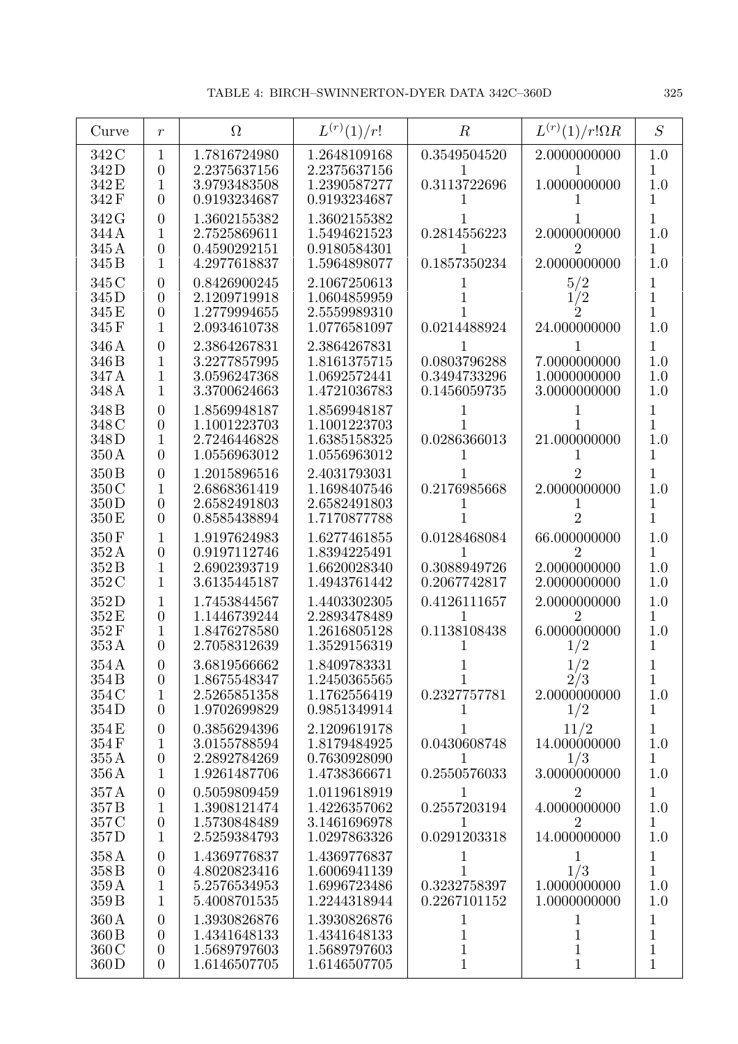| Curve | $r$ | $\Omega$ | $L^{(r)}(1)/r!$ | $R$ | $L^{(r)}(1)/r!\Omega R$ | $S$ |
|---|---|---|---|---|---|---|
| 342 C | 1 | 1.7816724980 | 1.2648109168 | 0.3549504520 | 2.0000000000 | 1.0 |
| 342 D | 0 | 2.2375637156 | 2.2375637156 | 1 | 1 | 1 |
| 342 E | 1 | 3.9793483508 | 1.2390587277 | 0.3113722696 | 1.0000000000 | 1.0 |
| 342 F | 0 | 0.9193234687 | 0.9193234687 | 1 | 1 | 1 |
| 342 G | 0 | 1.3602155382 | 1.3602155382 | 1 | 1 | 1 |
| 344 A | 1 | 2.7525869611 | 1.5494621523 | 0.2814556223 | 2.0000000000 | 1.0 |
| 345 A | 0 | 0.4590292151 | 0.9180584301 | 1 | 2 | 1 |
| 345 B | 1 | 4.2977618837 | 1.5964898077 | 0.1857350234 | 2.0000000000 | 1.0 |
| 345 C | 0 | 0.8426900245 | 2.1067250613 | 1 | $5/2$ | 1 |
| 345 D | 0 | 2.1209719918 | 1.0604859959 | 1 | $1/2$ | 1 |
| 345 E | 0 | 1.2779994655 | 2.5559989310 | 1 | 2 | 1 |
| 345 F | 1 | 2.0934610738 | 1.0776581097 | 0.0214488924 | 24.000000000 | 1.0 |
| 346 A | 0 | 2.3864267831 | 2.3864267831 | 1 | 1 | 1 |
| 346 B | 1 | 3.2277857995 | 1.8161375715 | 0.0803796288 | 7.0000000000 | 1.0 |
| 347 A | 1 | 3.0596247368 | 1.0692572441 | 0.3494733296 | 1.0000000000 | 1.0 |
| 348 A | 1 | 3.3700624663 | 1.4721036783 | 0.1456059735 | 3.0000000000 | 1.0 |
| 348 B | 0 | 1.8569948187 | 1.8569948187 | 1 | 1 | 1 |
| 348 C | 0 | 1.1001223703 | 1.1001223703 | 1 | 1 | 1 |
| 348 D | 1 | 2.7246446828 | 1.6385158325 | 0.0286366013 | 21.000000000 | 1.0 |
| 350 A | 0 | 1.0556963012 | 1.0556963012 | 1 | 1 | 1 |
| 350 B | 0 | 1.2015896516 | 2.4031793031 | 1 | 2 | 1 |
| 350 C | 1 | 2.6868361419 | 1.1698407546 | 0.2176985668 | 2.0000000000 | 1.0 |
| 350 D | 0 | 2.6582491803 | 2.6582491803 | 1 | 1 | 1 |
| 350 E | 0 | 0.8585438894 | 1.7170877788 | 1 | 2 | 1 |
| 350 F | 1 | 1.9197624983 | 1.6277461855 | 0.0128468084 | 66.000000000 | 1.0 |
| 352 A | 0 | 0.9197112746 | 1.8394225491 | 1 | 2 | 1 |
| 352 B | 1 | 2.6902393719 | 1.6620028340 | 0.3088949726 | 2.0000000000 | 1.0 |
| 352 C | 1 | 3.6135445187 | 1.4943761442 | 0.2067742817 | 2.0000000000 | 1.0 |
| 352 D | 1 | 1.7453844567 | 1.4403302305 | 0.4126111657 | 2.0000000000 | 1.0 |
| 352 E | 0 | 1.1446739244 | 2.2893478489 | 1 | 2 | 1 |
| 352 F | 1 | 1.8476278580 | 1.2616805128 | 0.1138108438 | 6.0000000000 | 1.0 |
| 353 A | 0 | 2.7058312639 | 1.3529156319 | 1 | $1/2$ | 1 |
| 354 A | 0 | 3.6819566662 | 1.8409783331 | 1 | $1/2$ | 1 |
| 354 B | 0 | 1.8675548347 | 1.2450365565 | 1 | $2/3$ | 1 |
| 354 C | 1 | 2.5265851358 | 1.1762556419 | 0.2327757781 | 2.0000000000 | 1.0 |
| 354 D | 0 | 1.9702699829 | 0.9851349914 | 1 | $1/2$ | 1 |
| 354 E | 0 | 0.3856294396 | 2.1209619178 | 1 | $11/2$ | 1 |
| 354 F | 1 | 3.0155788594 | 1.8179484925 | 0.0430608748 | 14.000000000 | 1.0 |
| 355 A | 0 | 2.2892784269 | 0.7630928090 | 1 | $1/3$ | 1 |
| 356 A | 1 | 1.9261487706 | 1.4738366671 | 0.2550576033 | 3.0000000000 | 1.0 |
| 357 A | 0 | 0.5059809459 | 1.0119618919 | 1 | 2 | 1 |
| 357 B | 1 | 1.3908121474 | 1.4226357062 | 0.2557203194 | 4.0000000000 | 1.0 |
| 357 C | 0 | 1.5730848489 | 3.1461696978 | 1 | 2 | 1 |
| 357 D | 1 | 2.5259384793 | 1.0297863326 | 0.0291203318 | 14.000000000 | 1.0 |
| 358 A | 0 | 1.4369776837 | 1.4369776837 | 1 | 1 | 1 |
| 358 B | 0 | 4.8020823416 | 1.6006941139 | 1 | $1/3$ | 1 |
| 359 A | 1 | 5.2576534953 | 1.6996723486 | 0.3232758397 | 1.0000000000 | 1.0 |
| 359 B | 1 | 5.4008701535 | 1.2244318944 | 0.2267101152 | 1.0000000000 | 1.0 |
| 360 A | 0 | 1.3930826876 | 1.3930826876 | 1 | 1 | 1 |
| 360 B | 0 | 1.4341648133 | 1.4341648133 | 1 | 1 | 1 |
| 360 C | 0 | 1.5689797603 | 1.5689797603 | 1 | 1 | 1 |
| 360 D | 0 | 1.6146507705 | 1.6146507705 | 1 | 1 | 1 |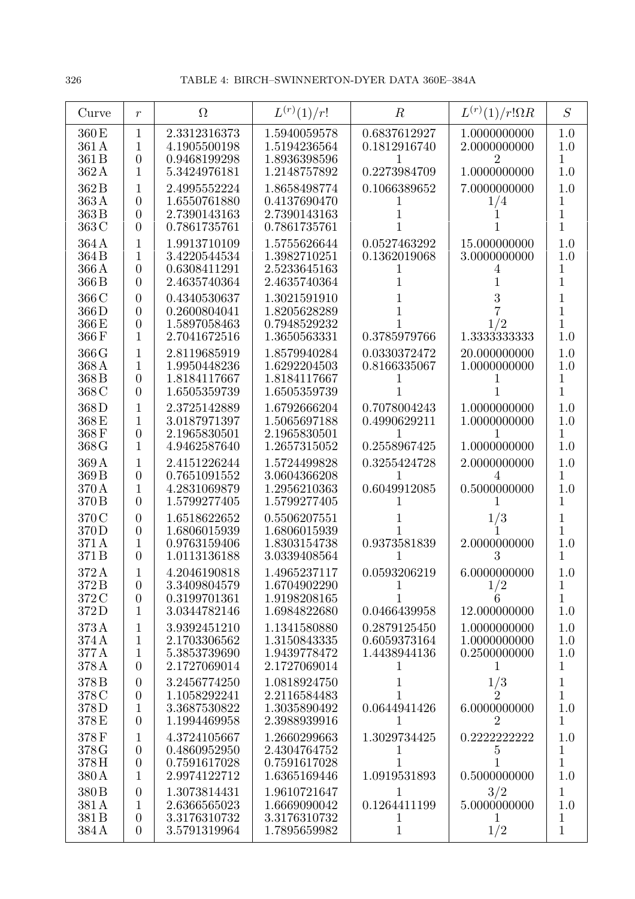| Curve | $r$ | $\Omega$ | $L^{(r)}(1)/r!$ | $R$ | $L^{(r)}(1)/r!\Omega R$ | $S$ |
|---|---|---|---|---|---|---|
| 360 E | 1 | 2.3312316373 | 1.5940059578 | 0.6837612927 | 1.0000000000 | 1.0 |
| 361 A | 1 | 4.1905500198 | 1.5194236564 | 0.1812916740 | 2.0000000000 | 1.0 |
| 361 B | 0 | 0.9468199298 | 1.8936398596 | 1 | 2 | 1 |
| 362 A | 1 | 5.3424976181 | 1.2148757892 | 0.2273984709 | 1.0000000000 | 1.0 |
| 362 B | 1 | 2.4995552224 | 1.8658498774 | 0.1066389652 | 7.0000000000 | 1.0 |
| 363 A | 0 | 1.6550761880 | 0.4137690470 | 1 | $1/4$ | 1 |
| 363 B | 0 | 2.7390143163 | 2.7390143163 | 1 | 1 | 1 |
| 363 C | 0 | 0.7861735761 | 0.7861735761 | 1 | 1 | 1 |
| 364 A | 1 | 1.9913710109 | 1.5755626644 | 0.0527463292 | 15.000000000 | 1.0 |
| 364 B | 1 | 3.4220544534 | 1.3982710251 | 0.1362019068 | 3.0000000000 | 1.0 |
| 366 A | 0 | 0.6308411291 | 2.5233645163 | 1 | 4 | 1 |
| 366 B | 0 | 2.4635740364 | 2.4635740364 | 1 | 1 | 1 |
| 366 C | 0 | 0.4340530637 | 1.3021591910 | 1 | 3 | 1 |
| 366 D | 0 | 0.2600804041 | 1.8205628289 | 1 | 7 | 1 |
| 366 E | 0 | 1.5897058463 | 0.7948529232 | 1 | $1/2$ | 1 |
| 366 F | 1 | 2.7041672516 | 1.3650563331 | 0.3785979766 | 1.3333333333 | 1.0 |
| 366 G | 1 | 2.8119685919 | 1.8579940284 | 0.0330372472 | 20.000000000 | 1.0 |
| 368 A | 1 | 1.9950448236 | 1.6292204503 | 0.8166335067 | 1.0000000000 | 1.0 |
| 368 B | 0 | 1.8184117667 | 1.8184117667 | 1 | 1 | 1 |
| 368 C | 0 | 1.6505359739 | 1.6505359739 | 1 | 1 | 1 |
| 368 D | 1 | 2.3725142889 | 1.6792666204 | 0.7078004243 | 1.0000000000 | 1.0 |
| 368 E | 1 | 3.0187971397 | 1.5065697188 | 0.4990629211 | 1.0000000000 | 1.0 |
| 368 F | 0 | 2.1965830501 | 2.1965830501 | 1 | 1 | 1 |
| 368 G | 1 | 4.9462587640 | 1.2657315052 | 0.2558967425 | 1.0000000000 | 1.0 |
| 369 A | 1 | 2.4151226244 | 1.5724499828 | 0.3255424728 | 2.0000000000 | 1.0 |
| 369 B | 0 | 0.7651091552 | 3.0604366208 | 1 | 4 | 1 |
| 370 A | 1 | 4.2831069879 | 1.2956210363 | 0.6049912085 | 0.5000000000 | 1.0 |
| 370 B | 0 | 1.5799277405 | 1.5799277405 | 1 | 1 | 1 |
| 370 C | 0 | 1.6518622652 | 0.5506207551 | 1 | $1/3$ | 1 |
| 370 D | 0 | 1.6806015939 | 1.6806015939 | 1 | 1 | 1 |
| 371 A | 1 | 0.9763159406 | 1.8303154738 | 0.9373581839 | 2.0000000000 | 1.0 |
| 371 B | 0 | 1.0113136188 | 3.0339408564 | 1 | 3 | 1 |
| 372 A | 1 | 4.2046190818 | 1.4965237117 | 0.0593206219 | 6.0000000000 | 1.0 |
| 372 B | 0 | 3.3409804579 | 1.6704902290 | 1 | $1/2$ | 1 |
| 372 C | 0 | 0.3199701361 | 1.9198208165 | 1 | 6 | 1 |
| 372 D | 1 | 3.0344782146 | 1.6984822680 | 0.0466439958 | 12.000000000 | 1.0 |
| 373 A | 1 | 3.9392451210 | 1.1341580880 | 0.2879125450 | 1.0000000000 | 1.0 |
| 374 A | 1 | 2.1703306562 | 1.3150843335 | 0.6059373164 | 1.0000000000 | 1.0 |
| 377 A | 1 | 5.3853739690 | 1.9439778472 | 1.4438944136 | 0.2500000000 | 1.0 |
| 378 A | 0 | 2.1727069014 | 2.1727069014 | 1 | 1 | 1 |
| 378 B | 0 | 3.2456774250 | 1.0818924750 | 1 | $1/3$ | 1 |
| 378 C | 0 | 1.1058292241 | 2.2116584483 | 1 | 2 | 1 |
| 378 D | 1 | 3.3687530822 | 1.3035890492 | 0.0644941426 | 6.0000000000 | 1.0 |
| 378 E | 0 | 1.1994469958 | 2.3988939916 | 1 | 2 | 1 |
| 378 F | 1 | 4.3724105667 | 1.2660299663 | 1.3029734425 | 0.2222222222 | 1.0 |
| 378 G | 0 | 0.4860952950 | 2.4304764752 | 1 | 5 | 1 |
| 378 H | 0 | 0.7591617028 | 0.7591617028 | 1 | 1 | 1 |
| 380 A | 1 | 2.9974122712 | 1.6365169446 | 1.0919531893 | 0.5000000000 | 1.0 |
| 380 B | 0 | 1.3073814431 | 1.9610721647 | 1 | $3/2$ | 1 |
| 381 A | 1 | 2.6366565023 | 1.6669090042 | 0.1264411199 | 5.0000000000 | 1.0 |
| 381 B | 0 | 3.3176310732 | 3.3176310732 | 1 | 1 | 1 |
| 384 A | 0 | 3.5791319964 | 1.7895659982 | 1 | $1/2$ | 1 |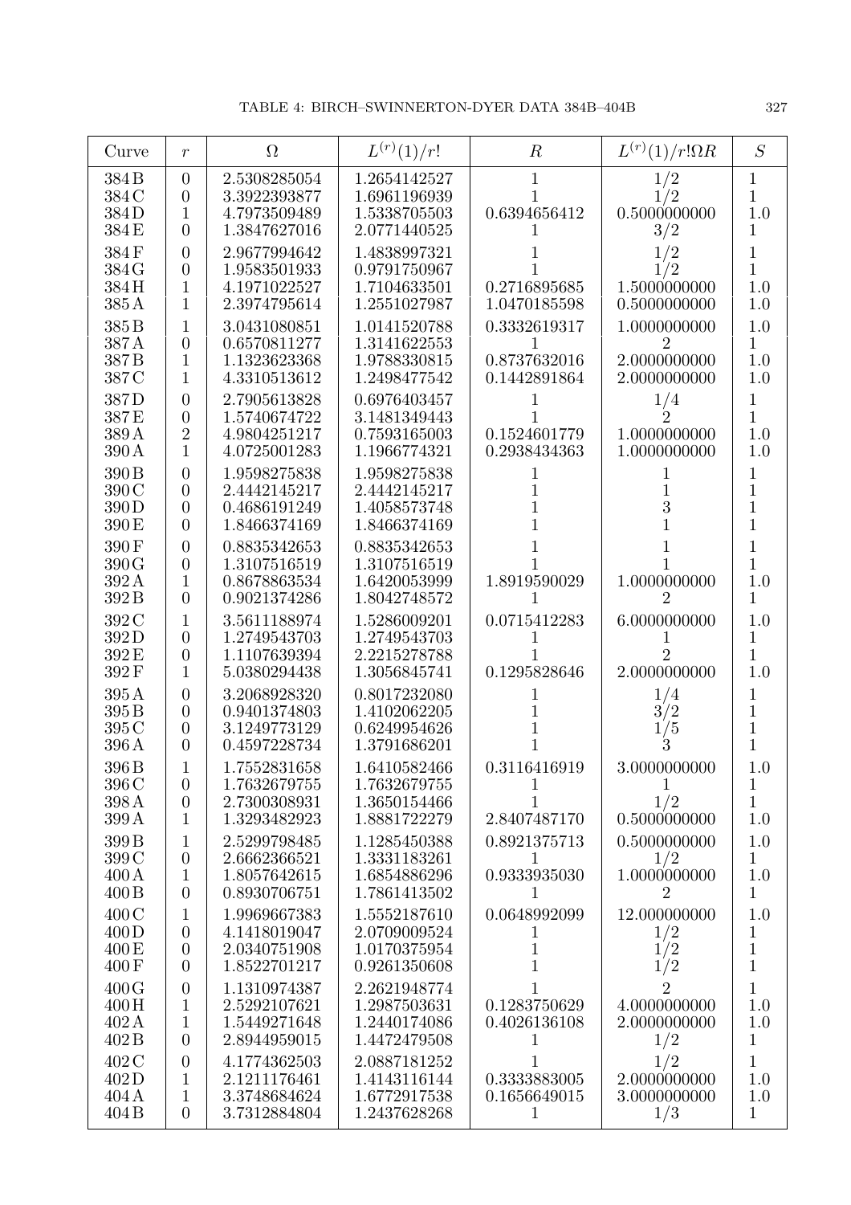| Curve | $r$ | $\Omega$ | $L^{(r)}(1)/r!$ | $R$ | $L^{(r)}(1)/r!\Omega R$ | $S$ |
|---|---|---|---|---|---|---|
| 384 B | 0 | 2.5308285054 | 1.2654142527 | 1 | 1/2 | 1 |
| 384 C | 0 | 3.3922393877 | 1.6961196939 | 1 | 1/2 | 1 |
| 384 D | 1 | 4.7973509489 | 1.5338705503 | 0.6394656412 | 0.5000000000 | 1.0 |
| 384 E | 0 | 1.3847627016 | 2.0771440525 | 1 | 3/2 | 1 |
| 384 F | 0 | 2.9677994642 | 1.4838997321 | 1 | 1/2 | 1 |
| 384 G | 0 | 1.9583501933 | 0.9791750967 | 1 | 1/2 | 1 |
| 384 H | 1 | 4.1971022527 | 1.7104633501 | 0.2716895685 | 1.5000000000 | 1.0 |
| 385 A | 1 | 2.3974795614 | 1.2551027987 | 1.0470185598 | 0.5000000000 | 1.0 |
| 385 B | 1 | 3.0431080851 | 1.0141520788 | 0.3332619317 | 1.0000000000 | 1.0 |
| 387 A | 0 | 0.6570811277 | 1.3141622553 | 1 | 2 | 1 |
| 387 B | 1 | 1.1323623368 | 1.9788330815 | 0.8737632016 | 2.0000000000 | 1.0 |
| 387 C | 1 | 4.3310513612 | 1.2498477542 | 0.1442891864 | 2.0000000000 | 1.0 |
| 387 D | 0 | 2.7905613828 | 0.6976403457 | 1 | 1/4 | 1 |
| 387 E | 0 | 1.5740674722 | 3.1481349443 | 1 | 2 | 1 |
| 389 A | 2 | 4.9804251217 | 0.7593165003 | 0.1524601779 | 1.0000000000 | 1.0 |
| 390 A | 1 | 4.0725001283 | 1.1966774321 | 0.2938434363 | 1.0000000000 | 1.0 |
| 390 B | 0 | 1.9598275838 | 1.9598275838 | 1 | 1 | 1 |
| 390 C | 0 | 2.4442145217 | 2.4442145217 | 1 | 1 | 1 |
| 390 D | 0 | 0.4686191249 | 1.4058573748 | 1 | 3 | 1 |
| 390 E | 0 | 1.8466374169 | 1.8466374169 | 1 | 1 | 1 |
| 390 F | 0 | 0.8835342653 | 0.8835342653 | 1 | 1 | 1 |
| 390 G | 0 | 1.3107516519 | 1.3107516519 | 1 | 1 | 1 |
| 392 A | 1 | 0.8678863534 | 1.6420053999 | 1.8919590029 | 1.0000000000 | 1.0 |
| 392 B | 0 | 0.9021374286 | 1.8042748572 | 1 | 2 | 1 |
| 392 C | 1 | 3.5611188974 | 1.5286009201 | 0.0715412283 | 6.0000000000 | 1.0 |
| 392 D | 0 | 1.2749543703 | 1.2749543703 | 1 | 1 | 1 |
| 392 E | 0 | 1.1107639394 | 2.2215278788 | 1 | 2 | 1 |
| 392 F | 1 | 5.0380294438 | 1.3056845741 | 0.1295828646 | 2.0000000000 | 1.0 |
| 395 A | 0 | 3.2068928320 | 0.8017232080 | 1 | 1/4 | 1 |
| 395 B | 0 | 0.9401374803 | 1.4102062205 | 1 | 3/2 | 1 |
| 395 C | 0 | 3.1249773129 | 0.6249954626 | 1 | 1/5 | 1 |
| 396 A | 0 | 0.4597228734 | 1.3791686201 | 1 | 3 | 1 |
| 396 B | 1 | 1.7552831658 | 1.6410582466 | 0.3116416919 | 3.0000000000 | 1.0 |
| 396 C | 0 | 1.7632679755 | 1.7632679755 | 1 | 1 | 1 |
| 398 A | 0 | 2.7300308931 | 1.3650154466 | 1 | 1/2 | 1 |
| 399 A | 1 | 1.3293482923 | 1.8881722279 | 2.8407487170 | 0.5000000000 | 1.0 |
| 399 B | 1 | 2.5299798485 | 1.1285450388 | 0.8921375713 | 0.5000000000 | 1.0 |
| 399 C | 0 | 2.6662366521 | 1.3331183261 | 1 | 1/2 | 1 |
| 400 A | 1 | 1.8057642615 | 1.6854886296 | 0.9333935030 | 1.0000000000 | 1.0 |
| 400 B | 0 | 0.8930706751 | 1.7861413502 | 1 | 2 | 1 |
| 400 C | 1 | 1.9969667383 | 1.5552187610 | 0.0648992099 | 12.000000000 | 1.0 |
| 400 D | 0 | 4.1418019047 | 2.0709009524 | 1 | 1/2 | 1 |
| 400 E | 0 | 2.0340751908 | 1.0170375954 | 1 | 1/2 | 1 |
| 400 F | 0 | 1.8522701217 | 0.9261350608 | 1 | 1/2 | 1 |
| 400 G | 0 | 1.1310974387 | 2.2621948774 | 1 | 2 | 1 |
| 400 H | 1 | 2.5292107621 | 1.2987503631 | 0.1283750629 | 4.0000000000 | 1.0 |
| 402 A | 1 | 1.5449271648 | 1.2440174086 | 0.4026136108 | 2.0000000000 | 1.0 |
| 402 B | 0 | 2.8944959015 | 1.4472479508 | 1 | 1/2 | 1 |
| 402 C | 0 | 4.1774362503 | 2.0887181252 | 1 | 1/2 | 1 |
| 402 D | 1 | 2.1211176461 | 1.4143116144 | 0.3333883005 | 2.0000000000 | 1.0 |
| 404 A | 1 | 3.3748684624 | 1.6772917538 | 0.1656649015 | 3.0000000000 | 1.0 |
| 404 B | 0 | 3.7312884804 | 1.2437628268 | 1 | 1/3 | 1 |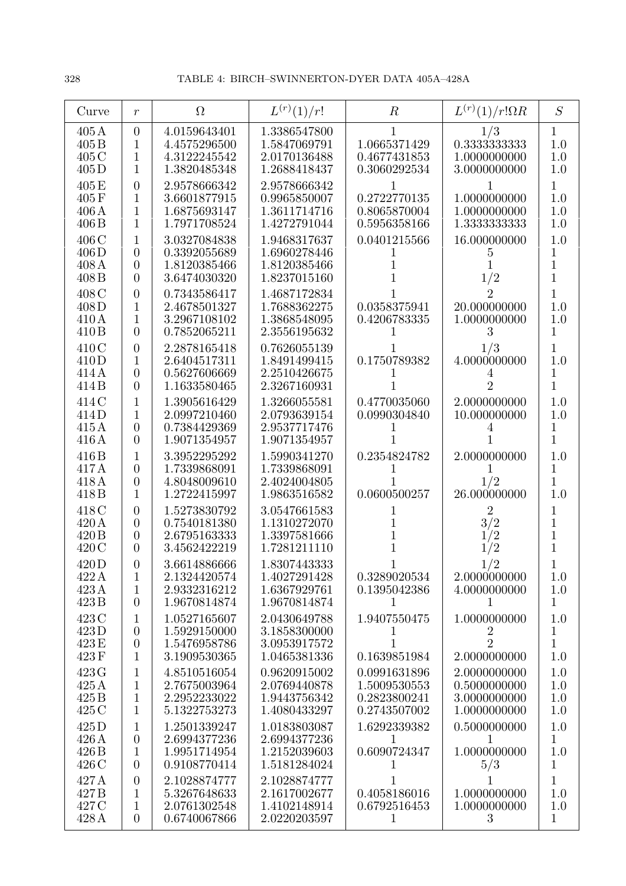| Curve | $r$ | $\Omega$ | $L^{(r)}(1)/r!$ | $R$ | $L^{(r)}(1)/r!\Omega R$ | $S$ |
|---|---|---|---|---|---|---|
| 405 A | 0 | 4.0159643401 | 1.3386547800 | 1 | $1/3$ | 1 |
| 405 B | 1 | 4.4575296500 | 1.5847069791 | 1.0665371429 | 0.3333333333 | 1.0 |
| 405 C | 1 | 4.3122245542 | 2.0170136488 | 0.4677431853 | 1.0000000000 | 1.0 |
| 405 D | 1 | 1.3820485348 | 1.2688418437 | 0.3060292534 | 3.0000000000 | 1.0 |
| 405 E | 0 | 2.9578666342 | 2.9578666342 | 1 | 1 | 1 |
| 405 F | 1 | 3.6601877915 | 0.9965850007 | 0.2722770135 | 1.0000000000 | 1.0 |
| 406 A | 1 | 1.6875693147 | 1.3611714716 | 0.8065870004 | 1.0000000000 | 1.0 |
| 406 B | 1 | 1.7971708524 | 1.4272791044 | 0.5956358166 | 1.3333333333 | 1.0 |
| 406 C | 1 | 3.0327084838 | 1.9468317637 | 0.0401215566 | 16.000000000 | 1.0 |
| 406 D | 0 | 0.3392055689 | 1.6960278446 | 1 | 5 | 1 |
| 408 A | 0 | 1.8120385466 | 1.8120385466 | 1 | 1 | 1 |
| 408 B | 0 | 3.6474030320 | 1.8237015160 | 1 | $1/2$ | 1 |
| 408 C | 0 | 0.7343586417 | 1.4687172834 | 1 | 2 | 1 |
| 408 D | 1 | 2.4678501327 | 1.7688362275 | 0.0358375941 | 20.000000000 | 1.0 |
| 410 A | 1 | 3.2967108102 | 1.3868548095 | 0.4206783335 | 1.0000000000 | 1.0 |
| 410 B | 0 | 0.7852065211 | 2.3556195632 | 1 | 3 | 1 |
| 410 C | 0 | 2.2878165418 | 0.7626055139 | 1 | $1/3$ | 1 |
| 410 D | 1 | 2.6404517311 | 1.8491499415 | 0.1750789382 | 4.0000000000 | 1.0 |
| 414 A | 0 | 0.5627606669 | 2.2510426675 | 1 | 4 | 1 |
| 414 B | 0 | 1.1633580465 | 2.3267160931 | 1 | 2 | 1 |
| 414 C | 1 | 1.3905616429 | 1.3266055581 | 0.4770035060 | 2.0000000000 | 1.0 |
| 414 D | 1 | 2.0997210460 | 2.0793639154 | 0.0990304840 | 10.000000000 | 1.0 |
| 415 A | 0 | 0.7384429369 | 2.9537717476 | 1 | 4 | 1 |
| 416 A | 0 | 1.9071354957 | 1.9071354957 | 1 | 1 | 1 |
| 416 B | 1 | 3.3952295292 | 1.5990341270 | 0.2354824782 | 2.0000000000 | 1.0 |
| 417 A | 0 | 1.7339868091 | 1.7339868091 | 1 | 1 | 1 |
| 418 A | 0 | 4.8048009610 | 2.4024004805 | 1 | $1/2$ | 1 |
| 418 B | 1 | 1.2722415997 | 1.9863516582 | 0.0600500257 | 26.000000000 | 1.0 |
| 418 C | 0 | 1.5273830792 | 3.0547661583 | 1 | 2 | 1 |
| 420 A | 0 | 0.7540181380 | 1.1310272070 | 1 | $3/2$ | 1 |
| 420 B | 0 | 2.6795163333 | 1.3397581666 | 1 | $1/2$ | 1 |
| 420 C | 0 | 3.4562422219 | 1.7281211110 | 1 | $1/2$ | 1 |
| 420 D | 0 | 3.6614886666 | 1.8307443333 | 1 | $1/2$ | 1 |
| 422 A | 1 | 2.1324420574 | 1.4027291428 | 0.3289020534 | 2.0000000000 | 1.0 |
| 423 A | 1 | 2.9332316212 | 1.6367929761 | 0.1395042386 | 4.0000000000 | 1.0 |
| 423 B | 0 | 1.9670814874 | 1.9670814874 | 1 | 1 | 1 |
| 423 C | 1 | 1.0527165607 | 2.0430649788 | 1.9407550475 | 1.0000000000 | 1.0 |
| 423 D | 0 | 1.5929150000 | 3.1858300000 | 1 | 2 | 1 |
| 423 E | 0 | 1.5476958786 | 3.0953917572 | 1 | 2 | 1 |
| 423 F | 1 | 3.1909530365 | 1.0465381336 | 0.1639851984 | 2.0000000000 | 1.0 |
| 423 G | 1 | 4.8510516054 | 0.9620915002 | 0.0991631896 | 2.0000000000 | 1.0 |
| 425 A | 1 | 2.7675003964 | 2.0769440878 | 1.5009530553 | 0.5000000000 | 1.0 |
| 425 B | 1 | 2.2952233022 | 1.9443756342 | 0.2823800241 | 3.0000000000 | 1.0 |
| 425 C | 1 | 5.1322753273 | 1.4080433297 | 0.2743507002 | 1.0000000000 | 1.0 |
| 425 D | 1 | 1.2501339247 | 1.0183803087 | 1.6292339382 | 0.5000000000 | 1.0 |
| 426 A | 0 | 2.6994377236 | 2.6994377236 | 1 | 1 | 1 |
| 426 B | 1 | 1.9951714954 | 1.2152039603 | 0.6090724347 | 1.0000000000 | 1.0 |
| 426 C | 0 | 0.9108770414 | 1.5181284024 | 1 | $5/3$ | 1 |
| 427 A | 0 | 2.1028874777 | 2.1028874777 | 1 | 1 | 1 |
| 427 B | 1 | 5.3267648633 | 2.1617002677 | 0.4058186016 | 1.0000000000 | 1.0 |
| 427 C | 1 | 2.0761302548 | 1.4102148914 | 0.6792516453 | 1.0000000000 | 1.0 |
| 428 A | 0 | 0.6740067866 | 2.0220203597 | 1 | 3 | 1 |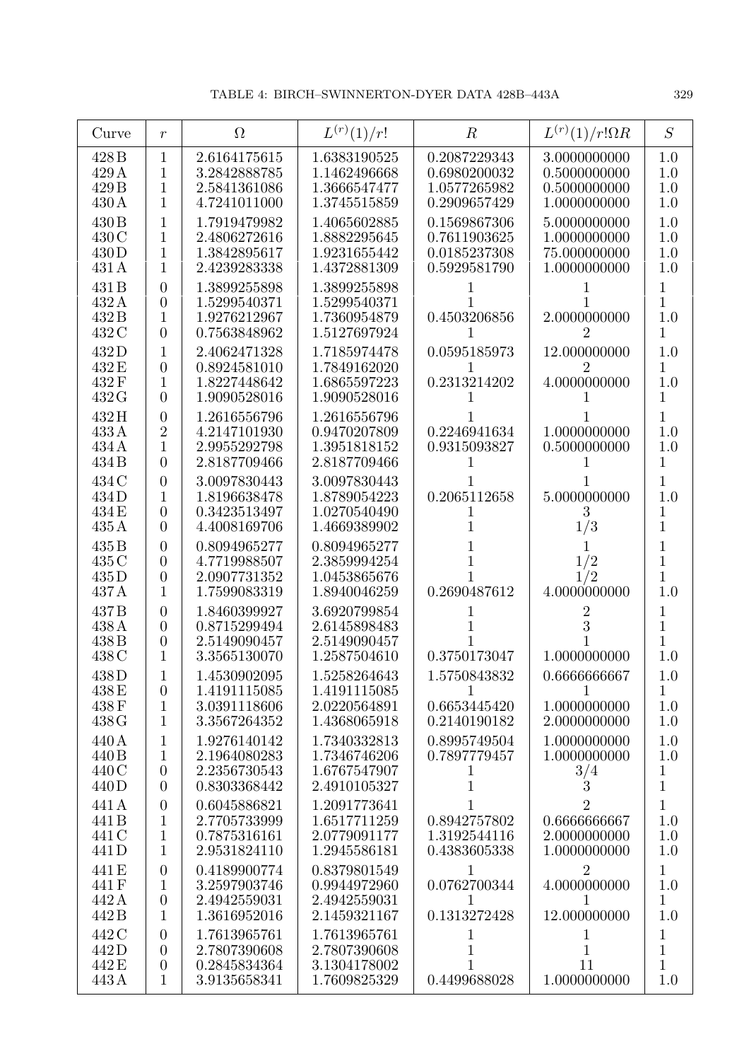| Curve | $r$ | $\Omega$ | $L^{(r)}(1)/r!$ | $R$ | $L^{(r)}(1)/r!\Omega R$ | $S$ |
|---|---|---|---|---|---|---|
| 428 B | 1 | 2.6164175615 | 1.6383190525 | 0.2087229343 | 3.0000000000 | 1.0 |
| 429 A | 1 | 3.2842888785 | 1.1462496668 | 0.6980200032 | 0.5000000000 | 1.0 |
| 429 B | 1 | 2.5841361086 | 1.3666547477 | 1.0577265982 | 0.5000000000 | 1.0 |
| 430 A | 1 | 4.7241011000 | 1.3745515859 | 0.2909657429 | 1.0000000000 | 1.0 |
| 430 B | 1 | 1.7919479982 | 1.4065602885 | 0.1569867306 | 5.0000000000 | 1.0 |
| 430 C | 1 | 2.4806272616 | 1.8882295645 | 0.7611903625 | 1.0000000000 | 1.0 |
| 430 D | 1 | 1.3842895617 | 1.9231655442 | 0.0185237308 | 75.000000000 | 1.0 |
| 431 A | 1 | 2.4239283338 | 1.4372881309 | 0.5929581790 | 1.0000000000 | 1.0 |
| 431 B | 0 | 1.3899255898 | 1.3899255898 | 1 | 1 | 1 |
| 432 A | 0 | 1.5299540371 | 1.5299540371 | 1 | 1 | 1 |
| 432 B | 1 | 1.9276212967 | 1.7360954879 | 0.4503206856 | 2.0000000000 | 1.0 |
| 432 C | 0 | 0.7563848962 | 1.5127697924 | 1 | 2 | 1 |
| 432 D | 1 | 2.4062471328 | 1.7185974478 | 0.0595185973 | 12.000000000 | 1.0 |
| 432 E | 0 | 0.8924581010 | 1.7849162020 | 1 | 2 | 1 |
| 432 F | 1 | 1.8227448642 | 1.6865597223 | 0.2313214202 | 4.0000000000 | 1.0 |
| 432 G | 0 | 1.9090528016 | 1.9090528016 | 1 | 1 | 1 |
| 432 H | 0 | 1.2616556796 | 1.2616556796 | 1 | 1 | 1 |
| 433 A | 2 | 4.2147101930 | 0.9470207809 | 0.2246941634 | 1.0000000000 | 1.0 |
| 434 A | 1 | 2.9955292798 | 1.3951818152 | 0.9315093827 | 0.5000000000 | 1.0 |
| 434 B | 0 | 2.8187709466 | 2.8187709466 | 1 | 1 | 1 |
| 434 C | 0 | 3.0097830443 | 3.0097830443 | 1 | 1 | 1 |
| 434 D | 1 | 1.8196638478 | 1.8789054223 | 0.2065112658 | 5.0000000000 | 1.0 |
| 434 E | 0 | 0.3423513497 | 1.0270540490 | 1 | 3 | 1 |
| 435 A | 0 | 4.4008169706 | 1.4669389902 | 1 | 1/3 | 1 |
| 435 B | 0 | 0.8094965277 | 0.8094965277 | 1 | 1 | 1 |
| 435 C | 0 | 4.7719988507 | 2.3859994254 | 1 | 1/2 | 1 |
| 435 D | 0 | 2.0907731352 | 1.0453865676 | 1 | 1/2 | 1 |
| 437 A | 1 | 1.7599083319 | 1.8940046259 | 0.2690487612 | 4.0000000000 | 1.0 |
| 437 B | 0 | 1.8460399927 | 3.6920799854 | 1 | 2 | 1 |
| 438 A | 0 | 0.8715299494 | 2.6145898483 | 1 | 3 | 1 |
| 438 B | 0 | 2.5149090457 | 2.5149090457 | 1 | 1 | 1 |
| 438 C | 1 | 3.3565130070 | 1.2587504610 | 0.3750173047 | 1.0000000000 | 1.0 |
| 438 D | 1 | 1.4530902095 | 1.5258264643 | 1.5750843832 | 0.6666666667 | 1.0 |
| 438 E | 0 | 1.4191115085 | 1.4191115085 | 1 | 1 | 1 |
| 438 F | 1 | 3.0391118606 | 2.0220564891 | 0.6653445420 | 1.0000000000 | 1.0 |
| 438 G | 1 | 3.3567264352 | 1.4368065918 | 0.2140190182 | 2.0000000000 | 1.0 |
| 440 A | 1 | 1.9276140142 | 1.7340332813 | 0.8995749504 | 1.0000000000 | 1.0 |
| 440 B | 1 | 2.1964080283 | 1.7346746206 | 0.7897779457 | 1.0000000000 | 1.0 |
| 440 C | 0 | 2.2356730543 | 1.6767547907 | 1 | 3/4 | 1 |
| 440 D | 0 | 0.8303368442 | 2.4910105327 | 1 | 3 | 1 |
| 441 A | 0 | 0.6045886821 | 1.2091773641 | 1 | 2 | 1 |
| 441 B | 1 | 2.7705733999 | 1.6517711259 | 0.8942757802 | 0.6666666667 | 1.0 |
| 441 C | 1 | 0.7875316161 | 2.0779091177 | 1.3192544116 | 2.0000000000 | 1.0 |
| 441 D | 1 | 2.9531824110 | 1.2945586181 | 0.4383605338 | 1.0000000000 | 1.0 |
| 441 E | 0 | 0.4189900774 | 0.8379801549 | 1 | 2 | 1 |
| 441 F | 1 | 3.2597903746 | 0.9944972960 | 0.0762700344 | 4.0000000000 | 1.0 |
| 442 A | 0 | 2.4942559031 | 2.4942559031 | 1 | 1 | 1 |
| 442 B | 1 | 1.3616952016 | 2.1459321167 | 0.1313272428 | 12.000000000 | 1.0 |
| 442 C | 0 | 1.7613965761 | 1.7613965761 | 1 | 1 | 1 |
| 442 D | 0 | 2.7807390608 | 2.7807390608 | 1 | 1 | 1 |
| 442 E | 0 | 0.2845834364 | 3.1304178002 | 1 | 11 | 1 |
| 443 A | 1 | 3.9135658341 | 1.7609825329 | 0.4499688028 | 1.0000000000 | 1.0 |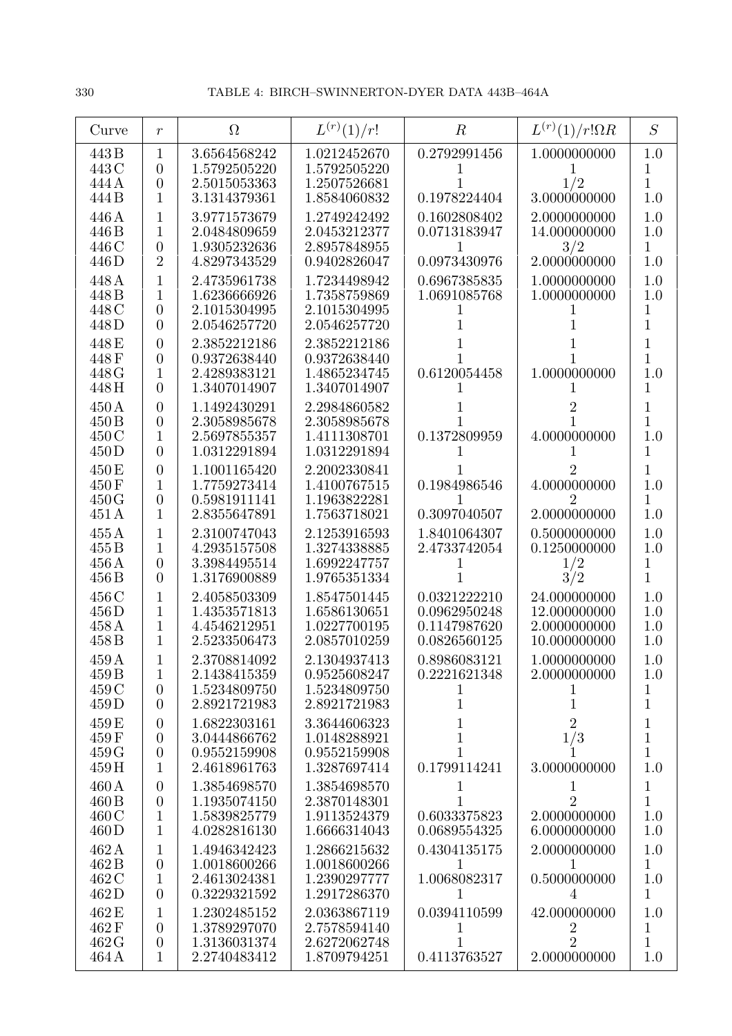| Curve | $r$ | $\Omega$ | $L^{(r)}(1)/r!$ | $R$ | $L^{(r)}(1)/r!\Omega R$ | $S$ |
|---|---|---|---|---|---|---|
| 443 B | 1 | 3.6564568242 | 1.0212452670 | 0.2792991456 | 1.0000000000 | 1.0 |
| 443 C | 0 | 1.5792505220 | 1.5792505220 | 1 | 1 | 1 |
| 444 A | 0 | 2.5015053363 | 1.2507526681 | 1 | $1/2$ | 1 |
| 444 B | 1 | 3.1314379361 | 1.8584060832 | 0.1978224404 | 3.0000000000 | 1.0 |
| 446 A | 1 | 3.9771573679 | 1.2749242492 | 0.1602808402 | 2.0000000000 | 1.0 |
| 446 B | 1 | 2.0484809659 | 2.0453212377 | 0.0713183947 | 14.000000000 | 1.0 |
| 446 C | 0 | 1.9305232636 | 2.8957848955 | 1 | $3/2$ | 1 |
| 446 D | 2 | 4.8297343529 | 0.9402826047 | 0.0973430976 | 2.0000000000 | 1.0 |
| 448 A | 1 | 2.4735961738 | 1.7234498942 | 0.6967385835 | 1.0000000000 | 1.0 |
| 448 B | 1 | 1.6236666926 | 1.7358759869 | 1.0691085768 | 1.0000000000 | 1.0 |
| 448 C | 0 | 2.1015304995 | 2.1015304995 | 1 | 1 | 1 |
| 448 D | 0 | 2.0546257720 | 2.0546257720 | 1 | 1 | 1 |
| 448 E | 0 | 2.3852212186 | 2.3852212186 | 1 | 1 | 1 |
| 448 F | 0 | 0.9372638440 | 0.9372638440 | 1 | 1 | 1 |
| 448 G | 1 | 2.4289383121 | 1.4865234745 | 0.6120054458 | 1.0000000000 | 1.0 |
| 448 H | 0 | 1.3407014907 | 1.3407014907 | 1 | 1 | 1 |
| 450 A | 0 | 1.1492430291 | 2.2984860582 | 1 | 2 | 1 |
| 450 B | 0 | 2.3058985678 | 2.3058985678 | 1 | 1 | 1 |
| 450 C | 1 | 2.5697855357 | 1.4111308701 | 0.1372809959 | 4.0000000000 | 1.0 |
| 450 D | 0 | 1.0312291894 | 1.0312291894 | 1 | 1 | 1 |
| 450 E | 0 | 1.1001165420 | 2.2002330841 | 1 | 2 | 1 |
| 450 F | 1 | 1.7759273414 | 1.4100767515 | 0.1984986546 | 4.0000000000 | 1.0 |
| 450 G | 0 | 0.5981911141 | 1.1963822281 | 1 | 2 | 1 |
| 451 A | 1 | 2.8355647891 | 1.7563718021 | 0.3097040507 | 2.0000000000 | 1.0 |
| 455 A | 1 | 2.3100747043 | 2.1253916593 | 1.8401064307 | 0.5000000000 | 1.0 |
| 455 B | 1 | 4.2935157508 | 1.3274338885 | 2.4733742054 | 0.1250000000 | 1.0 |
| 456 A | 0 | 3.3984495514 | 1.6992247757 | 1 | $1/2$ | 1 |
| 456 B | 0 | 1.3176900889 | 1.9765351334 | 1 | $3/2$ | 1 |
| 456 C | 1 | 2.4058503309 | 1.8547501445 | 0.0321222210 | 24.000000000 | 1.0 |
| 456 D | 1 | 1.4353571813 | 1.6586130651 | 0.0962950248 | 12.000000000 | 1.0 |
| 458 A | 1 | 4.4546212951 | 1.0227700195 | 0.1147987620 | 2.0000000000 | 1.0 |
| 458 B | 1 | 2.5233506473 | 2.0857010259 | 0.0826560125 | 10.000000000 | 1.0 |
| 459 A | 1 | 2.3708814092 | 2.1304937413 | 0.8986083121 | 1.0000000000 | 1.0 |
| 459 B | 1 | 2.1438415359 | 0.9525608247 | 0.2221621348 | 2.0000000000 | 1.0 |
| 459 C | 0 | 1.5234809750 | 1.5234809750 | 1 | 1 | 1 |
| 459 D | 0 | 2.8921721983 | 2.8921721983 | 1 | 1 | 1 |
| 459 E | 0 | 1.6822303161 | 3.3644606323 | 1 | 2 | 1 |
| 459 F | 0 | 3.0444866762 | 1.0148288921 | 1 | $1/3$ | 1 |
| 459 G | 0 | 0.9552159908 | 0.9552159908 | 1 | 1 | 1 |
| 459 H | 1 | 2.4618961763 | 1.3287697414 | 0.1799114241 | 3.0000000000 | 1.0 |
| 460 A | 0 | 1.3854698570 | 1.3854698570 | 1 | 1 | 1 |
| 460 B | 0 | 1.1935074150 | 2.3870148301 | 1 | 2 | 1 |
| 460 C | 1 | 1.5839825779 | 1.9113524379 | 0.6033375823 | 2.0000000000 | 1.0 |
| 460 D | 1 | 4.0282816130 | 1.6666314043 | 0.0689554325 | 6.0000000000 | 1.0 |
| 462 A | 1 | 1.4946342423 | 1.2866215632 | 0.4304135175 | 2.0000000000 | 1.0 |
| 462 B | 0 | 1.0018600266 | 1.0018600266 | 1 | 1 | 1 |
| 462 C | 1 | 2.4613024381 | 1.2390297777 | 1.0068082317 | 0.5000000000 | 1.0 |
| 462 D | 0 | 0.3229321592 | 1.2917286370 | 1 | 4 | 1 |
| 462 E | 1 | 1.2302485152 | 2.0363867119 | 0.0394110599 | 42.000000000 | 1.0 |
| 462 F | 0 | 1.3789297070 | 2.7578594140 | 1 | 2 | 1 |
| 462 G | 0 | 1.3136031374 | 2.6272062748 | 1 | 2 | 1 |
| 464 A | 1 | 2.2740483412 | 1.8709794251 | 0.4113763527 | 2.0000000000 | 1.0 |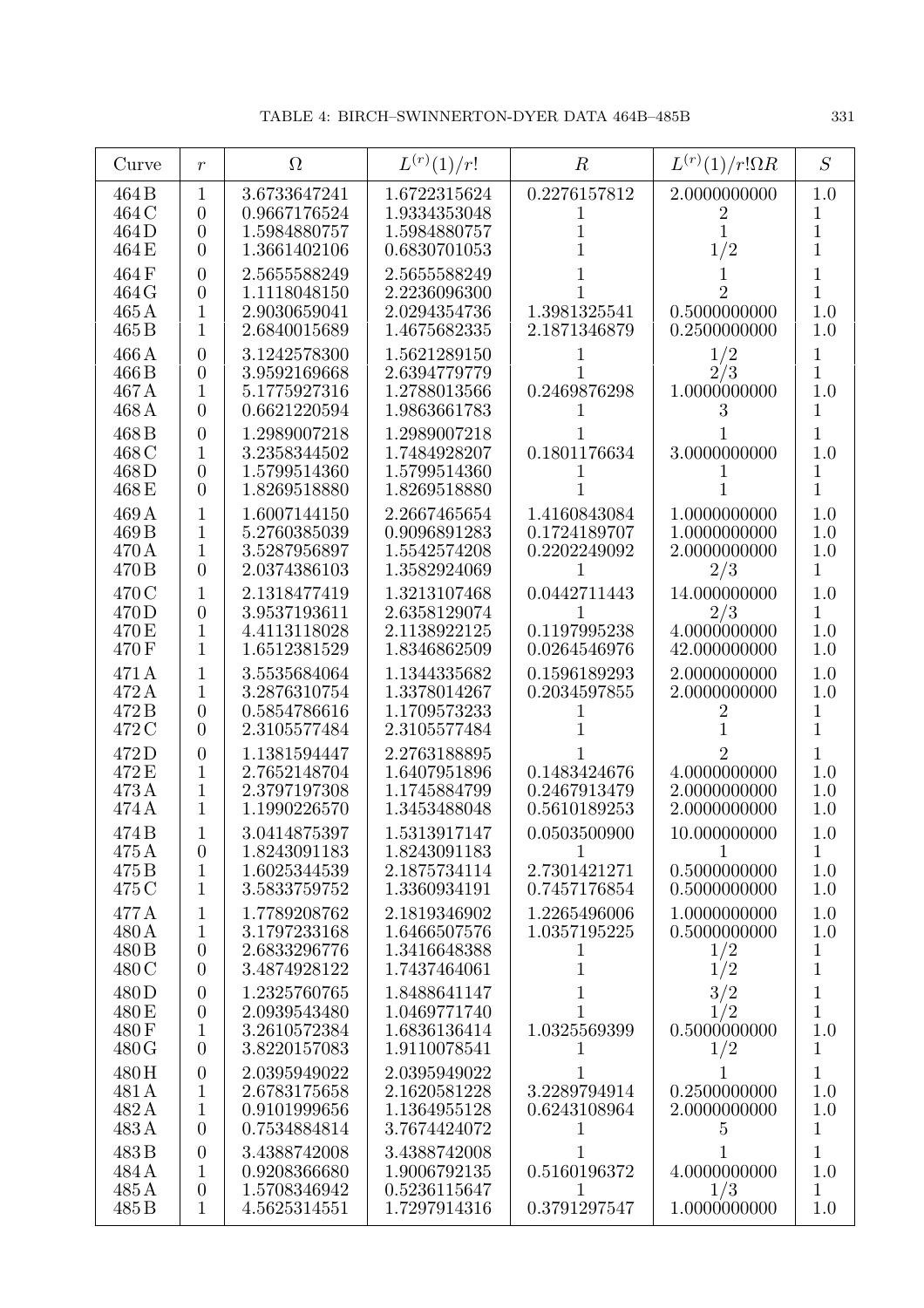| Curve | $r$ | $\Omega$ | $L^{(r)}(1)/r!$ | $R$ | $L^{(r)}(1)/r!\Omega R$ | $S$ |
|---|---|---|---|---|---|---|
| 464B | 1 | 3.6733647241 | 1.6722315624 | 0.2276157812 | 2.0000000000 | 1.0 |
| 464C | 0 | 0.9667176524 | 1.9334353048 | 1 | 2 | 1 |
| 464D | 0 | 1.5984880757 | 1.5984880757 | 1 | 1 | 1 |
| 464E | 0 | 1.3661402106 | 0.6830701053 | 1 | 1/2 | 1 |
| 464F | 0 | 2.5655588249 | 2.5655588249 | 1 | 1 | 1 |
| 464G | 0 | 1.1118048150 | 2.2236096300 | 1 | 2 | 1 |
| 465A | 1 | 2.9030659041 | 2.0294354736 | 1.3981325541 | 0.5000000000 | 1.0 |
| 465B | 1 | 2.6840015689 | 1.4675682335 | 2.1871346879 | 0.2500000000 | 1.0 |
| 466A | 0 | 3.1242578300 | 1.5621289150 | 1 | 1/2 | 1 |
| 466B | 0 | 3.9592169668 | 2.6394779779 | 1 | 2/3 | 1 |
| 467A | 1 | 5.1775927316 | 1.2788013566 | 0.2469876298 | 1.0000000000 | 1.0 |
| 468A | 0 | 0.6621220594 | 1.9863661783 | 1 | 3 | 1 |
| 468B | 0 | 1.2989007218 | 1.2989007218 | 1 | 1 | 1 |
| 468C | 1 | 3.2358344502 | 1.7484928207 | 0.1801176634 | 3.0000000000 | 1.0 |
| 468D | 0 | 1.5799514360 | 1.5799514360 | 1 | 1 | 1 |
| 468E | 0 | 1.8269518880 | 1.8269518880 | 1 | 1 | 1 |
| 469A | 1 | 1.6007144150 | 2.2667465654 | 1.4160843084 | 1.0000000000 | 1.0 |
| 469B | 1 | 5.2760385039 | 0.9096891283 | 0.1724189707 | 1.0000000000 | 1.0 |
| 470A | 1 | 3.5287956897 | 1.5542574208 | 0.2202249092 | 2.0000000000 | 1.0 |
| 470B | 0 | 2.0374386103 | 1.3582924069 | 1 | 2/3 | 1 |
| 470C | 1 | 2.1318477419 | 1.3213107468 | 0.0442711443 | 14.000000000 | 1.0 |
| 470D | 0 | 3.9537193611 | 2.6358129074 | 1 | 2/3 | 1 |
| 470E | 1 | 4.4113118028 | 2.1138922125 | 0.1197995238 | 4.0000000000 | 1.0 |
| 470F | 1 | 1.6512381529 | 1.8346862509 | 0.0264546976 | 42.000000000 | 1.0 |
| 471A | 1 | 3.5535684064 | 1.1344335682 | 0.1596189293 | 2.0000000000 | 1.0 |
| 472A | 1 | 3.2876310754 | 1.3378014267 | 0.2034597855 | 2.0000000000 | 1.0 |
| 472B | 0 | 0.5854786616 | 1.1709573233 | 1 | 2 | 1 |
| 472C | 0 | 2.3105577484 | 2.3105577484 | 1 | 1 | 1 |
| 472D | 0 | 1.1381594447 | 2.2763188895 | 1 | 2 | 1 |
| 472E | 1 | 2.7652148704 | 1.6407951896 | 0.1483424676 | 4.0000000000 | 1.0 |
| 473A | 1 | 2.3797197308 | 1.1745884799 | 0.2467913479 | 2.0000000000 | 1.0 |
| 474A | 1 | 1.1990226570 | 1.3453488048 | 0.5610189253 | 2.0000000000 | 1.0 |
| 474B | 1 | 3.0414875397 | 1.5313917147 | 0.0503500900 | 10.000000000 | 1.0 |
| 475A | 0 | 1.8243091183 | 1.8243091183 | 1 | 1 | 1 |
| 475B | 1 | 1.6025344539 | 2.1875734114 | 2.7301421271 | 0.5000000000 | 1.0 |
| 475C | 1 | 3.5833759752 | 1.3360934191 | 0.7457176854 | 0.5000000000 | 1.0 |
| 477A | 1 | 1.7789208762 | 2.1819346902 | 1.2265496006 | 1.0000000000 | 1.0 |
| 480A | 1 | 3.1797233168 | 1.6466507576 | 1.0357195225 | 0.5000000000 | 1.0 |
| 480B | 0 | 2.6833296776 | 1.3416648388 | 1 | 1/2 | 1 |
| 480C | 0 | 3.4874928122 | 1.7437464061 | 1 | 1/2 | 1 |
| 480D | 0 | 1.2325760765 | 1.8488641147 | 1 | 3/2 | 1 |
| 480E | 0 | 2.0939543480 | 1.0469771740 | 1 | 1/2 | 1 |
| 480F | 1 | 3.2610572384 | 1.6836136414 | 1.0325569399 | 0.5000000000 | 1.0 |
| 480G | 0 | 3.8220157083 | 1.9110078541 | 1 | 1/2 | 1 |
| 480H | 0 | 2.0395949022 | 2.0395949022 | 1 | 1 | 1 |
| 481A | 1 | 2.6783175658 | 2.1620581228 | 3.2289794914 | 0.2500000000 | 1.0 |
| 482A | 1 | 0.9101999656 | 1.1364955128 | 0.6243108964 | 2.0000000000 | 1.0 |
| 483A | 0 | 0.7534884814 | 3.7674424072 | 1 | 5 | 1 |
| 483B | 0 | 3.4388742008 | 3.4388742008 | 1 | 1 | 1 |
| 484A | 1 | 0.9208366680 | 1.9006792135 | 0.5160196372 | 4.0000000000 | 1.0 |
| 485A | 0 | 1.5708346942 | 0.5236115647 | 1 | 1/3 | 1 |
| 485B | 1 | 4.5625314551 | 1.7297914316 | 0.3791297547 | 1.0000000000 | 1.0 |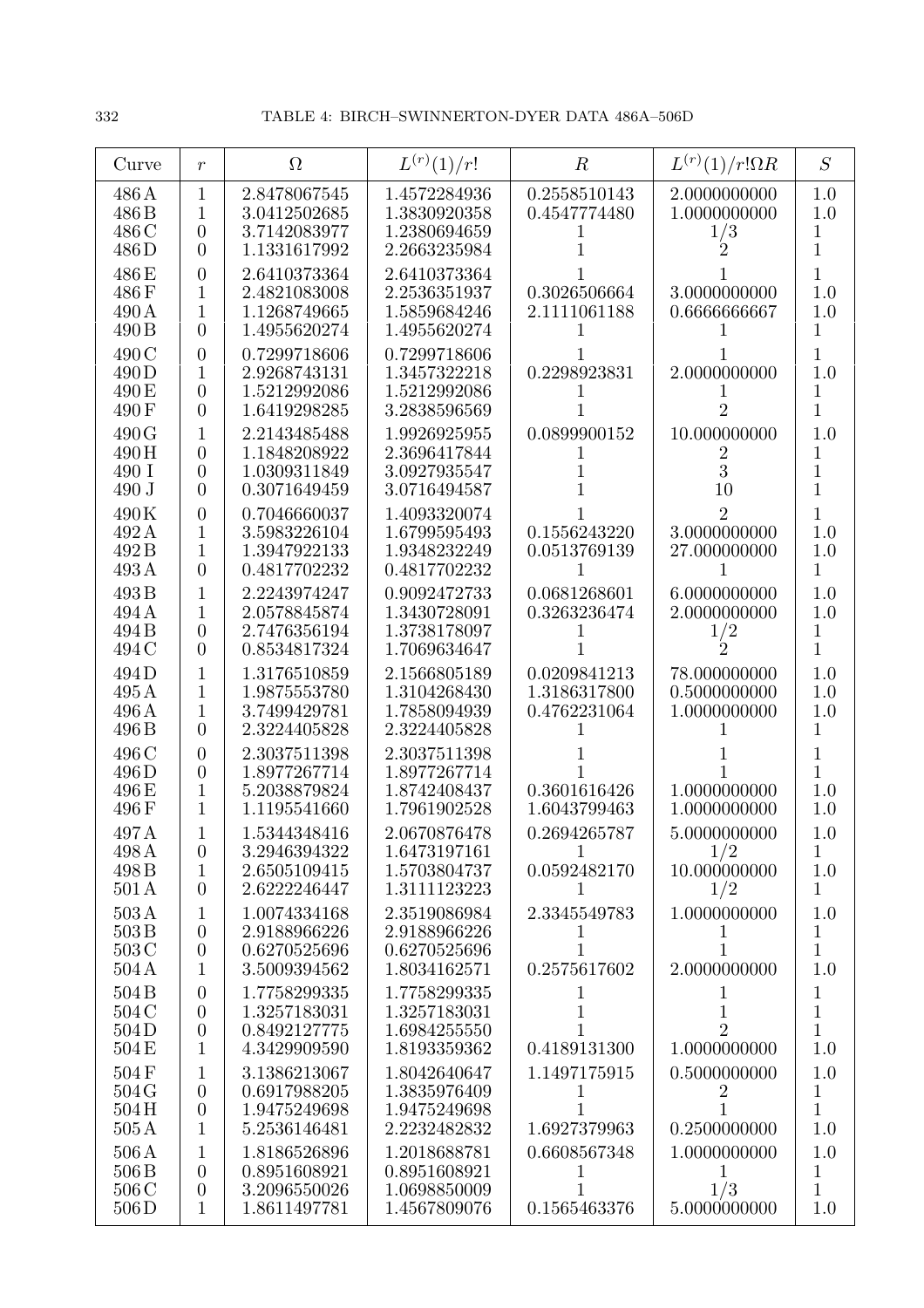| Curve | $r$ | $\Omega$ | $L^{(r)}(1)/r!$ | $R$ | $L^{(r)}(1)/r!\Omega R$ | $S$ |
|---|---|---|---|---|---|---|
| 486 A | 1 | 2.8478067545 | 1.4572284936 | 0.2558510143 | 2.0000000000 | 1.0 |
| 486 B | 1 | 3.0412502685 | 1.3830920358 | 0.4547774480 | 1.0000000000 | 1.0 |
| 486 C | 0 | 3.7142083977 | 1.2380694659 | 1 | $1/3$ | 1 |
| 486 D | 0 | 1.1331617992 | 2.2663235984 | 1 | 2 | 1 |
| 486 E | 0 | 2.6410373364 | 2.6410373364 | 1 | 1 | 1 |
| 486 F | 1 | 2.4821083008 | 2.2536351937 | 0.3026506664 | 3.0000000000 | 1.0 |
| 490 A | 1 | 1.1268749665 | 1.5859684246 | 2.1111061188 | 0.6666666667 | 1.0 |
| 490 B | 0 | 1.4955620274 | 1.4955620274 | 1 | 1 | 1 |
| 490 C | 0 | 0.7299718606 | 0.7299718606 | 1 | 1 | 1 |
| 490 D | 1 | 2.9268743131 | 1.3457322218 | 0.2298923831 | 2.0000000000 | 1.0 |
| 490 E | 0 | 1.5212992086 | 1.5212992086 | 1 | 1 | 1 |
| 490 F | 0 | 1.6419298285 | 3.2838596569 | 1 | 2 | 1 |
| 490 G | 1 | 2.2143485488 | 1.9926925955 | 0.0899900152 | 10.000000000 | 1.0 |
| 490 H | 0 | 1.1848208922 | 2.3696417844 | 1 | 2 | 1 |
| 490 I | 0 | 1.0309311849 | 3.0927935547 | 1 | 3 | 1 |
| 490 J | 0 | 0.3071649459 | 3.0716494587 | 1 | 10 | 1 |
| 490 K | 0 | 0.7046660037 | 1.4093320074 | 1 | 2 | 1 |
| 492 A | 1 | 3.5983226104 | 1.6799595493 | 0.1556243220 | 3.0000000000 | 1.0 |
| 492 B | 1 | 1.3947922133 | 1.9348232249 | 0.0513769139 | 27.000000000 | 1.0 |
| 493 A | 0 | 0.4817702232 | 0.4817702232 | 1 | 1 | 1 |
| 493 B | 1 | 2.2243974247 | 0.9092472733 | 0.0681268601 | 6.0000000000 | 1.0 |
| 494 A | 1 | 2.0578845874 | 1.3430728091 | 0.3263236474 | 2.0000000000 | 1.0 |
| 494 B | 0 | 2.7476356194 | 1.3738178097 | 1 | $1/2$ | 1 |
| 494 C | 0 | 0.8534817324 | 1.7069634647 | 1 | 2 | 1 |
| 494 D | 1 | 1.3176510859 | 2.1566805189 | 0.0209841213 | 78.000000000 | 1.0 |
| 495 A | 1 | 1.9875553780 | 1.3104268430 | 1.3186317800 | 0.5000000000 | 1.0 |
| 496 A | 1 | 3.7499429781 | 1.7858094939 | 0.4762231064 | 1.0000000000 | 1.0 |
| 496 B | 0 | 2.3224405828 | 2.3224405828 | 1 | 1 | 1 |
| 496 C | 0 | 2.3037511398 | 2.3037511398 | 1 | 1 | 1 |
| 496 D | 0 | 1.8977267714 | 1.8977267714 | 1 | 1 | 1 |
| 496 E | 1 | 5.2038879824 | 1.8742408437 | 0.3601616426 | 1.0000000000 | 1.0 |
| 496 F | 1 | 1.1195541660 | 1.7961902528 | 1.6043799463 | 1.0000000000 | 1.0 |
| 497 A | 1 | 1.5344348416 | 2.0670876478 | 0.2694265787 | 5.0000000000 | 1.0 |
| 498 A | 0 | 3.2946394322 | 1.6473197161 | 1 | $1/2$ | 1 |
| 498 B | 1 | 2.6505109415 | 1.5703804737 | 0.0592482170 | 10.000000000 | 1.0 |
| 501 A | 0 | 2.6222246447 | 1.3111123223 | 1 | $1/2$ | 1 |
| 503 A | 1 | 1.0074334168 | 2.3519086984 | 2.3345549783 | 1.0000000000 | 1.0 |
| 503 B | 0 | 2.9188966226 | 2.9188966226 | 1 | 1 | 1 |
| 503 C | 0 | 0.6270525696 | 0.6270525696 | 1 | 1 | 1 |
| 504 A | 1 | 3.5009394562 | 1.8034162571 | 0.2575617602 | 2.0000000000 | 1.0 |
| 504 B | 0 | 1.7758299335 | 1.7758299335 | 1 | 1 | 1 |
| 504 C | 0 | 1.3257183031 | 1.3257183031 | 1 | 1 | 1 |
| 504 D | 0 | 0.8492127775 | 1.6984255550 | 1 | 2 | 1 |
| 504 E | 1 | 4.3429909590 | 1.8193359362 | 0.4189131300 | 1.0000000000 | 1.0 |
| 504 F | 1 | 3.1386213067 | 1.8042640647 | 1.1497175915 | 0.5000000000 | 1.0 |
| 504 G | 0 | 0.6917988205 | 1.3835976409 | 1 | 2 | 1 |
| 504 H | 0 | 1.9475249698 | 1.9475249698 | 1 | 1 | 1 |
| 505 A | 1 | 5.2536146481 | 2.2232482832 | 1.6927379963 | 0.2500000000 | 1.0 |
| 506 A | 1 | 1.8186526896 | 1.2018688781 | 0.6608567348 | 1.0000000000 | 1.0 |
| 506 B | 0 | 0.8951608921 | 0.8951608921 | 1 | 1 | 1 |
| 506 C | 0 | 3.2096550026 | 1.0698850009 | 1 | $1/3$ | 1 |
| 506 D | 1 | 1.8611497781 | 1.4567809076 | 0.1565463376 | 5.0000000000 | 1.0 |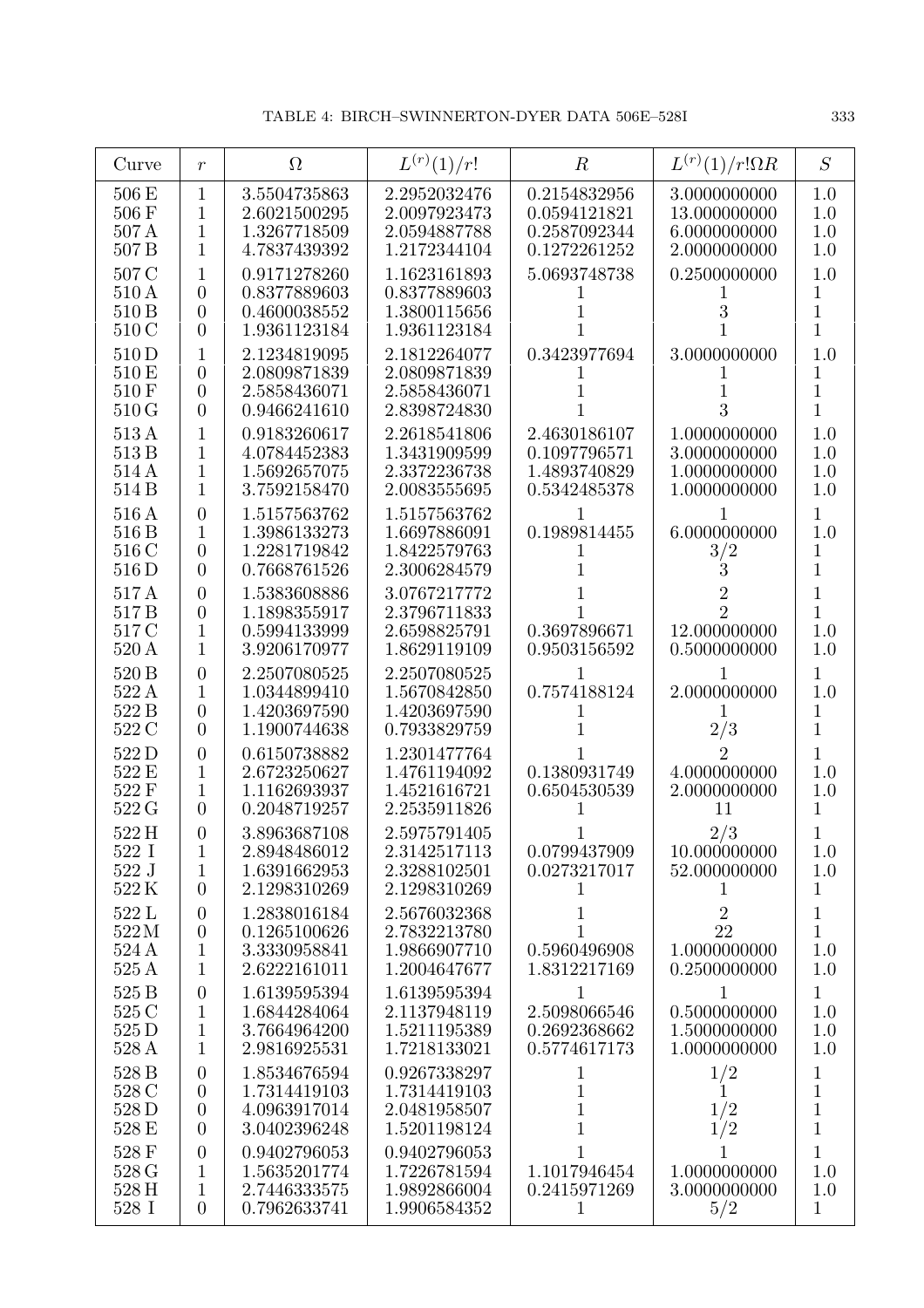| Curve | $r$ | $\Omega$ | $L^{(r)}(1)/r!$ | $R$ | $L^{(r)}(1)/r!\Omega R$ | $S$ |
|---|---|---|---|---|---|---|
| 506 E | 1 | 3.5504735863 | 2.2952032476 | 0.2154832956 | 3.0000000000 | 1.0 |
| 506 F | 1 | 2.6021500295 | 2.0097923473 | 0.0594121821 | 13.000000000 | 1.0 |
| 507 A | 1 | 1.3267718509 | 2.0594887788 | 0.2587092344 | 6.0000000000 | 1.0 |
| 507 B | 1 | 4.7837439392 | 1.2172344104 | 0.1272261252 | 2.0000000000 | 1.0 |
| 507 C | 1 | 0.9171278260 | 1.1623161893 | 5.0693748738 | 0.2500000000 | 1.0 |
| 510 A | 0 | 0.8377889603 | 0.8377889603 | 1 | 1 | 1 |
| 510 B | 0 | 0.4600038552 | 1.3800115656 | 1 | 3 | 1 |
| 510 C | 0 | 1.9361123184 | 1.9361123184 | 1 | 1 | 1 |
| 510 D | 1 | 2.1234819095 | 2.1812264077 | 0.3423977694 | 3.0000000000 | 1.0 |
| 510 E | 0 | 2.0809871839 | 2.0809871839 | 1 | 1 | 1 |
| 510 F | 0 | 2.5858436071 | 2.5858436071 | 1 | 1 | 1 |
| 510 G | 0 | 0.9466241610 | 2.8398724830 | 1 | 3 | 1 |
| 513 A | 1 | 0.9183260617 | 2.2618541806 | 2.4630186107 | 1.0000000000 | 1.0 |
| 513 B | 1 | 4.0784452383 | 1.3431909599 | 0.1097796571 | 3.0000000000 | 1.0 |
| 514 A | 1 | 1.5692657075 | 2.3372236738 | 1.4893740829 | 1.0000000000 | 1.0 |
| 514 B | 1 | 3.7592158470 | 2.0083555695 | 0.5342485378 | 1.0000000000 | 1.0 |
| 516 A | 0 | 1.5157563762 | 1.5157563762 | 1 | 1 | 1 |
| 516 B | 1 | 1.3986133273 | 1.6697886091 | 0.1989814455 | 6.0000000000 | 1.0 |
| 516 C | 0 | 1.2281719842 | 1.8422579763 | 1 | 3/2 | 1 |
| 516 D | 0 | 0.7668761526 | 2.3006284579 | 1 | 3 | 1 |
| 517 A | 0 | 1.5383608886 | 3.0767217772 | 1 | 2 | 1 |
| 517 B | 0 | 1.1898355917 | 2.3796711833 | 1 | 2 | 1 |
| 517 C | 1 | 0.5994133999 | 2.6598825791 | 0.3697896671 | 12.000000000 | 1.0 |
| 520 A | 1 | 3.9206170977 | 1.8629119109 | 0.9503156592 | 0.5000000000 | 1.0 |
| 520 B | 0 | 2.2507080525 | 2.2507080525 | 1 | 1 | 1 |
| 522 A | 1 | 1.0344899410 | 1.5670842850 | 0.7574188124 | 2.0000000000 | 1.0 |
| 522 B | 0 | 1.4203697590 | 1.4203697590 | 1 | 1 | 1 |
| 522 C | 0 | 1.1900744638 | 0.7933829759 | 1 | 2/3 | 1 |
| 522 D | 0 | 0.6150738882 | 1.2301477764 | 1 | 2 | 1 |
| 522 E | 1 | 2.6723250627 | 1.4761194092 | 0.1380931749 | 4.0000000000 | 1.0 |
| 522 F | 1 | 1.1162693937 | 1.4521616721 | 0.6504530539 | 2.0000000000 | 1.0 |
| 522 G | 0 | 0.2048719257 | 2.2535911826 | 1 | 11 | 1 |
| 522 H | 0 | 3.8963687108 | 2.5975791405 | 1 | 2/3 | 1 |
| 522 I | 1 | 2.8948486012 | 2.3142517113 | 0.0799437909 | 10.000000000 | 1.0 |
| 522 J | 1 | 1.6391662953 | 2.3288102501 | 0.0273217017 | 52.000000000 | 1.0 |
| 522 K | 0 | 2.1298310269 | 2.1298310269 | 1 | 1 | 1 |
| 522 L | 0 | 1.2838016184 | 2.5676032368 | 1 | 2 | 1 |
| 522 M | 0 | 0.1265100626 | 2.7832213780 | 1 | 22 | 1 |
| 524 A | 1 | 3.3330958841 | 1.9866907710 | 0.5960496908 | 1.0000000000 | 1.0 |
| 525 A | 1 | 2.6222161011 | 1.2004647677 | 1.8312217169 | 0.2500000000 | 1.0 |
| 525 B | 0 | 1.6139595394 | 1.6139595394 | 1 | 1 | 1 |
| 525 C | 1 | 1.6844284064 | 2.1137948119 | 2.5098066546 | 0.5000000000 | 1.0 |
| 525 D | 1 | 3.7664964200 | 1.5211195389 | 0.2692368662 | 1.5000000000 | 1.0 |
| 528 A | 1 | 2.9816925531 | 1.7218133021 | 0.5774617173 | 1.0000000000 | 1.0 |
| 528 B | 0 | 1.8534676594 | 0.9267338297 | 1 | 1/2 | 1 |
| 528 C | 0 | 1.7314419103 | 1.7314419103 | 1 | 1 | 1 |
| 528 D | 0 | 4.0963917014 | 2.0481958507 | 1 | 1/2 | 1 |
| 528 E | 0 | 3.0402396248 | 1.5201198124 | 1 | 1/2 | 1 |
| 528 F | 0 | 0.9402796053 | 0.9402796053 | 1 | 1 | 1 |
| 528 G | 1 | 1.5635201774 | 1.7226781594 | 1.1017946454 | 1.0000000000 | 1.0 |
| 528 H | 1 | 2.7446333575 | 1.9892866004 | 0.2415971269 | 3.0000000000 | 1.0 |
| 528 I | 0 | 0.7962633741 | 1.9906584352 | 1 | 5/2 | 1 |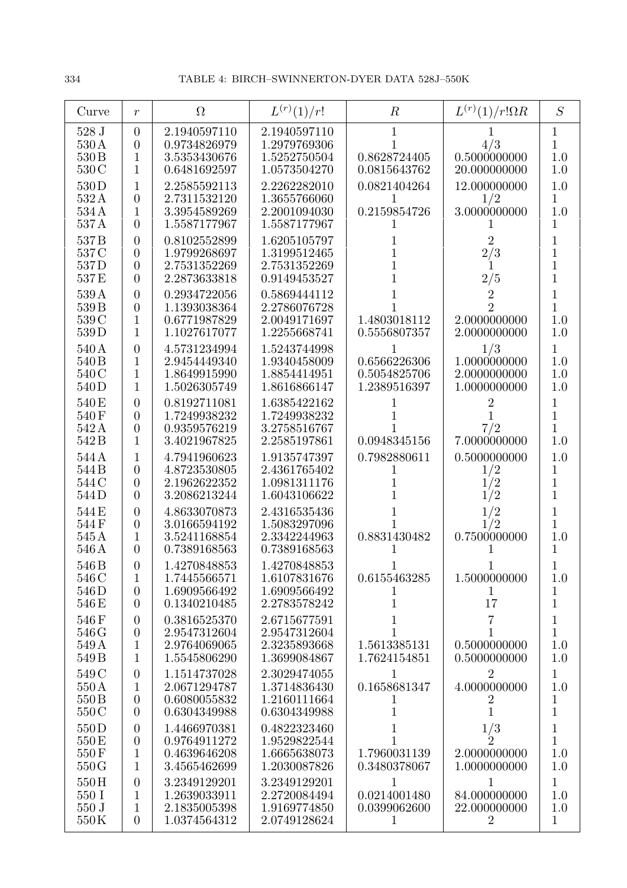| Curve | $r$ | $\Omega$ | $L^{(r)}(1)/r!$ | $R$ | $L^{(r)}(1)/r!\Omega R$ | $S$ |
|---|---|---|---|---|---|---|
| 528 J | 0 | 2.1940597110 | 2.1940597110 | 1 | 1 | 1 |
| 530 A | 0 | 0.9734826979 | 1.2979769306 | 1 | 4/3 | 1 |
| 530 B | 1 | 3.5353430676 | 1.5252750504 | 0.8628724405 | 0.5000000000 | 1.0 |
| 530 C | 1 | 0.6481692597 | 1.0573504270 | 0.0815643762 | 20.000000000 | 1.0 |
| 530 D | 1 | 2.2585592113 | 2.2262282010 | 0.0821404264 | 12.000000000 | 1.0 |
| 532 A | 0 | 2.7311532120 | 1.3655766060 | 1 | 1/2 | 1 |
| 534 A | 1 | 3.3954589269 | 2.2001094030 | 0.2159854726 | 3.0000000000 | 1.0 |
| 537 A | 0 | 1.5587177967 | 1.5587177967 | 1 | 1 | 1 |
| 537 B | 0 | 0.8102552899 | 1.6205105797 | 1 | 2 | 1 |
| 537 C | 0 | 1.9799268697 | 1.3199512465 | 1 | 2/3 | 1 |
| 537 D | 0 | 2.7531352269 | 2.7531352269 | 1 | 1 | 1 |
| 537 E | 0 | 2.2873633818 | 0.9149453527 | 1 | 2/5 | 1 |
| 539 A | 0 | 0.2934722056 | 0.5869444112 | 1 | 2 | 1 |
| 539 B | 0 | 1.1393038364 | 2.2786076728 | 1 | 2 | 1 |
| 539 C | 1 | 0.6771987829 | 2.0049171697 | 1.4803018112 | 2.0000000000 | 1.0 |
| 539 D | 1 | 1.1027617077 | 1.2255668741 | 0.5556807357 | 2.0000000000 | 1.0 |
| 540 A | 0 | 4.5731234994 | 1.5243744998 | 1 | 1/3 | 1 |
| 540 B | 1 | 2.9454449340 | 1.9340458009 | 0.6566226306 | 1.0000000000 | 1.0 |
| 540 C | 1 | 1.8649915990 | 1.8854414951 | 0.5054825706 | 2.0000000000 | 1.0 |
| 540 D | 1 | 1.5026305749 | 1.8616866147 | 1.2389516397 | 1.0000000000 | 1.0 |
| 540 E | 0 | 0.8192711081 | 1.6385422162 | 1 | 2 | 1 |
| 540 F | 0 | 1.7249938232 | 1.7249938232 | 1 | 1 | 1 |
| 542 A | 0 | 0.9359576219 | 3.2758516767 | 1 | 7/2 | 1 |
| 542 B | 1 | 3.4021967825 | 2.2585197861 | 0.0948345156 | 7.0000000000 | 1.0 |
| 544 A | 1 | 4.7941960623 | 1.9135747397 | 0.7982880611 | 0.5000000000 | 1.0 |
| 544 B | 0 | 4.8723530805 | 2.4361765402 | 1 | 1/2 | 1 |
| 544 C | 0 | 2.1962622352 | 1.0981311176 | 1 | 1/2 | 1 |
| 544 D | 0 | 3.2086213244 | 1.6043106622 | 1 | 1/2 | 1 |
| 544 E | 0 | 4.8633070873 | 2.4316535436 | 1 | 1/2 | 1 |
| 544 F | 0 | 3.0166594192 | 1.5083297096 | 1 | 1/2 | 1 |
| 545 A | 1 | 3.5241168854 | 2.3342244963 | 0.8831430482 | 0.7500000000 | 1.0 |
| 546 A | 0 | 0.7389168563 | 0.7389168563 | 1 | 1 | 1 |
| 546 B | 0 | 1.4270848853 | 1.4270848853 | 1 | 1 | 1 |
| 546 C | 1 | 1.7445566571 | 1.6107831676 | 0.6155463285 | 1.5000000000 | 1.0 |
| 546 D | 0 | 1.6909566492 | 1.6909566492 | 1 | 1 | 1 |
| 546 E | 0 | 0.1340210485 | 2.2783578242 | 1 | 17 | 1 |
| 546 F | 0 | 0.3816525370 | 2.6715677591 | 1 | 7 | 1 |
| 546 G | 0 | 2.9547312604 | 2.9547312604 | 1 | 1 | 1 |
| 549 A | 1 | 2.9764069065 | 2.3235893668 | 1.5613385131 | 0.5000000000 | 1.0 |
| 549 B | 1 | 1.5545806290 | 1.3699084867 | 1.7624154851 | 0.5000000000 | 1.0 |
| 549 C | 0 | 1.1514737028 | 2.3029474055 | 1 | 2 | 1 |
| 550 A | 1 | 2.0671294787 | 1.3714836430 | 0.1658681347 | 4.0000000000 | 1.0 |
| 550 B | 0 | 0.6080055832 | 1.2160111664 | 1 | 2 | 1 |
| 550 C | 0 | 0.6304349988 | 0.6304349988 | 1 | 1 | 1 |
| 550 D | 0 | 1.4466970381 | 0.4822323460 | 1 | 1/3 | 1 |
| 550 E | 0 | 0.9764911272 | 1.9529822544 | 1 | 2 | 1 |
| 550 F | 1 | 0.4639646208 | 1.6665638073 | 1.7960031139 | 2.0000000000 | 1.0 |
| 550 G | 1 | 3.4565462699 | 1.2030087826 | 0.3480378067 | 1.0000000000 | 1.0 |
| 550 H | 0 | 3.2349129201 | 3.2349129201 | 1 | 1 | 1 |
| 550 I | 1 | 1.2639033911 | 2.2720084494 | 0.0214001480 | 84.000000000 | 1.0 |
| 550 J | 1 | 2.1835005398 | 1.9169774850 | 0.0399062600 | 22.000000000 | 1.0 |
| 550 K | 0 | 1.0374564312 | 2.0749128624 | 1 | 2 | 1 |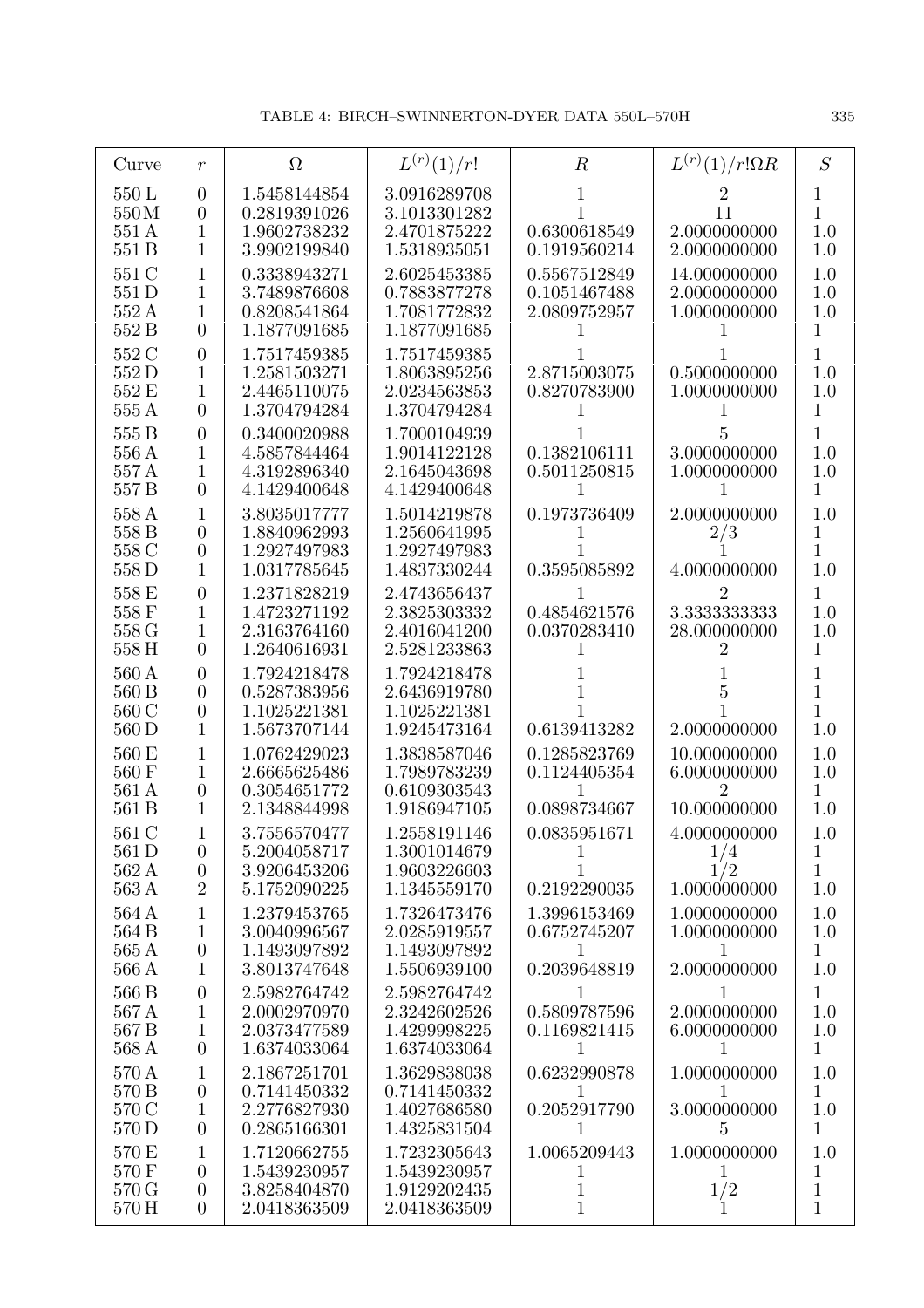| Curve | $r$ | $\Omega$ | $L^{(r)}(1)/r!$ | $R$ | $L^{(r)}(1)/r!\Omega R$ | $S$ |
|---|---|---|---|---|---|---|
| 550 L | 0 | 1.5458144854 | 3.0916289708 | 1 | 2 | 1 |
| 550 M | 0 | 0.2819391026 | 3.1013301282 | 1 | 11 | 1 |
| 551 A | 1 | 1.9602738232 | 2.4701875222 | 0.6300618549 | 2.0000000000 | 1.0 |
| 551 B | 1 | 3.9902199840 | 1.5318935051 | 0.1919560214 | 2.0000000000 | 1.0 |
| 551 C | 1 | 0.3338943271 | 2.6025453385 | 0.5567512849 | 14.000000000 | 1.0 |
| 551 D | 1 | 3.7489876608 | 0.7883877278 | 0.1051467488 | 2.0000000000 | 1.0 |
| 552 A | 1 | 0.8208541864 | 1.7081772832 | 2.0809752957 | 1.0000000000 | 1.0 |
| 552 B | 0 | 1.1877091685 | 1.1877091685 | 1 | 1 | 1 |
| 552 C | 0 | 1.7517459385 | 1.7517459385 | 1 | 1 | 1 |
| 552 D | 1 | 1.2581503271 | 1.8063895256 | 2.8715003075 | 0.5000000000 | 1.0 |
| 552 E | 1 | 2.4465110075 | 2.0234563853 | 0.8270783900 | 1.0000000000 | 1.0 |
| 555 A | 0 | 1.3704794284 | 1.3704794284 | 1 | 1 | 1 |
| 555 B | 0 | 0.3400020988 | 1.7000104939 | 1 | 5 | 1 |
| 556 A | 1 | 4.5857844464 | 1.9014122128 | 0.1382106111 | 3.0000000000 | 1.0 |
| 557 A | 1 | 4.3192896340 | 2.1645043698 | 0.5011250815 | 1.0000000000 | 1.0 |
| 557 B | 0 | 4.1429400648 | 4.1429400648 | 1 | 1 | 1 |
| 558 A | 1 | 3.8035017777 | 1.5014219878 | 0.1973736409 | 2.0000000000 | 1.0 |
| 558 B | 0 | 1.8840962993 | 1.2560641995 | 1 | 2/3 | 1 |
| 558 C | 0 | 1.2927497983 | 1.2927497983 | 1 | 1 | 1 |
| 558 D | 1 | 1.0317785645 | 1.4837330244 | 0.3595085892 | 4.0000000000 | 1.0 |
| 558 E | 0 | 1.2371828219 | 2.4743656437 | 1 | 2 | 1 |
| 558 F | 1 | 1.4723271192 | 2.3825303332 | 0.4854621576 | 3.3333333333 | 1.0 |
| 558 G | 1 | 2.3163764160 | 2.4016041200 | 0.0370283410 | 28.000000000 | 1.0 |
| 558 H | 0 | 1.2640616931 | 2.5281233863 | 1 | 2 | 1 |
| 560 A | 0 | 1.7924218478 | 1.7924218478 | 1 | 1 | 1 |
| 560 B | 0 | 0.5287383956 | 2.6436919780 | 1 | 5 | 1 |
| 560 C | 0 | 1.1025221381 | 1.1025221381 | 1 | 1 | 1 |
| 560 D | 1 | 1.5673707144 | 1.9245473164 | 0.6139413282 | 2.0000000000 | 1.0 |
| 560 E | 1 | 1.0762429023 | 1.3838587046 | 0.1285823769 | 10.000000000 | 1.0 |
| 560 F | 1 | 2.6665625486 | 1.7989783239 | 0.1124405354 | 6.0000000000 | 1.0 |
| 561 A | 0 | 0.3054651772 | 0.6109303543 | 1 | 2 | 1 |
| 561 B | 1 | 2.1348844998 | 1.9186947105 | 0.0898734667 | 10.000000000 | 1.0 |
| 561 C | 1 | 3.7556570477 | 1.2558191146 | 0.0835951671 | 4.0000000000 | 1.0 |
| 561 D | 0 | 5.2004058717 | 1.3001014679 | 1 | 1/4 | 1 |
| 562 A | 0 | 3.9206453206 | 1.9603226603 | 1 | 1/2 | 1 |
| 563 A | 2 | 5.1752090225 | 1.1345559170 | 0.2192290035 | 1.0000000000 | 1.0 |
| 564 A | 1 | 1.2379453765 | 1.7326473476 | 1.3996153469 | 1.0000000000 | 1.0 |
| 564 B | 1 | 3.0040996567 | 2.0285919557 | 0.6752745207 | 1.0000000000 | 1.0 |
| 565 A | 0 | 1.1493097892 | 1.1493097892 | 1 | 1 | 1 |
| 566 A | 1 | 3.8013747648 | 1.5506939100 | 0.2039648819 | 2.0000000000 | 1.0 |
| 566 B | 0 | 2.5982764742 | 2.5982764742 | 1 | 1 | 1 |
| 567 A | 1 | 2.0002970970 | 2.3242602526 | 0.5809787596 | 2.0000000000 | 1.0 |
| 567 B | 1 | 2.0373477589 | 1.4299998225 | 0.1169821415 | 6.0000000000 | 1.0 |
| 568 A | 0 | 1.6374033064 | 1.6374033064 | 1 | 1 | 1 |
| 570 A | 1 | 2.1867251701 | 1.3629838038 | 0.6232990878 | 1.0000000000 | 1.0 |
| 570 B | 0 | 0.7141450332 | 0.7141450332 | 1 | 1 | 1 |
| 570 C | 1 | 2.2776827930 | 1.4027686580 | 0.2052917790 | 3.0000000000 | 1.0 |
| 570 D | 0 | 0.2865166301 | 1.4325831504 | 1 | 5 | 1 |
| 570 E | 1 | 1.7120662755 | 1.7232305643 | 1.0065209443 | 1.0000000000 | 1.0 |
| 570 F | 0 | 1.5439230957 | 1.5439230957 | 1 | 1 | 1 |
| 570 G | 0 | 3.8258404870 | 1.9129202435 | 1 | 1/2 | 1 |
| 570 H | 0 | 2.0418363509 | 2.0418363509 | 1 | 1 | 1 |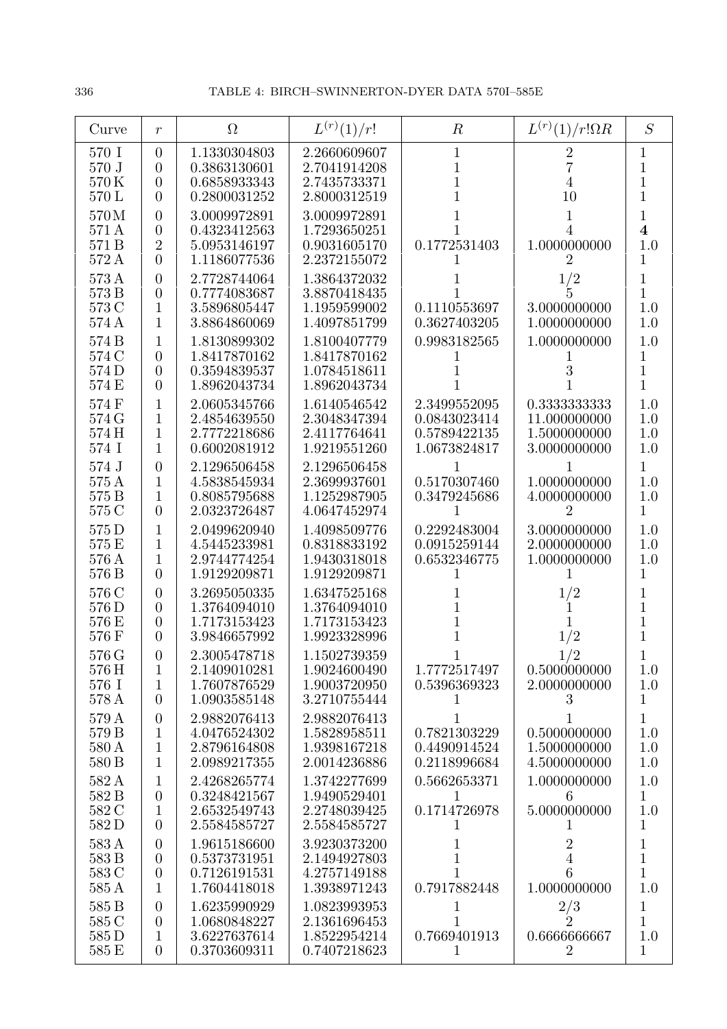| Curve | $r$ | $\Omega$ | $L^{(r)}(1)/r!$ | $R$ | $L^{(r)}(1)/r!\Omega R$ | $S$ |
|---|---|---|---|---|---|---|
| 570 I | 0 | 1.1330304803 | 2.2660609607 | 1 | 2 | 1 |
| 570 J | 0 | 0.3863130601 | 2.7041914208 | 1 | 7 | 1 |
| 570 K | 0 | 0.6858933343 | 2.7435733371 | 1 | 4 | 1 |
| 570 L | 0 | 0.2800031252 | 2.8000312519 | 1 | 10 | 1 |
| 570 M | 0 | 3.0009972891 | 3.0009972891 | 1 | 1 | 1 |
| 571 A | 0 | 0.4323412563 | 1.7293650251 | 1 | 4 | **4** |
| 571 B | 2 | 5.0953146197 | 0.9031605170 | 0.1772531403 | 1.0000000000 | 1.0 |
| 572 A | 0 | 1.1186077536 | 2.2372155072 | 1 | 2 | 1 |
| 573 A | 0 | 2.7728744064 | 1.3864372032 | 1 | 1/2 | 1 |
| 573 B | 0 | 0.7774083687 | 3.8870418435 | 1 | 5 | 1 |
| 573 C | 1 | 3.5896805447 | 1.1959599002 | 0.1110553697 | 3.0000000000 | 1.0 |
| 574 A | 1 | 3.8864860069 | 1.4097851799 | 0.3627403205 | 1.0000000000 | 1.0 |
| 574 B | 1 | 1.8130899302 | 1.8100407779 | 0.9983182565 | 1.0000000000 | 1.0 |
| 574 C | 0 | 1.8417870162 | 1.8417870162 | 1 | 1 | 1 |
| 574 D | 0 | 0.3594839537 | 1.0784518611 | 1 | 3 | 1 |
| 574 E | 0 | 1.8962043734 | 1.8962043734 | 1 | 1 | 1 |
| 574 F | 1 | 2.0605345766 | 1.6140546542 | 2.3499552095 | 0.3333333333 | 1.0 |
| 574 G | 1 | 2.4854639550 | 2.3048347394 | 0.0843023414 | 11.000000000 | 1.0 |
| 574 H | 1 | 2.7772218686 | 2.4117764641 | 0.5789422135 | 1.5000000000 | 1.0 |
| 574 I | 1 | 0.6002081912 | 1.9219551260 | 1.0673824817 | 3.0000000000 | 1.0 |
| 574 J | 0 | 2.1296506458 | 2.1296506458 | 1 | 1 | 1 |
| 575 A | 1 | 4.5838545934 | 2.3699937601 | 0.5170307460 | 1.0000000000 | 1.0 |
| 575 B | 1 | 0.8085795688 | 1.1252987905 | 0.3479245686 | 4.0000000000 | 1.0 |
| 575 C | 0 | 2.0323726487 | 4.0647452974 | 1 | 2 | 1 |
| 575 D | 1 | 2.0499620940 | 1.4098509776 | 0.2292483004 | 3.0000000000 | 1.0 |
| 575 E | 1 | 4.5445233981 | 0.8318833192 | 0.0915259144 | 2.0000000000 | 1.0 |
| 576 A | 1 | 2.9744774254 | 1.9430318018 | 0.6532346775 | 1.0000000000 | 1.0 |
| 576 B | 0 | 1.9129209871 | 1.9129209871 | 1 | 1 | 1 |
| 576 C | 0 | 3.2695050335 | 1.6347525168 | 1 | 1/2 | 1 |
| 576 D | 0 | 1.3764094010 | 1.3764094010 | 1 | 1 | 1 |
| 576 E | 0 | 1.7173153423 | 1.7173153423 | 1 | 1 | 1 |
| 576 F | 0 | 3.9846657992 | 1.9923328996 | 1 | 1/2 | 1 |
| 576 G | 0 | 2.3005478718 | 1.1502739359 | 1 | 1/2 | 1 |
| 576 H | 1 | 2.1409010281 | 1.9024600490 | 1.7772517497 | 0.5000000000 | 1.0 |
| 576 I | 1 | 1.7607876529 | 1.9003720950 | 0.5396369323 | 2.0000000000 | 1.0 |
| 578 A | 0 | 1.0903585148 | 3.2710755444 | 1 | 3 | 1 |
| 579 A | 0 | 2.9882076413 | 2.9882076413 | 1 | 1 | 1 |
| 579 B | 1 | 4.0476524302 | 1.5828958511 | 0.7821303229 | 0.5000000000 | 1.0 |
| 580 A | 1 | 2.8796164808 | 1.9398167218 | 0.4490914524 | 1.5000000000 | 1.0 |
| 580 B | 1 | 2.0989217355 | 2.0014236886 | 0.2118996684 | 4.5000000000 | 1.0 |
| 582 A | 1 | 2.4268265774 | 1.3742277699 | 0.5662653371 | 1.0000000000 | 1.0 |
| 582 B | 0 | 0.3248421567 | 1.9490529401 | 1 | 6 | 1 |
| 582 C | 1 | 2.6532549743 | 2.2748039425 | 0.1714726978 | 5.0000000000 | 1.0 |
| 582 D | 0 | 2.5584585727 | 2.5584585727 | 1 | 1 | 1 |
| 583 A | 0 | 1.9615186600 | 3.9230373200 | 1 | 2 | 1 |
| 583 B | 0 | 0.5373731951 | 2.1494927803 | 1 | 4 | 1 |
| 583 C | 0 | 0.7126191531 | 4.2757149188 | 1 | 6 | 1 |
| 585 A | 1 | 1.7604418018 | 1.3938971243 | 0.7917882448 | 1.0000000000 | 1.0 |
| 585 B | 0 | 1.6235990929 | 1.0823993953 | 1 | 2/3 | 1 |
| 585 C | 0 | 1.0680848227 | 2.1361696453 | 1 | 2 | 1 |
| 585 D | 1 | 3.6227637614 | 1.8522954214 | 0.7669401913 | 0.6666666667 | 1.0 |
| 585 E | 0 | 0.3703609311 | 0.7407218623 | 1 | 2 | 1 |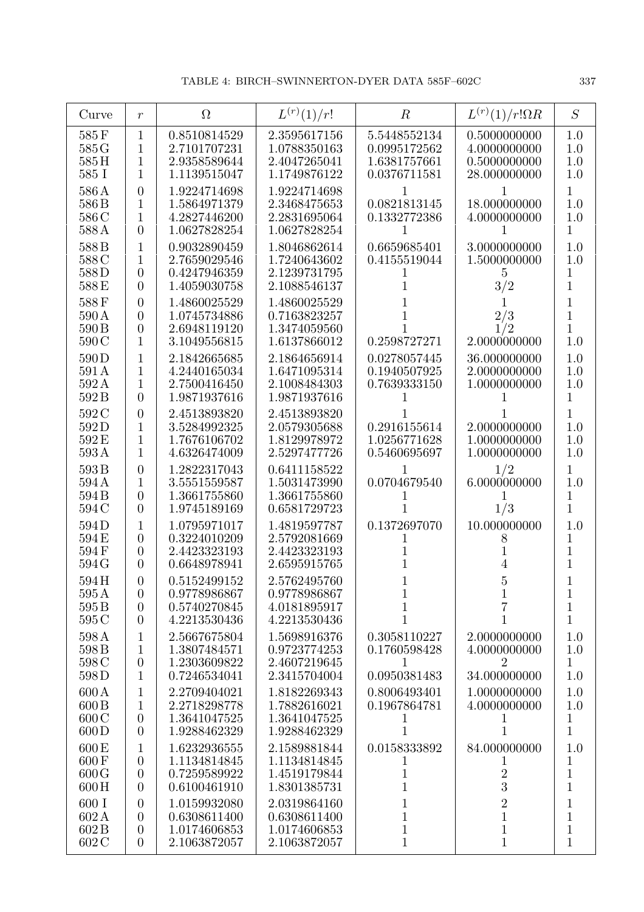| Curve | $r$ | $\Omega$ | $L^{(r)}(1)/r!$ | $R$ | $L^{(r)}(1)/r!\Omega R$ | $S$ |
|---|---|---|---|---|---|---|
| 585 F | 1 | 0.8510814529 | 2.3595617156 | 5.5448552134 | 0.5000000000 | 1.0 |
| 585 G | 1 | 2.7101707231 | 1.0788350163 | 0.0995172562 | 4.0000000000 | 1.0 |
| 585 H | 1 | 2.9358589644 | 2.4047265041 | 1.6381757661 | 0.5000000000 | 1.0 |
| 585 I | 1 | 1.1139515047 | 1.1749876122 | 0.0376711581 | 28.000000000 | 1.0 |
| 586 A | 0 | 1.9224714698 | 1.9224714698 | 1 | 1 | 1 |
| 586 B | 1 | 1.5864971379 | 2.3468475653 | 0.0821813145 | 18.000000000 | 1.0 |
| 586 C | 1 | 4.2827446200 | 2.2831695064 | 0.1332772386 | 4.0000000000 | 1.0 |
| 588 A | 0 | 1.0627828254 | 1.0627828254 | 1 | 1 | 1 |
| 588 B | 1 | 0.9032890459 | 1.8046862614 | 0.6659685401 | 3.0000000000 | 1.0 |
| 588 C | 1 | 2.7659029546 | 1.7240643602 | 0.4155519044 | 1.5000000000 | 1.0 |
| 588 D | 0 | 0.4247946359 | 2.1239731795 | 1 | 5 | 1 |
| 588 E | 0 | 1.4059030758 | 2.1088546137 | 1 | 3/2 | 1 |
| 588 F | 0 | 1.4860025529 | 1.4860025529 | 1 | 1 | 1 |
| 590 A | 0 | 1.0745734886 | 0.7163823257 | 1 | 2/3 | 1 |
| 590 B | 0 | 2.6948119120 | 1.3474059560 | 1 | 1/2 | 1 |
| 590 C | 1 | 3.1049556815 | 1.6137866012 | 0.2598727271 | 2.0000000000 | 1.0 |
| 590 D | 1 | 2.1842665685 | 2.1864656914 | 0.0278057445 | 36.000000000 | 1.0 |
| 591 A | 1 | 4.2440165034 | 1.6471095314 | 0.1940507925 | 2.0000000000 | 1.0 |
| 592 A | 1 | 2.7500416450 | 2.1008484303 | 0.7639333150 | 1.0000000000 | 1.0 |
| 592 B | 0 | 1.9871937616 | 1.9871937616 | 1 | 1 | 1 |
| 592 C | 0 | 2.4513893820 | 2.4513893820 | 1 | 1 | 1 |
| 592 D | 1 | 3.5284992325 | 2.0579305688 | 0.2916155614 | 2.0000000000 | 1.0 |
| 592 E | 1 | 1.7676106702 | 1.8129978972 | 1.0256771628 | 1.0000000000 | 1.0 |
| 593 A | 1 | 4.6326474009 | 2.5297477726 | 0.5460695697 | 1.0000000000 | 1.0 |
| 593 B | 0 | 1.2822317043 | 0.6411158522 | 1 | 1/2 | 1 |
| 594 A | 1 | 3.5551559587 | 1.5031473990 | 0.0704679540 | 6.0000000000 | 1.0 |
| 594 B | 0 | 1.3661755860 | 1.3661755860 | 1 | 1 | 1 |
| 594 C | 0 | 1.9745189169 | 0.6581729723 | 1 | 1/3 | 1 |
| 594 D | 1 | 1.0795971017 | 1.4819597787 | 0.1372697070 | 10.000000000 | 1.0 |
| 594 E | 0 | 0.3224010209 | 2.5792081669 | 1 | 8 | 1 |
| 594 F | 0 | 2.4423323193 | 2.4423323193 | 1 | 1 | 1 |
| 594 G | 0 | 0.6648978941 | 2.6595915765 | 1 | 4 | 1 |
| 594 H | 0 | 0.5152499152 | 2.5762495760 | 1 | 5 | 1 |
| 595 A | 0 | 0.9778986867 | 0.9778986867 | 1 | 1 | 1 |
| 595 B | 0 | 0.5740270845 | 4.0181895917 | 1 | 7 | 1 |
| 595 C | 0 | 4.2213530436 | 4.2213530436 | 1 | 1 | 1 |
| 598 A | 1 | 2.5667675804 | 1.5698916376 | 0.3058110227 | 2.0000000000 | 1.0 |
| 598 B | 1 | 1.3807484571 | 0.9723774253 | 0.1760598428 | 4.0000000000 | 1.0 |
| 598 C | 0 | 1.2303609822 | 2.4607219645 | 1 | 2 | 1 |
| 598 D | 1 | 0.7246534041 | 2.3415704004 | 0.0950381483 | 34.000000000 | 1.0 |
| 600 A | 1 | 2.2709404021 | 1.8182269343 | 0.8006493401 | 1.0000000000 | 1.0 |
| 600 B | 1 | 2.2718298778 | 1.7882616021 | 0.1967864781 | 4.0000000000 | 1.0 |
| 600 C | 0 | 1.3641047525 | 1.3641047525 | 1 | 1 | 1 |
| 600 D | 0 | 1.9288462329 | 1.9288462329 | 1 | 1 | 1 |
| 600 E | 1 | 1.6232936555 | 2.1589881844 | 0.0158333892 | 84.000000000 | 1.0 |
| 600 F | 0 | 1.1134814845 | 1.1134814845 | 1 | 1 | 1 |
| 600 G | 0 | 0.7259589922 | 1.4519179844 | 1 | 2 | 1 |
| 600 H | 0 | 0.6100461910 | 1.8301385731 | 1 | 3 | 1 |
| 600 I | 0 | 1.0159932080 | 2.0319864160 | 1 | 2 | 1 |
| 602 A | 0 | 0.6308611400 | 0.6308611400 | 1 | 1 | 1 |
| 602 B | 0 | 1.0174606853 | 1.0174606853 | 1 | 1 | 1 |
| 602 C | 0 | 2.1063872057 | 2.1063872057 | 1 | 1 | 1 |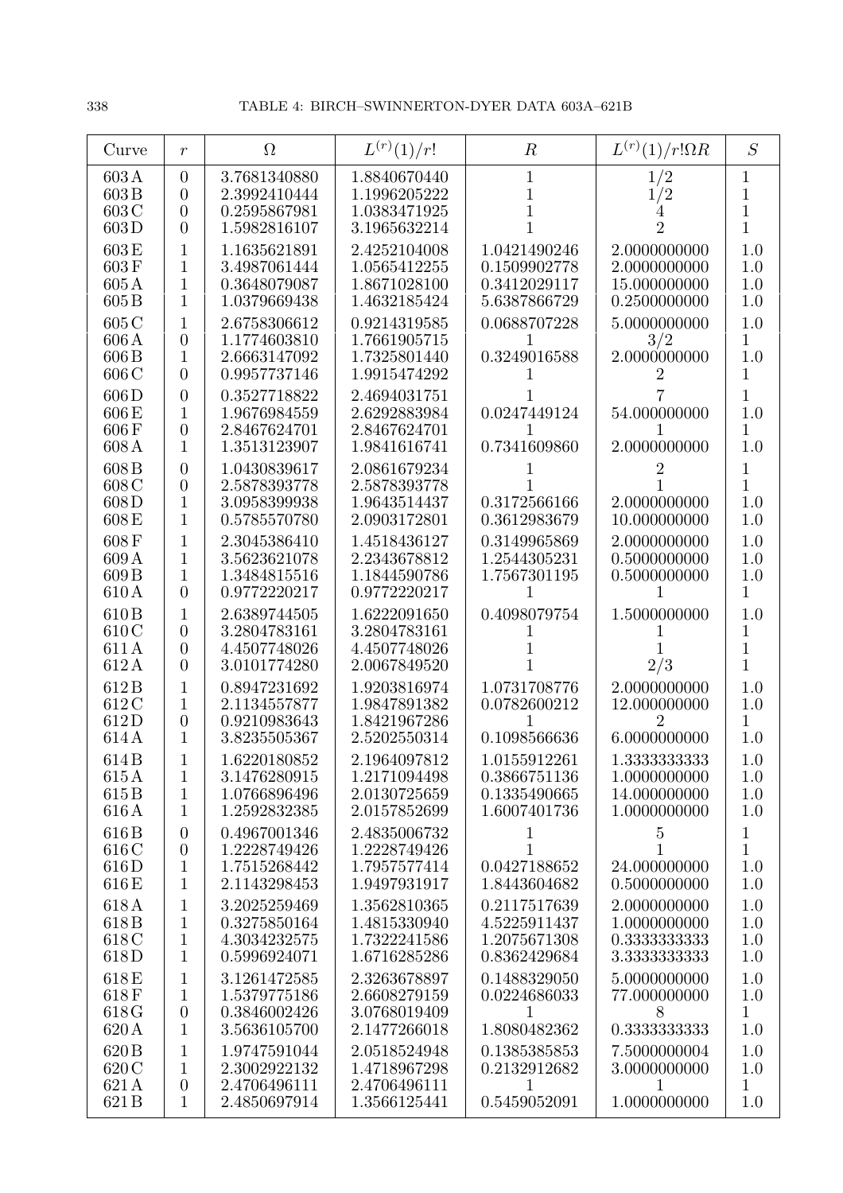| Curve | $r$ | $\Omega$ | $L^{(r)}(1)/r!$ | $R$ | $L^{(r)}(1)/r!\Omega R$ | $S$ |
|---|---|---|---|---|---|---|
| 603 A | 0 | 3.7681340880 | 1.8840670440 | 1 | 1/2 | 1 |
| 603 B | 0 | 2.3992410444 | 1.1996205222 | 1 | 1/2 | 1 |
| 603 C | 0 | 0.2595867981 | 1.0383471925 | 1 | 4 | 1 |
| 603 D | 0 | 1.5982816107 | 3.1965632214 | 1 | 2 | 1 |
| 603 E | 1 | 1.1635621891 | 2.4252104008 | 1.0421490246 | 2.0000000000 | 1.0 |
| 603 F | 1 | 3.4987061444 | 1.0565412255 | 0.1509902778 | 2.0000000000 | 1.0 |
| 605 A | 1 | 0.3648079087 | 1.8671028100 | 0.3412029117 | 15.000000000 | 1.0 |
| 605 B | 1 | 1.0379669438 | 1.4632185424 | 5.6387866729 | 0.2500000000 | 1.0 |
| 605 C | 1 | 2.6758306612 | 0.9214319585 | 0.0688707228 | 5.0000000000 | 1.0 |
| 606 A | 0 | 1.1774603810 | 1.7661905715 | 1 | 3/2 | 1 |
| 606 B | 1 | 2.6663147092 | 1.7325801440 | 0.3249016588 | 2.0000000000 | 1.0 |
| 606 C | 0 | 0.9957737146 | 1.9915474292 | 1 | 2 | 1 |
| 606 D | 0 | 0.3527718822 | 2.4694031751 | 1 | 7 | 1 |
| 606 E | 1 | 1.9676984559 | 2.6292883984 | 0.0247449124 | 54.000000000 | 1.0 |
| 606 F | 0 | 2.8467624701 | 2.8467624701 | 1 | 1 | 1 |
| 608 A | 1 | 1.3513123907 | 1.9841616741 | 0.7341609860 | 2.0000000000 | 1.0 |
| 608 B | 0 | 1.0430839617 | 2.0861679234 | 1 | 2 | 1 |
| 608 C | 0 | 2.5878393778 | 2.5878393778 | 1 | 1 | 1 |
| 608 D | 1 | 3.0958399938 | 1.9643514437 | 0.3172566166 | 2.0000000000 | 1.0 |
| 608 E | 1 | 0.5785570780 | 2.0903172801 | 0.3612983679 | 10.000000000 | 1.0 |
| 608 F | 1 | 2.3045386410 | 1.4518436127 | 0.3149965869 | 2.0000000000 | 1.0 |
| 609 A | 1 | 3.5623621078 | 2.2343678812 | 1.2544305231 | 0.5000000000 | 1.0 |
| 609 B | 1 | 1.3484815516 | 1.1844590786 | 1.7567301195 | 0.5000000000 | 1.0 |
| 610 A | 0 | 0.9772220217 | 0.9772220217 | 1 | 1 | 1 |
| 610 B | 1 | 2.6389744505 | 1.6222091650 | 0.4098079754 | 1.5000000000 | 1.0 |
| 610 C | 0 | 3.2804783161 | 3.2804783161 | 1 | 1 | 1 |
| 611 A | 0 | 4.4507748026 | 4.4507748026 | 1 | 1 | 1 |
| 612 A | 0 | 3.0101774280 | 2.0067849520 | 1 | 2/3 | 1 |
| 612 B | 1 | 0.8947231692 | 1.9203816974 | 1.0731708776 | 2.0000000000 | 1.0 |
| 612 C | 1 | 2.1134557877 | 1.9847891382 | 0.0782600212 | 12.000000000 | 1.0 |
| 612 D | 0 | 0.9210983643 | 1.8421967286 | 1 | 2 | 1 |
| 614 A | 1 | 3.8235505367 | 2.5202550314 | 0.1098566636 | 6.0000000000 | 1.0 |
| 614 B | 1 | 1.6220180852 | 2.1964097812 | 1.0155912261 | 1.3333333333 | 1.0 |
| 615 A | 1 | 3.1476280915 | 1.2171094498 | 0.3866751136 | 1.0000000000 | 1.0 |
| 615 B | 1 | 1.0766896496 | 2.0130725659 | 0.1335490665 | 14.000000000 | 1.0 |
| 616 A | 1 | 1.2592832385 | 2.0157852699 | 1.6007401736 | 1.0000000000 | 1.0 |
| 616 B | 0 | 0.4967001346 | 2.4835006732 | 1 | 5 | 1 |
| 616 C | 0 | 1.2228749426 | 1.2228749426 | 1 | 1 | 1 |
| 616 D | 1 | 1.7515268442 | 1.7957577414 | 0.0427188652 | 24.000000000 | 1.0 |
| 616 E | 1 | 2.1143298453 | 1.9497931917 | 1.8443604682 | 0.5000000000 | 1.0 |
| 618 A | 1 | 3.2025259469 | 1.3562810365 | 0.2117517639 | 2.0000000000 | 1.0 |
| 618 B | 1 | 0.3275850164 | 1.4815330940 | 4.5225911437 | 1.0000000000 | 1.0 |
| 618 C | 1 | 4.3034232575 | 1.7322241586 | 1.2075671308 | 0.3333333333 | 1.0 |
| 618 D | 1 | 0.5996924071 | 1.6716285286 | 0.8362429684 | 3.3333333333 | 1.0 |
| 618 E | 1 | 3.1261472585 | 2.3263678897 | 0.1488329050 | 5.0000000000 | 1.0 |
| 618 F | 1 | 1.5379775186 | 2.6608279159 | 0.0224686033 | 77.000000000 | 1.0 |
| 618 G | 0 | 0.3846002426 | 3.0768019409 | 1 | 8 | 1 |
| 620 A | 1 | 3.5636105700 | 2.1477266018 | 1.8080482362 | 0.3333333333 | 1.0 |
| 620 B | 1 | 1.9747591044 | 2.0518524948 | 0.1385385853 | 7.5000000004 | 1.0 |
| 620 C | 1 | 2.3002922132 | 1.4718967298 | 0.2132912682 | 3.0000000000 | 1.0 |
| 621 A | 0 | 2.4706496111 | 2.4706496111 | 1 | 1 | 1 |
| 621 B | 1 | 2.4850697914 | 1.3566125441 | 0.5459052091 | 1.0000000000 | 1.0 |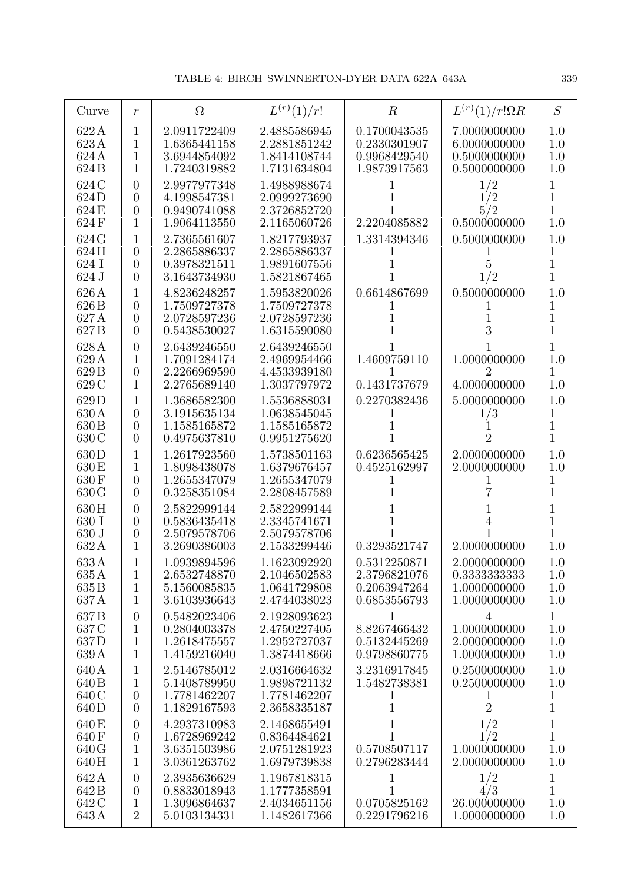| Curve | $r$ | $\Omega$ | $L^{(r)}(1)/r!$ | $R$ | $L^{(r)}(1)/r!\Omega R$ | $S$ |
|---|---|---|---|---|---|---|
| 622 A | 1 | 2.0911722409 | 2.4885586945 | 0.1700043535 | 7.0000000000 | 1.0 |
| 623 A | 1 | 1.6365441158 | 2.2881851242 | 0.2330301907 | 6.0000000000 | 1.0 |
| 624 A | 1 | 3.6944854092 | 1.8414108744 | 0.9968429540 | 0.5000000000 | 1.0 |
| 624 B | 1 | 1.7240319882 | 1.7131634804 | 1.9873917563 | 0.5000000000 | 1.0 |
| 624 C | 0 | 2.9977977348 | 1.4988988674 | 1 | $1/2$ | 1 |
| 624 D | 0 | 4.1998547381 | 2.0999273690 | 1 | $1/2$ | 1 |
| 624 E | 0 | 0.9490741088 | 2.3726852720 | 1 | $5/2$ | 1 |
| 624 F | 1 | 1.9064113550 | 2.1165060726 | 2.2204085882 | 0.5000000000 | 1.0 |
| 624 G | 1 | 2.7365561607 | 1.8217793937 | 1.3314394346 | 0.5000000000 | 1.0 |
| 624 H | 0 | 2.2865886337 | 2.2865886337 | 1 | 1 | 1 |
| 624 I | 0 | 0.3978321511 | 1.9891607556 | 1 | 5 | 1 |
| 624 J | 0 | 3.1643734930 | 1.5821867465 | 1 | $1/2$ | 1 |
| 626 A | 1 | 4.8236248257 | 1.5953820026 | 0.6614867699 | 0.5000000000 | 1.0 |
| 626 B | 0 | 1.7509727378 | 1.7509727378 | 1 | 1 | 1 |
| 627 A | 0 | 2.0728597236 | 2.0728597236 | 1 | 1 | 1 |
| 627 B | 0 | 0.5438530027 | 1.6315590080 | 1 | 3 | 1 |
| 628 A | 0 | 2.6439246550 | 2.6439246550 | 1 | 1 | 1 |
| 629 A | 1 | 1.7091284174 | 2.4969954466 | 1.4609759110 | 1.0000000000 | 1.0 |
| 629 B | 0 | 2.2266969590 | 4.4533939180 | 1 | 2 | 1 |
| 629 C | 1 | 2.2765689140 | 1.3037797972 | 0.1431737679 | 4.0000000000 | 1.0 |
| 629 D | 1 | 1.3686582300 | 1.5536888031 | 0.2270382436 | 5.0000000000 | 1.0 |
| 630 A | 0 | 3.1915635134 | 1.0638545045 | 1 | $1/3$ | 1 |
| 630 B | 0 | 1.1585165872 | 1.1585165872 | 1 | 1 | 1 |
| 630 C | 0 | 0.4975637810 | 0.9951275620 | 1 | 2 | 1 |
| 630 D | 1 | 1.2617923560 | 1.5738501163 | 0.6236565425 | 2.0000000000 | 1.0 |
| 630 E | 1 | 1.8098438078 | 1.6379676457 | 0.4525162997 | 2.0000000000 | 1.0 |
| 630 F | 0 | 1.2655347079 | 1.2655347079 | 1 | 1 | 1 |
| 630 G | 0 | 0.3258351084 | 2.2808457589 | 1 | 7 | 1 |
| 630 H | 0 | 2.5822999144 | 2.5822999144 | 1 | 1 | 1 |
| 630 I | 0 | 0.5836435418 | 2.3345741671 | 1 | 4 | 1 |
| 630 J | 0 | 2.5079578706 | 2.5079578706 | 1 | 1 | 1 |
| 632 A | 1 | 3.2690386003 | 2.1533299446 | 0.3293521747 | 2.0000000000 | 1.0 |
| 633 A | 1 | 1.0939894596 | 1.1623092920 | 0.5312250871 | 2.0000000000 | 1.0 |
| 635 A | 1 | 2.6532748870 | 2.1046502583 | 2.3796821076 | 0.3333333333 | 1.0 |
| 635 B | 1 | 5.1560085835 | 1.0641729808 | 0.2063947264 | 1.0000000000 | 1.0 |
| 637 A | 1 | 3.6103936643 | 2.4744038023 | 0.6853556793 | 1.0000000000 | 1.0 |
| 637 B | 0 | 0.5482023406 | 2.1928093623 | 1 | 4 | 1 |
| 637 C | 1 | 0.2804003378 | 2.4750227405 | 8.8267466432 | 1.0000000000 | 1.0 |
| 637 D | 1 | 1.2618475557 | 1.2952727037 | 0.5132445269 | 2.0000000000 | 1.0 |
| 639 A | 1 | 1.4159216040 | 1.3874418666 | 0.9798860775 | 1.0000000000 | 1.0 |
| 640 A | 1 | 2.5146785012 | 2.0316664632 | 3.2316917845 | 0.2500000000 | 1.0 |
| 640 B | 1 | 5.1408789950 | 1.9898721132 | 1.5482738381 | 0.2500000000 | 1.0 |
| 640 C | 0 | 1.7781462207 | 1.7781462207 | 1 | 1 | 1 |
| 640 D | 0 | 1.1829167593 | 2.3658335187 | 1 | 2 | 1 |
| 640 E | 0 | 4.2937310983 | 2.1468655491 | 1 | $1/2$ | 1 |
| 640 F | 0 | 1.6728969242 | 0.8364484621 | 1 | $1/2$ | 1 |
| 640 G | 1 | 3.6351503986 | 2.0751281923 | 0.5708507117 | 1.0000000000 | 1.0 |
| 640 H | 1 | 3.0361263762 | 1.6979739838 | 0.2796283444 | 2.0000000000 | 1.0 |
| 642 A | 0 | 2.3935636629 | 1.1967818315 | 1 | $1/2$ | 1 |
| 642 B | 0 | 0.8833018943 | 1.1777358591 | 1 | $4/3$ | 1 |
| 642 C | 1 | 1.3096864637 | 2.4034651156 | 0.0705825162 | 26.000000000 | 1.0 |
| 643 A | 2 | 5.0103134331 | 1.1482617366 | 0.2291796216 | 1.0000000000 | 1.0 |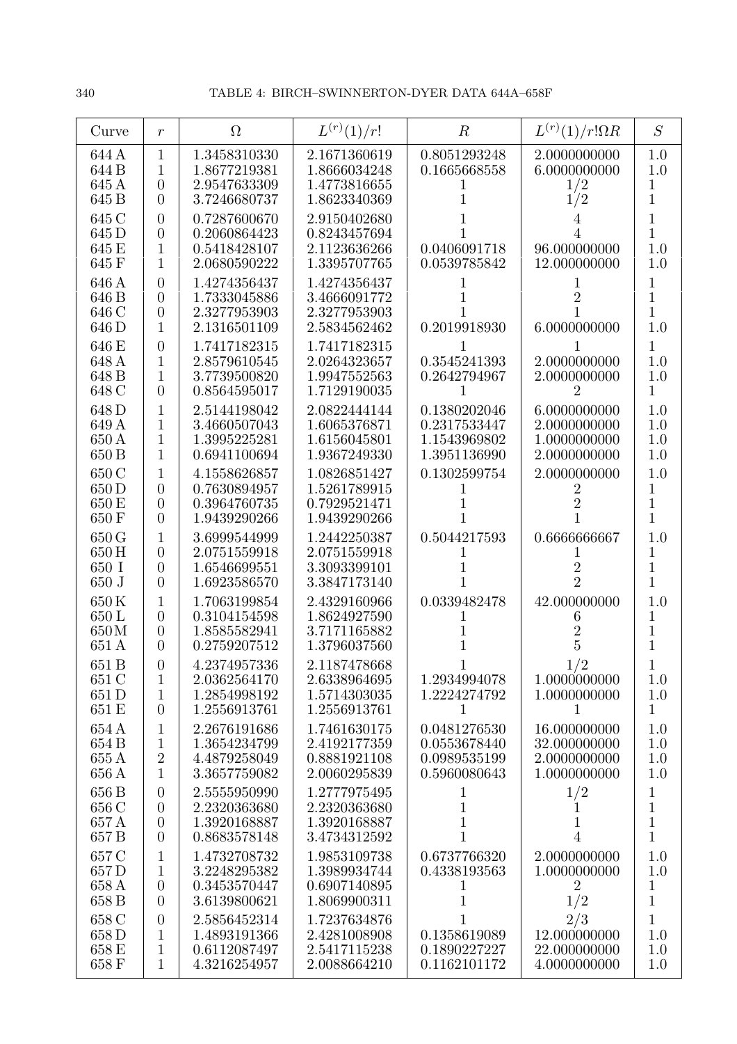TABLE 4: BIRCH–SWINNERTON-DYER DATA 644A–658F

| Curve | $r$ | $\Omega$ | $L^{(r)}(1)/r!$ | $R$ | $L^{(r)}(1)/r!\Omega R$ | $S$ |
|---|---|---|---|---|---|---|
| 644 A | 1 | 1.3458310330 | 2.1671360619 | 0.8051293248 | 2.0000000000 | 1.0 |
| 644 B | 1 | 1.8677219381 | 1.8666034248 | 0.1665668558 | 6.0000000000 | 1.0 |
| 645 A | 0 | 2.9547633309 | 1.4773816655 | 1 | $1/2$ | 1 |
| 645 B | 0 | 3.7246680737 | 1.8623340369 | 1 | $1/2$ | 1 |
| 645 C | 0 | 0.7287600670 | 2.9150402680 | 1 | 4 | 1 |
| 645 D | 0 | 0.2060864423 | 0.8243457694 | 1 | 4 | 1 |
| 645 E | 1 | 0.5418428107 | 2.1123636266 | 0.0406091718 | 96.000000000 | 1.0 |
| 645 F | 1 | 2.0680590222 | 1.3395707765 | 0.0539785842 | 12.000000000 | 1.0 |
| 646 A | 0 | 1.4274356437 | 1.4274356437 | 1 | 1 | 1 |
| 646 B | 0 | 1.7333045886 | 3.4666091772 | 1 | 2 | 1 |
| 646 C | 0 | 2.3277953903 | 2.3277953903 | 1 | 1 | 1 |
| 646 D | 1 | 2.1316501109 | 2.5834562462 | 0.2019918930 | 6.0000000000 | 1.0 |
| 646 E | 0 | 1.7417182315 | 1.7417182315 | 1 | 1 | 1 |
| 648 A | 1 | 2.8579610545 | 2.0264323657 | 0.3545241393 | 2.0000000000 | 1.0 |
| 648 B | 1 | 3.7739500820 | 1.9947552563 | 0.2642794967 | 2.0000000000 | 1.0 |
| 648 C | 0 | 0.8564595017 | 1.7129190035 | 1 | 2 | 1 |
| 648 D | 1 | 2.5144198042 | 2.0822444144 | 0.1380202046 | 6.0000000000 | 1.0 |
| 649 A | 1 | 3.4660507043 | 1.6065376871 | 0.2317533447 | 2.0000000000 | 1.0 |
| 650 A | 1 | 1.3995225281 | 1.6156045801 | 1.1543969802 | 1.0000000000 | 1.0 |
| 650 B | 1 | 0.6941100694 | 1.9367249330 | 1.3951136990 | 2.0000000000 | 1.0 |
| 650 C | 1 | 4.1558626857 | 1.0826851427 | 0.1302599754 | 2.0000000000 | 1.0 |
| 650 D | 0 | 0.7630894957 | 1.5261789915 | 1 | 2 | 1 |
| 650 E | 0 | 0.3964760735 | 0.7929521471 | 1 | 2 | 1 |
| 650 F | 0 | 1.9439290266 | 1.9439290266 | 1 | 1 | 1 |
| 650 G | 1 | 3.6999544999 | 1.2442250387 | 0.5044217593 | 0.6666666667 | 1.0 |
| 650 H | 0 | 2.0751559918 | 2.0751559918 | 1 | 1 | 1 |
| 650 I | 0 | 1.6546699551 | 3.3093399101 | 1 | 2 | 1 |
| 650 J | 0 | 1.6923586570 | 3.3847173140 | 1 | 2 | 1 |
| 650 K | 1 | 1.7063199854 | 2.4329160966 | 0.0339482478 | 42.000000000 | 1.0 |
| 650 L | 0 | 0.3104154598 | 1.8624927590 | 1 | 6 | 1 |
| 650 M | 0 | 1.8585582941 | 3.7171165882 | 1 | 2 | 1 |
| 651 A | 0 | 0.2759207512 | 1.3796037560 | 1 | 5 | 1 |
| 651 B | 0 | 4.2374957336 | 2.1187478668 | 1 | $1/2$ | 1 |
| 651 C | 1 | 2.0362564170 | 2.6338964695 | 1.2934994078 | 1.0000000000 | 1.0 |
| 651 D | 1 | 1.2854998192 | 1.5714303035 | 1.2224274792 | 1.0000000000 | 1.0 |
| 651 E | 0 | 1.2556913761 | 1.2556913761 | 1 | 1 | 1 |
| 654 A | 1 | 2.2676191686 | 1.7461630175 | 0.0481276530 | 16.000000000 | 1.0 |
| 654 B | 1 | 1.3654234799 | 2.4192177359 | 0.0553678440 | 32.000000000 | 1.0 |
| 655 A | 2 | 4.4879258049 | 0.8881921108 | 0.0989535199 | 2.0000000000 | 1.0 |
| 656 A | 1 | 3.3657759082 | 2.0060295839 | 0.5960080643 | 1.0000000000 | 1.0 |
| 656 B | 0 | 2.5555950990 | 1.2777975495 | 1 | $1/2$ | 1 |
| 656 C | 0 | 2.2320363680 | 2.2320363680 | 1 | 1 | 1 |
| 657 A | 0 | 1.3920168887 | 1.3920168887 | 1 | 1 | 1 |
| 657 B | 0 | 0.8683578148 | 3.4734312592 | 1 | 4 | 1 |
| 657 C | 1 | 1.4732708732 | 1.9853109738 | 0.6737766320 | 2.0000000000 | 1.0 |
| 657 D | 1 | 3.2248295382 | 1.3989934744 | 0.4338193563 | 1.0000000000 | 1.0 |
| 658 A | 0 | 0.3453570447 | 0.6907140895 | 1 | 2 | 1 |
| 658 B | 0 | 3.6139800621 | 1.8069900311 | 1 | $1/2$ | 1 |
| 658 C | 0 | 2.5856452314 | 1.7237634876 | 1 | $2/3$ | 1 |
| 658 D | 1 | 1.4893191366 | 2.4281008908 | 0.1358619089 | 12.000000000 | 1.0 |
| 658 E | 1 | 0.6112087497 | 2.5417115238 | 0.1890227227 | 22.000000000 | 1.0 |
| 658 F | 1 | 4.3216254957 | 2.0088664210 | 0.1162101172 | 4.0000000000 | 1.0 |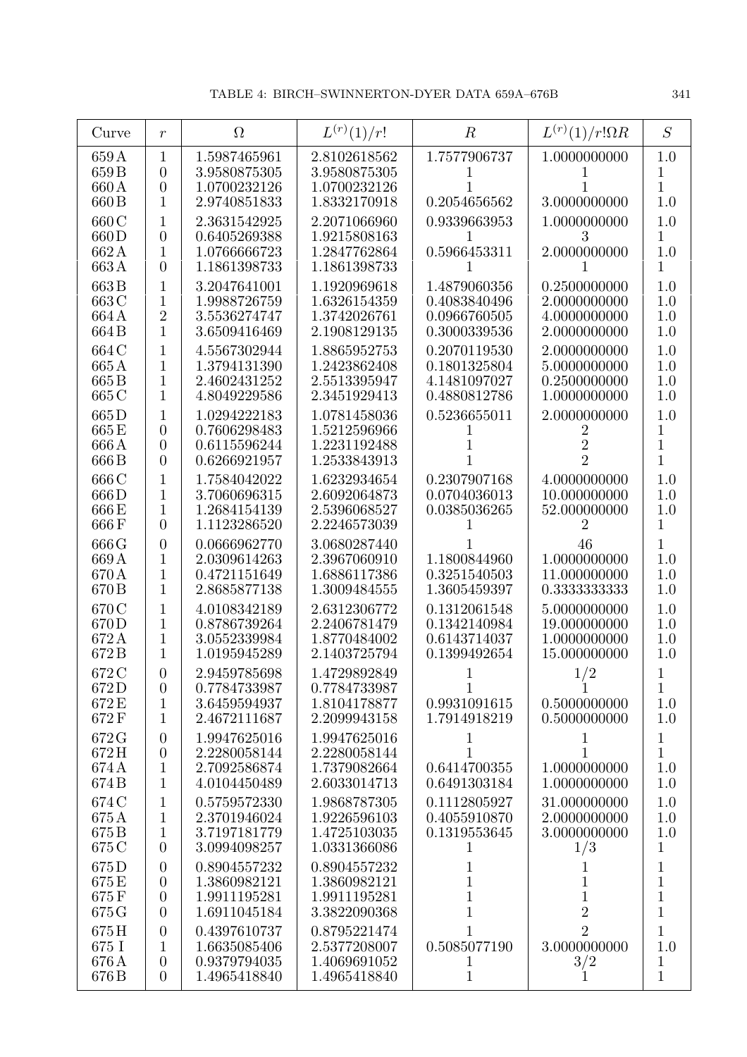| Curve | $r$ | $\Omega$ | $L^{(r)}(1)/r!$ | $R$ | $L^{(r)}(1)/r!\Omega R$ | $S$ |
|---|---|---|---|---|---|---|
| 659 A | 1 | 1.5987465961 | 2.8102618562 | 1.7577906737 | 1.0000000000 | 1.0 |
| 659 B | 0 | 3.9580875305 | 3.9580875305 | 1 | 1 | 1 |
| 660 A | 0 | 1.0700232126 | 1.0700232126 | 1 | 1 | 1 |
| 660 B | 1 | 2.9740851833 | 1.8332170918 | 0.2054656562 | 3.0000000000 | 1.0 |
| 660 C | 1 | 2.3631542925 | 2.2071066960 | 0.9339663953 | 1.0000000000 | 1.0 |
| 660 D | 0 | 0.6405269388 | 1.9215808163 | 1 | 3 | 1 |
| 662 A | 1 | 1.0766666723 | 1.2847762864 | 0.5966453311 | 2.0000000000 | 1.0 |
| 663 A | 0 | 1.1861398733 | 1.1861398733 | 1 | 1 | 1 |
| 663 B | 1 | 3.2047641001 | 1.1920969618 | 1.4879060356 | 0.2500000000 | 1.0 |
| 663 C | 1 | 1.9988726759 | 1.6326154359 | 0.4083840496 | 2.0000000000 | 1.0 |
| 664 A | 2 | 3.5536274747 | 1.3742026761 | 0.0966760505 | 4.0000000000 | 1.0 |
| 664 B | 1 | 3.6509416469 | 2.1908129135 | 0.3000339536 | 2.0000000000 | 1.0 |
| 664 C | 1 | 4.5567302944 | 1.8865952753 | 0.2070119530 | 2.0000000000 | 1.0 |
| 665 A | 1 | 1.3794131390 | 1.2423862408 | 0.1801325804 | 5.0000000000 | 1.0 |
| 665 B | 1 | 2.4602431252 | 2.5513395947 | 4.1481097027 | 0.2500000000 | 1.0 |
| 665 C | 1 | 4.8049229586 | 2.3451929413 | 0.4880812786 | 1.0000000000 | 1.0 |
| 665 D | 1 | 1.0294222183 | 1.0781458036 | 0.5236655011 | 2.0000000000 | 1.0 |
| 665 E | 0 | 0.7606298483 | 1.5212596966 | 1 | 2 | 1 |
| 666 A | 0 | 0.6115596244 | 1.2231192488 | 1 | 2 | 1 |
| 666 B | 0 | 0.6266921957 | 1.2533843913 | 1 | 2 | 1 |
| 666 C | 1 | 1.7584042022 | 1.6232934654 | 0.2307907168 | 4.0000000000 | 1.0 |
| 666 D | 1 | 3.7060696315 | 2.6092064873 | 0.0704036013 | 10.000000000 | 1.0 |
| 666 E | 1 | 1.2684154139 | 2.5396068527 | 0.0385036265 | 52.000000000 | 1.0 |
| 666 F | 0 | 1.1123286520 | 2.2246573039 | 1 | 2 | 1 |
| 666 G | 0 | 0.0666962770 | 3.0680287440 | 1 | 46 | 1 |
| 669 A | 1 | 2.0309614263 | 2.3967060910 | 1.1800844960 | 1.0000000000 | 1.0 |
| 670 A | 1 | 0.4721151649 | 1.6886117386 | 0.3251540503 | 11.000000000 | 1.0 |
| 670 B | 1 | 2.8685877138 | 1.3009484555 | 1.3605459397 | 0.3333333333 | 1.0 |
| 670 C | 1 | 4.0108342189 | 2.6312306772 | 0.1312061548 | 5.0000000000 | 1.0 |
| 670 D | 1 | 0.8786739264 | 2.2406781479 | 0.1342140984 | 19.000000000 | 1.0 |
| 672 A | 1 | 3.0552339984 | 1.8770484002 | 0.6143714037 | 1.0000000000 | 1.0 |
| 672 B | 1 | 1.0195945289 | 2.1403725794 | 0.1399492654 | 15.000000000 | 1.0 |
| 672 C | 0 | 2.9459785698 | 1.4729892849 | 1 | 1/2 | 1 |
| 672 D | 0 | 0.7784733987 | 0.7784733987 | 1 | 1 | 1 |
| 672 E | 1 | 3.6459594937 | 1.8104178877 | 0.9931091615 | 0.5000000000 | 1.0 |
| 672 F | 1 | 2.4672111687 | 2.2099943158 | 1.7914918219 | 0.5000000000 | 1.0 |
| 672 G | 0 | 1.9947625016 | 1.9947625016 | 1 | 1 | 1 |
| 672 H | 0 | 2.2280058144 | 2.2280058144 | 1 | 1 | 1 |
| 674 A | 1 | 2.7092586874 | 1.7379082664 | 0.6414700355 | 1.0000000000 | 1.0 |
| 674 B | 1 | 4.0104450489 | 2.6033014713 | 0.6491303184 | 1.0000000000 | 1.0 |
| 674 C | 1 | 0.5759572330 | 1.9868787305 | 0.1112805927 | 31.000000000 | 1.0 |
| 675 A | 1 | 2.3701946024 | 1.9226596103 | 0.4055910870 | 2.0000000000 | 1.0 |
| 675 B | 1 | 3.7197181779 | 1.4725103035 | 0.1319553645 | 3.0000000000 | 1.0 |
| 675 C | 0 | 3.0994098257 | 1.0331366086 | 1 | 1/3 | 1 |
| 675 D | 0 | 0.8904557232 | 0.8904557232 | 1 | 1 | 1 |
| 675 E | 0 | 1.3860982121 | 1.3860982121 | 1 | 1 | 1 |
| 675 F | 0 | 1.9911195281 | 1.9911195281 | 1 | 1 | 1 |
| 675 G | 0 | 1.6911045184 | 3.3822090368 | 1 | 2 | 1 |
| 675 H | 0 | 0.4397610737 | 0.8795221474 | 1 | 2 | 1 |
| 675 I | 1 | 1.6635085406 | 2.5377208007 | 0.5085077190 | 3.0000000000 | 1.0 |
| 676 A | 0 | 0.9379794035 | 1.4069691052 | 1 | 3/2 | 1 |
| 676 B | 0 | 1.4965418840 | 1.4965418840 | 1 | 1 | 1 |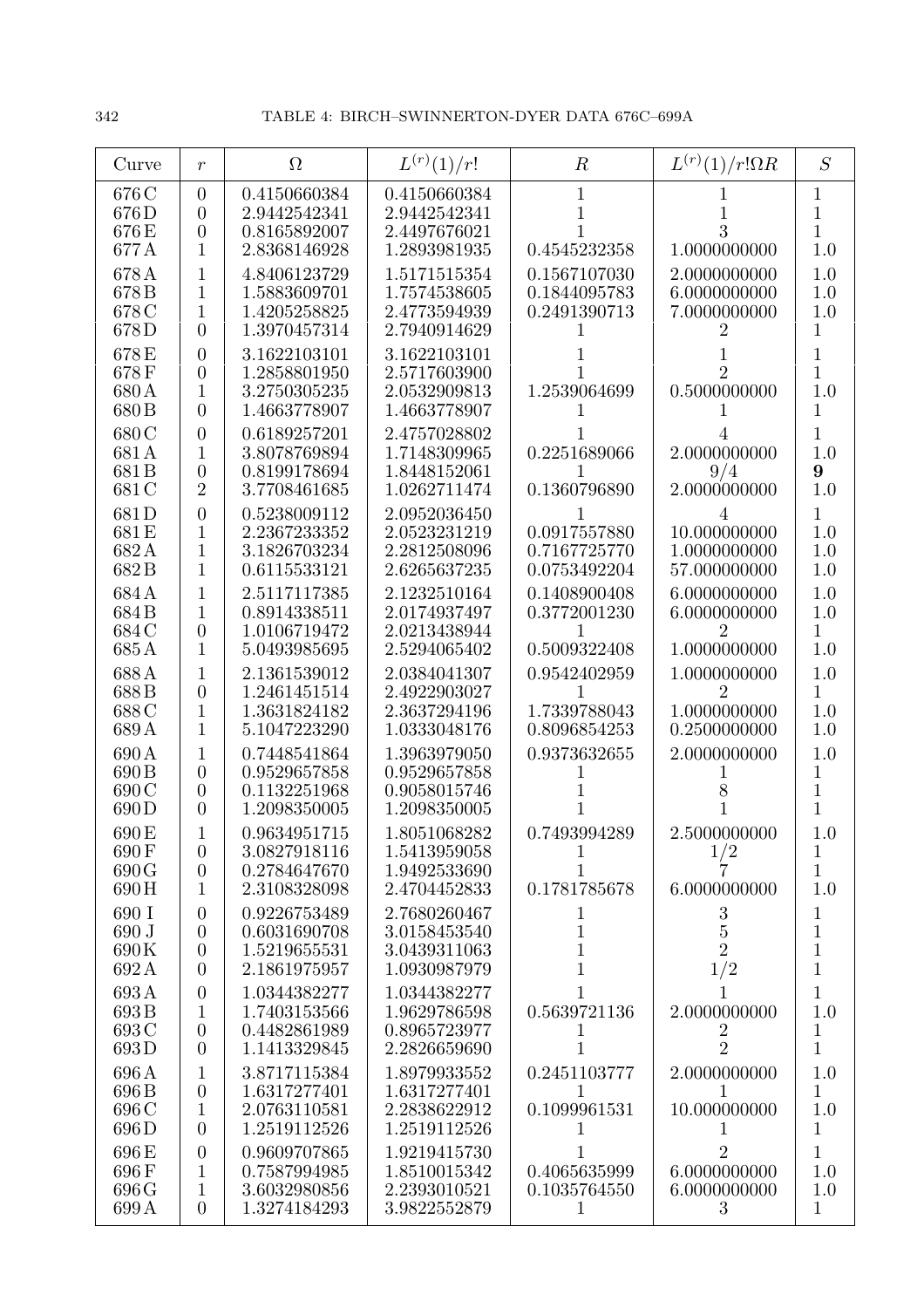| Curve | $r$ | $\Omega$ | $L^{(r)}(1)/r!$ | $R$ | $L^{(r)}(1)/r!\Omega R$ | $S$ |
|---|---|---|---|---|---|---|
| 676 C | 0 | 0.4150660384 | 0.4150660384 | 1 | 1 | 1 |
| 676 D | 0 | 2.9442542341 | 2.9442542341 | 1 | 1 | 1 |
| 676 E | 0 | 0.8165892007 | 2.4497676021 | 1 | 3 | 1 |
| 677 A | 1 | 2.8368146928 | 1.2893981935 | 0.4545232358 | 1.0000000000 | 1.0 |
| 678 A | 1 | 4.8406123729 | 1.5171515354 | 0.1567107030 | 2.0000000000 | 1.0 |
| 678 B | 1 | 1.5883609701 | 1.7574538605 | 0.1844095783 | 6.0000000000 | 1.0 |
| 678 C | 1 | 1.4205258825 | 2.4773594939 | 0.2491390713 | 7.0000000000 | 1.0 |
| 678 D | 0 | 1.3970457314 | 2.7940914629 | 1 | 2 | 1 |
| 678 E | 0 | 3.1622103101 | 3.1622103101 | 1 | 1 | 1 |
| 678 F | 0 | 1.2858801950 | 2.5717603900 | 1 | 2 | 1 |
| 680 A | 1 | 3.2750305235 | 2.0532909813 | 1.2539064699 | 0.5000000000 | 1.0 |
| 680 B | 0 | 1.4663778907 | 1.4663778907 | 1 | 1 | 1 |
| 680 C | 0 | 0.6189257201 | 2.4757028802 | 1 | 4 | 1 |
| 681 A | 1 | 3.8078769894 | 1.7148309965 | 0.2251689066 | 2.0000000000 | 1.0 |
| 681 B | 0 | 0.8199178694 | 1.8448152061 | 1 | 9/4 | **9** |
| 681 C | 2 | 3.7708461685 | 1.0262711474 | 0.1360796890 | 2.0000000000 | 1.0 |
| 681 D | 0 | 0.5238009112 | 2.0952036450 | 1 | 4 | 1 |
| 681 E | 1 | 2.2367233352 | 2.0523231219 | 0.0917557880 | 10.000000000 | 1.0 |
| 682 A | 1 | 3.1826703234 | 2.2812508096 | 0.7167725770 | 1.0000000000 | 1.0 |
| 682 B | 1 | 0.6115533121 | 2.6265637235 | 0.0753492204 | 57.000000000 | 1.0 |
| 684 A | 1 | 2.5117117385 | 2.1232510164 | 0.1408900408 | 6.0000000000 | 1.0 |
| 684 B | 1 | 0.8914338511 | 2.0174937497 | 0.3772001230 | 6.0000000000 | 1.0 |
| 684 C | 0 | 1.0106719472 | 2.0213438944 | 1 | 2 | 1 |
| 685 A | 1 | 5.0493985695 | 2.5294065402 | 0.5009322408 | 1.0000000000 | 1.0 |
| 688 A | 1 | 2.1361539012 | 2.0384041307 | 0.9542402959 | 1.0000000000 | 1.0 |
| 688 B | 0 | 1.2461451514 | 2.4922903027 | 1 | 2 | 1 |
| 688 C | 1 | 1.3631824182 | 2.3637294196 | 1.7339788043 | 1.0000000000 | 1.0 |
| 689 A | 1 | 5.1047223290 | 1.0333048176 | 0.8096854253 | 0.2500000000 | 1.0 |
| 690 A | 1 | 0.7448541864 | 1.3963979050 | 0.9373632655 | 2.0000000000 | 1.0 |
| 690 B | 0 | 0.9529657858 | 0.9529657858 | 1 | 1 | 1 |
| 690 C | 0 | 0.1132251968 | 0.9058015746 | 1 | 8 | 1 |
| 690 D | 0 | 1.2098350005 | 1.2098350005 | 1 | 1 | 1 |
| 690 E | 1 | 0.9634951715 | 1.8051068282 | 0.7493994289 | 2.5000000000 | 1.0 |
| 690 F | 0 | 3.0827918116 | 1.5413959058 | 1 | 1/2 | 1 |
| 690 G | 0 | 0.2784647670 | 1.9492533690 | 1 | 7 | 1 |
| 690 H | 1 | 2.3108328098 | 2.4704452833 | 0.1781785678 | 6.0000000000 | 1.0 |
| 690 I | 0 | 0.9226753489 | 2.7680260467 | 1 | 3 | 1 |
| 690 J | 0 | 0.6031690708 | 3.0158453540 | 1 | 5 | 1 |
| 690 K | 0 | 1.5219655531 | 3.0439311063 | 1 | 2 | 1 |
| 692 A | 0 | 2.1861975957 | 1.0930987979 | 1 | 1/2 | 1 |
| 693 A | 0 | 1.0344382277 | 1.0344382277 | 1 | 1 | 1 |
| 693 B | 1 | 1.7403153566 | 1.9629786598 | 0.5639721136 | 2.0000000000 | 1.0 |
| 693 C | 0 | 0.4482861989 | 0.8965723977 | 1 | 2 | 1 |
| 693 D | 0 | 1.1413329845 | 2.2826659690 | 1 | 2 | 1 |
| 696 A | 1 | 3.8717115384 | 1.8979933552 | 0.2451103777 | 2.0000000000 | 1.0 |
| 696 B | 0 | 1.6317277401 | 1.6317277401 | 1 | 1 | 1 |
| 696 C | 1 | 2.0763110581 | 2.2838622912 | 0.1099961531 | 10.000000000 | 1.0 |
| 696 D | 0 | 1.2519112526 | 1.2519112526 | 1 | 1 | 1 |
| 696 E | 0 | 0.9609707865 | 1.9219415730 | 1 | 2 | 1 |
| 696 F | 1 | 0.7587994985 | 1.8510015342 | 0.4065635999 | 6.0000000000 | 1.0 |
| 696 G | 1 | 3.6032980856 | 2.2393010521 | 0.1035764550 | 6.0000000000 | 1.0 |
| 699 A | 0 | 1.3274184293 | 3.9822552879 | 1 | 3 | 1 |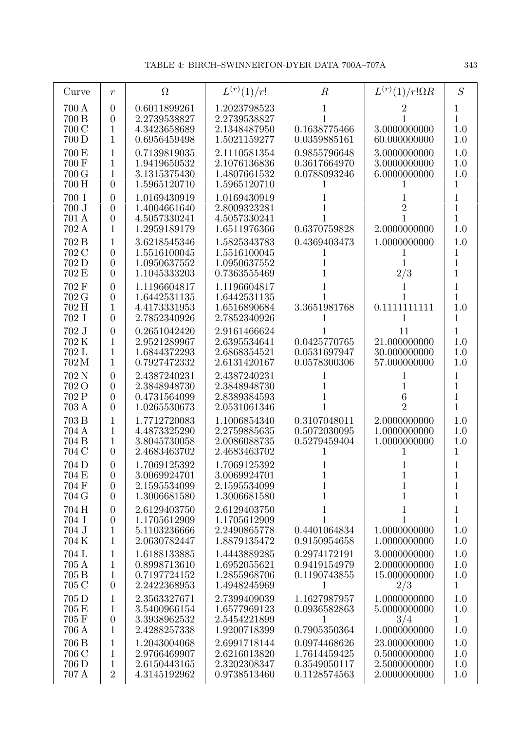| Curve | $r$ | $\Omega$ | $L^{(r)}(1)/r!$ | $R$ | $L^{(r)}(1)/r!\Omega R$ | $S$ |
|---|---|---|---|---|---|---|
| 700 A | 0 | 0.6011899261 | 1.2023798523 | 1 | 2 | 1 |
| 700 B | 0 | 2.2739538827 | 2.2739538827 | 1 | 1 | 1 |
| 700 C | 1 | 4.3423658689 | 2.1348487950 | 0.1638775466 | 3.0000000000 | 1.0 |
| 700 D | 1 | 0.6956459498 | 1.5021159277 | 0.0359885161 | 60.000000000 | 1.0 |
| 700 E | 1 | 0.7139819035 | 2.1110581354 | 0.9855796648 | 3.0000000000 | 1.0 |
| 700 F | 1 | 1.9419650532 | 2.1076136836 | 0.3617664970 | 3.0000000000 | 1.0 |
| 700 G | 1 | 3.1315375430 | 1.4807661532 | 0.0788093246 | 6.0000000000 | 1.0 |
| 700 H | 0 | 1.5965120710 | 1.5965120710 | 1 | 1 | 1 |
| 700 I | 0 | 1.0169430919 | 1.0169430919 | 1 | 1 | 1 |
| 700 J | 0 | 1.4004661640 | 2.8009323281 | 1 | 2 | 1 |
| 701 A | 0 | 4.5057330241 | 4.5057330241 | 1 | 1 | 1 |
| 702 A | 1 | 1.2959189179 | 1.6511976366 | 0.6370759828 | 2.0000000000 | 1.0 |
| 702 B | 1 | 3.6218545346 | 1.5825343783 | 0.4369403473 | 1.0000000000 | 1.0 |
| 702 C | 0 | 1.5516100045 | 1.5516100045 | 1 | 1 | 1 |
| 702 D | 0 | 1.0950637552 | 1.0950637552 | 1 | 1 | 1 |
| 702 E | 0 | 1.1045333203 | 0.7363555469 | 1 | 2/3 | 1 |
| 702 F | 0 | 1.1196604817 | 1.1196604817 | 1 | 1 | 1 |
| 702 G | 0 | 1.6442531135 | 1.6442531135 | 1 | 1 | 1 |
| 702 H | 1 | 4.4173331953 | 1.6516890684 | 3.3651981768 | 0.1111111111 | 1.0 |
| 702 I | 0 | 2.7852340926 | 2.7852340926 | 1 | 1 | 1 |
| 702 J | 0 | 0.2651042420 | 2.9161466624 | 1 | 11 | 1 |
| 702 K | 1 | 2.9521289967 | 2.6395534641 | 0.0425770765 | 21.000000000 | 1.0 |
| 702 L | 1 | 1.6844372293 | 2.6868354521 | 0.0531697947 | 30.000000000 | 1.0 |
| 702 M | 1 | 0.7927472332 | 2.6131420167 | 0.0578300306 | 57.000000000 | 1.0 |
| 702 N | 0 | 2.4387240231 | 2.4387240231 | 1 | 1 | 1 |
| 702 O | 0 | 2.3848948730 | 2.3848948730 | 1 | 1 | 1 |
| 702 P | 0 | 0.4731564099 | 2.8389384593 | 1 | 6 | 1 |
| 703 A | 0 | 1.0265530673 | 2.0531061346 | 1 | 2 | 1 |
| 703 B | 1 | 1.7712720083 | 1.1006854340 | 0.3107048011 | 2.0000000000 | 1.0 |
| 704 A | 1 | 4.4873325290 | 2.2759885635 | 0.5072030095 | 1.0000000000 | 1.0 |
| 704 B | 1 | 3.8045730058 | 2.0086088735 | 0.5279459404 | 1.0000000000 | 1.0 |
| 704 C | 0 | 2.4683463702 | 2.4683463702 | 1 | 1 | 1 |
| 704 D | 0 | 1.7069125392 | 1.7069125392 | 1 | 1 | 1 |
| 704 E | 0 | 3.0069924701 | 3.0069924701 | 1 | 1 | 1 |
| 704 F | 0 | 2.1595534099 | 2.1595534099 | 1 | 1 | 1 |
| 704 G | 0 | 1.3006681580 | 1.3006681580 | 1 | 1 | 1 |
| 704 H | 0 | 2.6129403750 | 2.6129403750 | 1 | 1 | 1 |
| 704 I | 0 | 1.1705612909 | 1.1705612909 | 1 | 1 | 1 |
| 704 J | 1 | 5.1103236666 | 2.2490865778 | 0.4401064834 | 1.0000000000 | 1.0 |
| 704 K | 1 | 2.0630782447 | 1.8879135472 | 0.9150954658 | 1.0000000000 | 1.0 |
| 704 L | 1 | 1.6188133885 | 1.4443889285 | 0.2974172191 | 3.0000000000 | 1.0 |
| 705 A | 1 | 0.8998713610 | 1.6952055621 | 0.9419154979 | 2.0000000000 | 1.0 |
| 705 B | 1 | 0.7197724152 | 1.2855968706 | 0.1190743855 | 15.000000000 | 1.0 |
| 705 C | 0 | 2.2422368953 | 1.4948245969 | 1 | 2/3 | 1 |
| 705 D | 1 | 2.3563327671 | 2.7399409039 | 1.1627987957 | 1.0000000000 | 1.0 |
| 705 E | 1 | 3.5400966154 | 1.6577969123 | 0.0936582863 | 5.0000000000 | 1.0 |
| 705 F | 0 | 3.3938962532 | 2.5454221899 | 1 | 3/4 | 1 |
| 706 A | 1 | 2.4288257338 | 1.9200718399 | 0.7905350364 | 1.0000000000 | 1.0 |
| 706 B | 1 | 1.2043004068 | 2.6991718144 | 0.0974468626 | 23.000000000 | 1.0 |
| 706 C | 1 | 2.9766469907 | 2.6216013820 | 1.7614459425 | 0.5000000000 | 1.0 |
| 706 D | 1 | 2.6150443165 | 2.3202308347 | 0.3549050117 | 2.5000000000 | 1.0 |
| 707 A | 2 | 4.3145192962 | 0.9738513460 | 0.1128574563 | 2.0000000000 | 1.0 |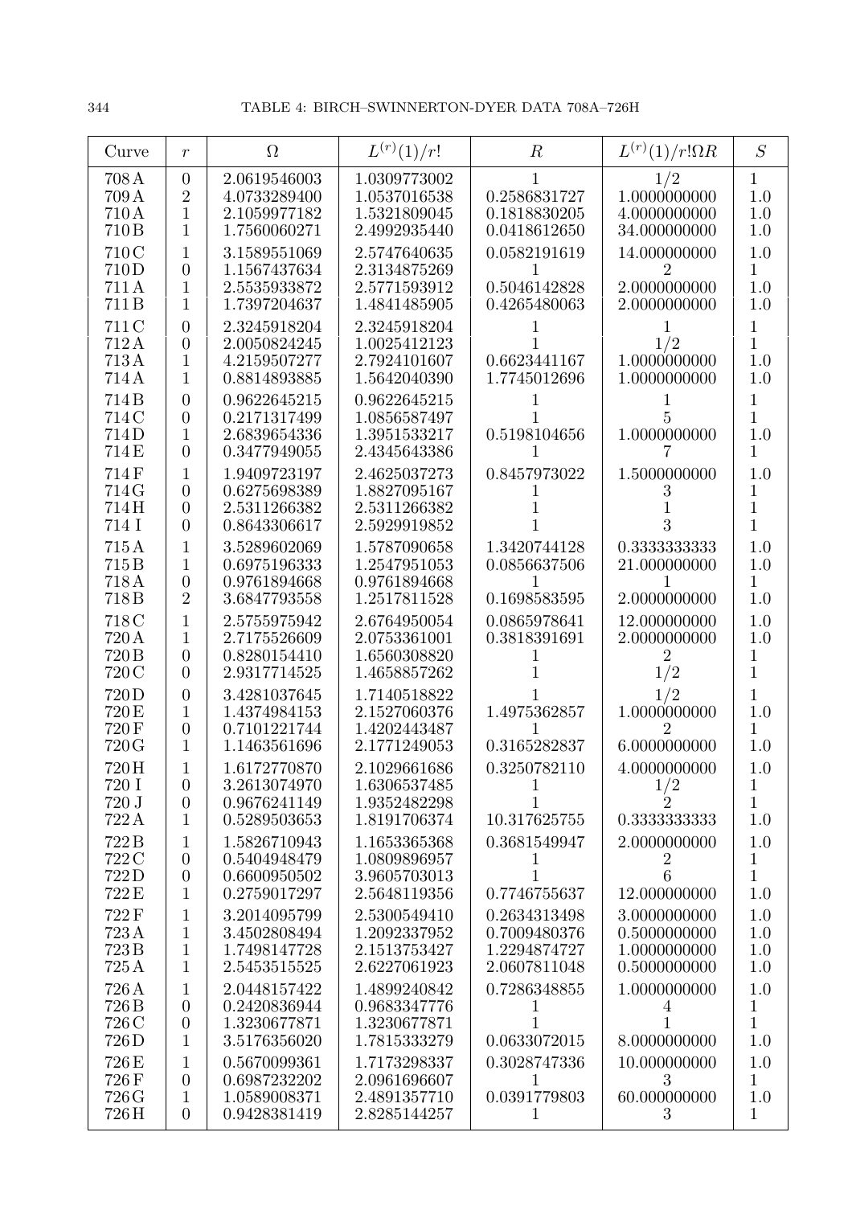| Curve | $r$ | $\Omega$ | $L^{(r)}(1)/r!$ | $R$ | $L^{(r)}(1)/r!\Omega R$ | $S$ |
|---|---|---|---|---|---|---|
| 708 A | 0 | 2.0619546003 | 1.0309773002 | 1 | $1/2$ | 1 |
| 709 A | 2 | 4.0733289400 | 1.0537016538 | 0.2586831727 | 1.0000000000 | 1.0 |
| 710 A | 1 | 2.1059977182 | 1.5321809045 | 0.1818830205 | 4.0000000000 | 1.0 |
| 710 B | 1 | 1.7560060271 | 2.4992935440 | 0.0418612650 | 34.000000000 | 1.0 |
| 710 C | 1 | 3.1589551069 | 2.5747640635 | 0.0582191619 | 14.000000000 | 1.0 |
| 710 D | 0 | 1.1567437634 | 2.3134875269 | 1 | 2 | 1 |
| 711 A | 1 | 2.5535933872 | 2.5771593912 | 0.5046142828 | 2.0000000000 | 1.0 |
| 711 B | 1 | 1.7397204637 | 1.4841485905 | 0.4265480063 | 2.0000000000 | 1.0 |
| 711 C | 0 | 2.3245918204 | 2.3245918204 | 1 | 1 | 1 |
| 712 A | 0 | 2.0050824245 | 1.0025412123 | 1 | $1/2$ | 1 |
| 713 A | 1 | 4.2159507277 | 2.7924101607 | 0.6623441167 | 1.0000000000 | 1.0 |
| 714 A | 1 | 0.8814893885 | 1.5642040390 | 1.7745012696 | 1.0000000000 | 1.0 |
| 714 B | 0 | 0.9622645215 | 0.9622645215 | 1 | 1 | 1 |
| 714 C | 0 | 0.2171317499 | 1.0856587497 | 1 | 5 | 1 |
| 714 D | 1 | 2.6839654336 | 1.3951533217 | 0.5198104656 | 1.0000000000 | 1.0 |
| 714 E | 0 | 0.3477949055 | 2.4345643386 | 1 | 7 | 1 |
| 714 F | 1 | 1.9409723197 | 2.4625037273 | 0.8457973022 | 1.5000000000 | 1.0 |
| 714 G | 0 | 0.6275698389 | 1.8827095167 | 1 | 3 | 1 |
| 714 H | 0 | 2.5311266382 | 2.5311266382 | 1 | 1 | 1 |
| 714 I | 0 | 0.8643306617 | 2.5929919852 | 1 | 3 | 1 |
| 715 A | 1 | 3.5289602069 | 1.5787090658 | 1.3420744128 | 0.3333333333 | 1.0 |
| 715 B | 1 | 0.6975196333 | 1.2547951053 | 0.0856637506 | 21.000000000 | 1.0 |
| 718 A | 0 | 0.9761894668 | 0.9761894668 | 1 | 1 | 1 |
| 718 B | 2 | 3.6847793558 | 1.2517811528 | 0.1698583595 | 2.0000000000 | 1.0 |
| 718 C | 1 | 2.5755975942 | 2.6764950054 | 0.0865978641 | 12.000000000 | 1.0 |
| 720 A | 1 | 2.7175526609 | 2.0753361001 | 0.3818391691 | 2.0000000000 | 1.0 |
| 720 B | 0 | 0.8280154410 | 1.6560308820 | 1 | 2 | 1 |
| 720 C | 0 | 2.9317714525 | 1.4658857262 | 1 | $1/2$ | 1 |
| 720 D | 0 | 3.4281037645 | 1.7140518822 | 1 | $1/2$ | 1 |
| 720 E | 1 | 1.4374984153 | 2.1527060376 | 1.4975362857 | 1.0000000000 | 1.0 |
| 720 F | 0 | 0.7101221744 | 1.4202443487 | 1 | 2 | 1 |
| 720 G | 1 | 1.1463561696 | 2.1771249053 | 0.3165282837 | 6.0000000000 | 1.0 |
| 720 H | 1 | 1.6172770870 | 2.1029661686 | 0.3250782110 | 4.0000000000 | 1.0 |
| 720 I | 0 | 3.2613074970 | 1.6306537485 | 1 | $1/2$ | 1 |
| 720 J | 0 | 0.9676241149 | 1.9352482298 | 1 | 2 | 1 |
| 722 A | 1 | 0.5289503653 | 1.8191706374 | 10.317625755 | 0.3333333333 | 1.0 |
| 722 B | 1 | 1.5826710943 | 1.1653365368 | 0.3681549947 | 2.0000000000 | 1.0 |
| 722 C | 0 | 0.5404948479 | 1.0809896957 | 1 | 2 | 1 |
| 722 D | 0 | 0.6600950502 | 3.9605703013 | 1 | 6 | 1 |
| 722 E | 1 | 0.2759017297 | 2.5648119356 | 0.7746755637 | 12.000000000 | 1.0 |
| 722 F | 1 | 3.2014095799 | 2.5300549410 | 0.2634313498 | 3.0000000000 | 1.0 |
| 723 A | 1 | 3.4502808494 | 1.2092337952 | 0.7009480376 | 0.5000000000 | 1.0 |
| 723 B | 1 | 1.7498147728 | 2.1513753427 | 1.2294874727 | 1.0000000000 | 1.0 |
| 725 A | 1 | 2.5453515525 | 2.6227061923 | 2.0607811048 | 0.5000000000 | 1.0 |
| 726 A | 1 | 2.0448157422 | 1.4899240842 | 0.7286348855 | 1.0000000000 | 1.0 |
| 726 B | 0 | 0.2420836944 | 0.9683347776 | 1 | 4 | 1 |
| 726 C | 0 | 1.3230677871 | 1.3230677871 | 1 | 1 | 1 |
| 726 D | 1 | 3.5176356020 | 1.7815333279 | 0.0633072015 | 8.0000000000 | 1.0 |
| 726 E | 1 | 0.5670099361 | 1.7173298337 | 0.3028747336 | 10.000000000 | 1.0 |
| 726 F | 0 | 0.6987232202 | 2.0961696607 | 1 | 3 | 1 |
| 726 G | 1 | 1.0589008371 | 2.4891357710 | 0.0391779803 | 60.000000000 | 1.0 |
| 726 H | 0 | 0.9428381419 | 2.8285144257 | 1 | 3 | 1 |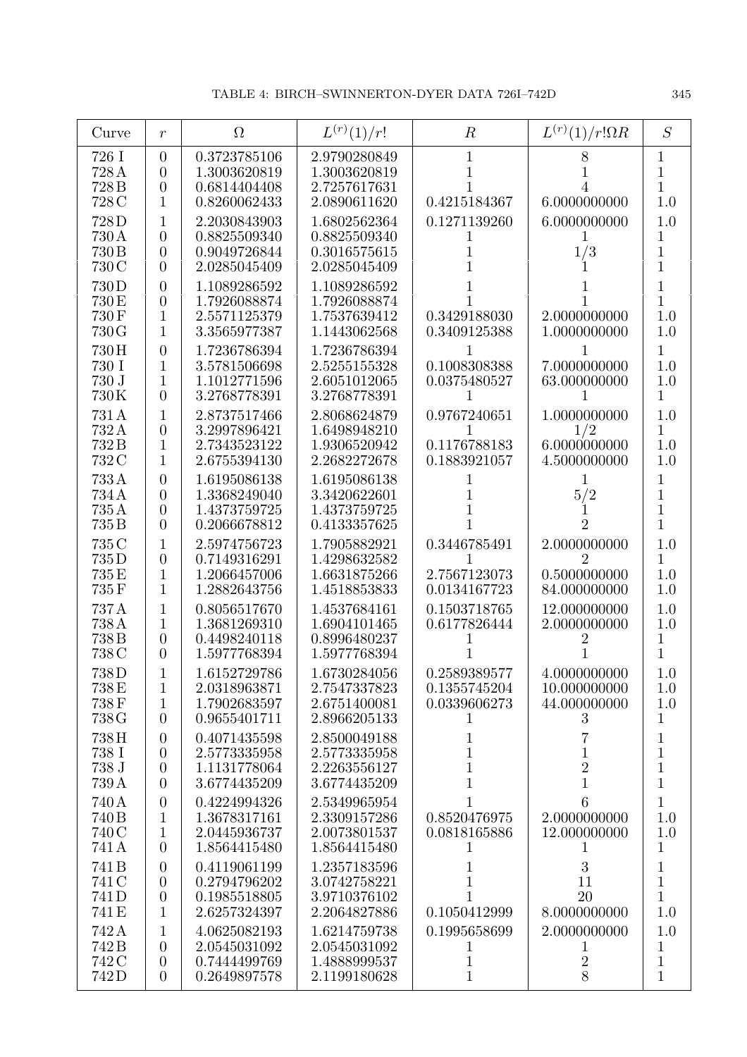| Curve | $r$ | $\Omega$ | $L^{(r)}(1)/r!$ | $R$ | $L^{(r)}(1)/r!\Omega R$ | $S$ |
|---|---|---|---|---|---|---|
| 726 I | 0 | 0.3723785106 | 2.9790280849 | 1 | 8 | 1 |
| 728 A | 0 | 1.3003620819 | 1.3003620819 | 1 | 1 | 1 |
| 728 B | 0 | 0.6814404408 | 2.7257617631 | 1 | 4 | 1 |
| 728 C | 1 | 0.8260062433 | 2.0890611620 | 0.4215184367 | 6.0000000000 | 1.0 |
| 728 D | 1 | 2.2030843903 | 1.6802562364 | 0.1271139260 | 6.0000000000 | 1.0 |
| 730 A | 0 | 0.8825509340 | 0.8825509340 | 1 | 1 | 1 |
| 730 B | 0 | 0.9049726844 | 0.3016575615 | 1 | $1/3$ | 1 |
| 730 C | 0 | 2.0285045409 | 2.0285045409 | 1 | 1 | 1 |
| 730 D | 0 | 1.1089286592 | 1.1089286592 | 1 | 1 | 1 |
| 730 E | 0 | 1.7926088874 | 1.7926088874 | 1 | 1 | 1 |
| 730 F | 1 | 2.5571125379 | 1.7537639412 | 0.3429188030 | 2.0000000000 | 1.0 |
| 730 G | 1 | 3.3565977387 | 1.1443062568 | 0.3409125388 | 1.0000000000 | 1.0 |
| 730 H | 0 | 1.7236786394 | 1.7236786394 | 1 | 1 | 1 |
| 730 I | 1 | 3.5781506698 | 2.5255155328 | 0.1008308388 | 7.0000000000 | 1.0 |
| 730 J | 1 | 1.1012771596 | 2.6051012065 | 0.0375480527 | 63.000000000 | 1.0 |
| 730 K | 0 | 3.2768778391 | 3.2768778391 | 1 | 1 | 1 |
| 731 A | 1 | 2.8737517466 | 2.8068624879 | 0.9767240651 | 1.0000000000 | 1.0 |
| 732 A | 0 | 3.2997896421 | 1.6498948210 | 1 | $1/2$ | 1 |
| 732 B | 1 | 2.7343523122 | 1.9306520942 | 0.1176788183 | 6.0000000000 | 1.0 |
| 732 C | 1 | 2.6755394130 | 2.2682272678 | 0.1883921057 | 4.5000000000 | 1.0 |
| 733 A | 0 | 1.6195086138 | 1.6195086138 | 1 | 1 | 1 |
| 734 A | 0 | 1.3368249040 | 3.3420622601 | 1 | $5/2$ | 1 |
| 735 A | 0 | 1.4373759725 | 1.4373759725 | 1 | 1 | 1 |
| 735 B | 0 | 0.2066678812 | 0.4133357625 | 1 | 2 | 1 |
| 735 C | 1 | 2.5974756723 | 1.7905882921 | 0.3446785491 | 2.0000000000 | 1.0 |
| 735 D | 0 | 0.7149316291 | 1.4298632582 | 1 | 2 | 1 |
| 735 E | 1 | 1.2066457006 | 1.6631875266 | 2.7567123073 | 0.5000000000 | 1.0 |
| 735 F | 1 | 1.2882643756 | 1.4518853833 | 0.0134167723 | 84.000000000 | 1.0 |
| 737 A | 1 | 0.8056517670 | 1.4537684161 | 0.1503718765 | 12.000000000 | 1.0 |
| 738 A | 1 | 1.3681269310 | 1.6904101465 | 0.6177826444 | 2.0000000000 | 1.0 |
| 738 B | 0 | 0.4498240118 | 0.8996480237 | 1 | 2 | 1 |
| 738 C | 0 | 1.5977768394 | 1.5977768394 | 1 | 1 | 1 |
| 738 D | 1 | 1.6152729786 | 1.6730284056 | 0.2589389577 | 4.0000000000 | 1.0 |
| 738 E | 1 | 2.0318963871 | 2.7547337823 | 0.1355745204 | 10.000000000 | 1.0 |
| 738 F | 1 | 1.7902683597 | 2.6751400081 | 0.0339606273 | 44.000000000 | 1.0 |
| 738 G | 0 | 0.9655401711 | 2.8966205133 | 1 | 3 | 1 |
| 738 H | 0 | 0.4071435598 | 2.8500049188 | 1 | 7 | 1 |
| 738 I | 0 | 2.5773335958 | 2.5773335958 | 1 | 1 | 1 |
| 738 J | 0 | 1.1131778064 | 2.2263556127 | 1 | 2 | 1 |
| 739 A | 0 | 3.6774435209 | 3.6774435209 | 1 | 1 | 1 |
| 740 A | 0 | 0.4224994326 | 2.5349965954 | 1 | 6 | 1 |
| 740 B | 1 | 1.3678317161 | 2.3309157286 | 0.8520476975 | 2.0000000000 | 1.0 |
| 740 C | 1 | 2.0445936737 | 2.0073801537 | 0.0818165886 | 12.000000000 | 1.0 |
| 741 A | 0 | 1.8564415480 | 1.8564415480 | 1 | 1 | 1 |
| 741 B | 0 | 0.4119061199 | 1.2357183596 | 1 | 3 | 1 |
| 741 C | 0 | 0.2794796202 | 3.0742758221 | 1 | 11 | 1 |
| 741 D | 0 | 0.1985518805 | 3.9710376102 | 1 | 20 | 1 |
| 741 E | 1 | 2.6257324397 | 2.2064827886 | 0.1050412999 | 8.0000000000 | 1.0 |
| 742 A | 1 | 4.0625082193 | 1.6214759738 | 0.1995658699 | 2.0000000000 | 1.0 |
| 742 B | 0 | 2.0545031092 | 2.0545031092 | 1 | 1 | 1 |
| 742 C | 0 | 0.7444499769 | 1.4888999537 | 1 | 2 | 1 |
| 742 D | 0 | 0.2649897578 | 2.1199180628 | 1 | 8 | 1 |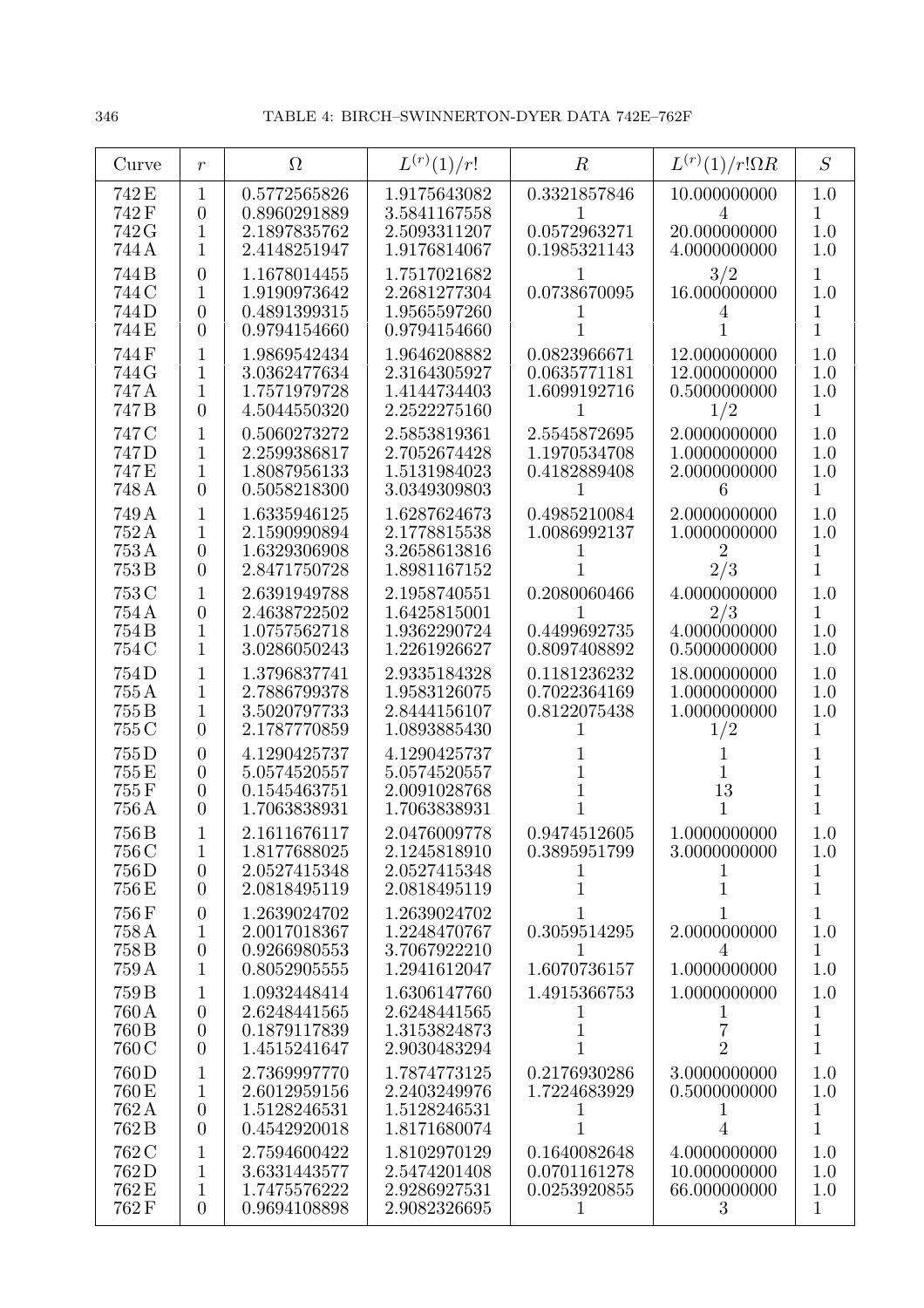| Curve | $r$ | $\Omega$ | $L^{(r)}(1)/r!$ | $R$ | $L^{(r)}(1)/r!\Omega R$ | $S$ |
|---|---|---|---|---|---|---|
| 742 E | 1 | 0.5772565826 | 1.9175643082 | 0.3321857846 | 10.000000000 | 1.0 |
| 742 F | 0 | 0.8960291889 | 3.5841167558 | 1 | 4 | 1 |
| 742 G | 1 | 2.1897835762 | 2.5093311207 | 0.0572963271 | 20.000000000 | 1.0 |
| 744 A | 1 | 2.4148251947 | 1.9176814067 | 0.1985321143 | 4.0000000000 | 1.0 |
| 744 B | 0 | 1.1678014455 | 1.7517021682 | 1 | $3/2$ | 1 |
| 744 C | 1 | 1.9190973642 | 2.2681277304 | 0.0738670095 | 16.000000000 | 1.0 |
| 744 D | 0 | 0.4891399315 | 1.9565597260 | 1 | 4 | 1 |
| 744 E | 0 | 0.9794154660 | 0.9794154660 | 1 | 1 | 1 |
| 744 F | 1 | 1.9869542434 | 1.9646208882 | 0.0823966671 | 12.000000000 | 1.0 |
| 744 G | 1 | 3.0362477634 | 2.3164305927 | 0.0635771181 | 12.000000000 | 1.0 |
| 747 A | 1 | 1.7571979728 | 1.4144734403 | 1.6099192716 | 0.5000000000 | 1.0 |
| 747 B | 0 | 4.5044550320 | 2.2522275160 | 1 | $1/2$ | 1 |
| 747 C | 1 | 0.5060273272 | 2.5853819361 | 2.5545872695 | 2.0000000000 | 1.0 |
| 747 D | 1 | 2.2599386817 | 2.7052674428 | 1.1970534708 | 1.0000000000 | 1.0 |
| 747 E | 1 | 1.8087956133 | 1.5131984023 | 0.4182889408 | 2.0000000000 | 1.0 |
| 748 A | 0 | 0.5058218300 | 3.0349309803 | 1 | 6 | 1 |
| 749 A | 1 | 1.6335946125 | 1.6287624673 | 0.4985210084 | 2.0000000000 | 1.0 |
| 752 A | 1 | 2.1590990894 | 2.1778815538 | 1.0086992137 | 1.0000000000 | 1.0 |
| 753 A | 0 | 1.6329306908 | 3.2658613816 | 1 | 2 | 1 |
| 753 B | 0 | 2.8471750728 | 1.8981167152 | 1 | $2/3$ | 1 |
| 753 C | 1 | 2.6391949788 | 2.1958740551 | 0.2080060466 | 4.0000000000 | 1.0 |
| 754 A | 0 | 2.4638722502 | 1.6425815001 | 1 | $2/3$ | 1 |
| 754 B | 1 | 1.0757562718 | 1.9362290724 | 0.4499692735 | 4.0000000000 | 1.0 |
| 754 C | 1 | 3.0286050243 | 1.2261926627 | 0.8097408892 | 0.5000000000 | 1.0 |
| 754 D | 1 | 1.3796837741 | 2.9335184328 | 0.1181236232 | 18.000000000 | 1.0 |
| 755 A | 1 | 2.7886799378 | 1.9583126075 | 0.7022364169 | 1.0000000000 | 1.0 |
| 755 B | 1 | 3.5020797733 | 2.8444156107 | 0.8122075438 | 1.0000000000 | 1.0 |
| 755 C | 0 | 2.1787770859 | 1.0893885430 | 1 | $1/2$ | 1 |
| 755 D | 0 | 4.1290425737 | 4.1290425737 | 1 | 1 | 1 |
| 755 E | 0 | 5.0574520557 | 5.0574520557 | 1 | 1 | 1 |
| 755 F | 0 | 0.1545463751 | 2.0091028768 | 1 | 13 | 1 |
| 756 A | 0 | 1.7063838931 | 1.7063838931 | 1 | 1 | 1 |
| 756 B | 1 | 2.1611676117 | 2.0476009778 | 0.9474512605 | 1.0000000000 | 1.0 |
| 756 C | 1 | 1.8177688025 | 2.1245818910 | 0.3895951799 | 3.0000000000 | 1.0 |
| 756 D | 0 | 2.0527415348 | 2.0527415348 | 1 | 1 | 1 |
| 756 E | 0 | 2.0818495119 | 2.0818495119 | 1 | 1 | 1 |
| 756 F | 0 | 1.2639024702 | 1.2639024702 | 1 | 1 | 1 |
| 758 A | 1 | 2.0017018367 | 1.2248470767 | 0.3059514295 | 2.0000000000 | 1.0 |
| 758 B | 0 | 0.9266980553 | 3.7067922210 | 1 | 4 | 1 |
| 759 A | 1 | 0.8052905555 | 1.2941612047 | 1.6070736157 | 1.0000000000 | 1.0 |
| 759 B | 1 | 1.0932448414 | 1.6306147760 | 1.4915366753 | 1.0000000000 | 1.0 |
| 760 A | 0 | 2.6248441565 | 2.6248441565 | 1 | 1 | 1 |
| 760 B | 0 | 0.1879117839 | 1.3153824873 | 1 | 7 | 1 |
| 760 C | 0 | 1.4515241647 | 2.9030483294 | 1 | 2 | 1 |
| 760 D | 1 | 2.7369997770 | 1.7874773125 | 0.2176930286 | 3.0000000000 | 1.0 |
| 760 E | 1 | 2.6012959156 | 2.2403249976 | 1.7224683929 | 0.5000000000 | 1.0 |
| 762 A | 0 | 1.5128246531 | 1.5128246531 | 1 | 1 | 1 |
| 762 B | 0 | 0.4542920018 | 1.8171680074 | 1 | 4 | 1 |
| 762 C | 1 | 2.7594600422 | 1.8102970129 | 0.1640082648 | 4.0000000000 | 1.0 |
| 762 D | 1 | 3.6331443577 | 2.5474201408 | 0.0701161278 | 10.000000000 | 1.0 |
| 762 E | 1 | 1.7475576222 | 2.9286927531 | 0.0253920855 | 66.000000000 | 1.0 |
| 762 F | 0 | 0.9694108898 | 2.9082326695 | 1 | 3 | 1 |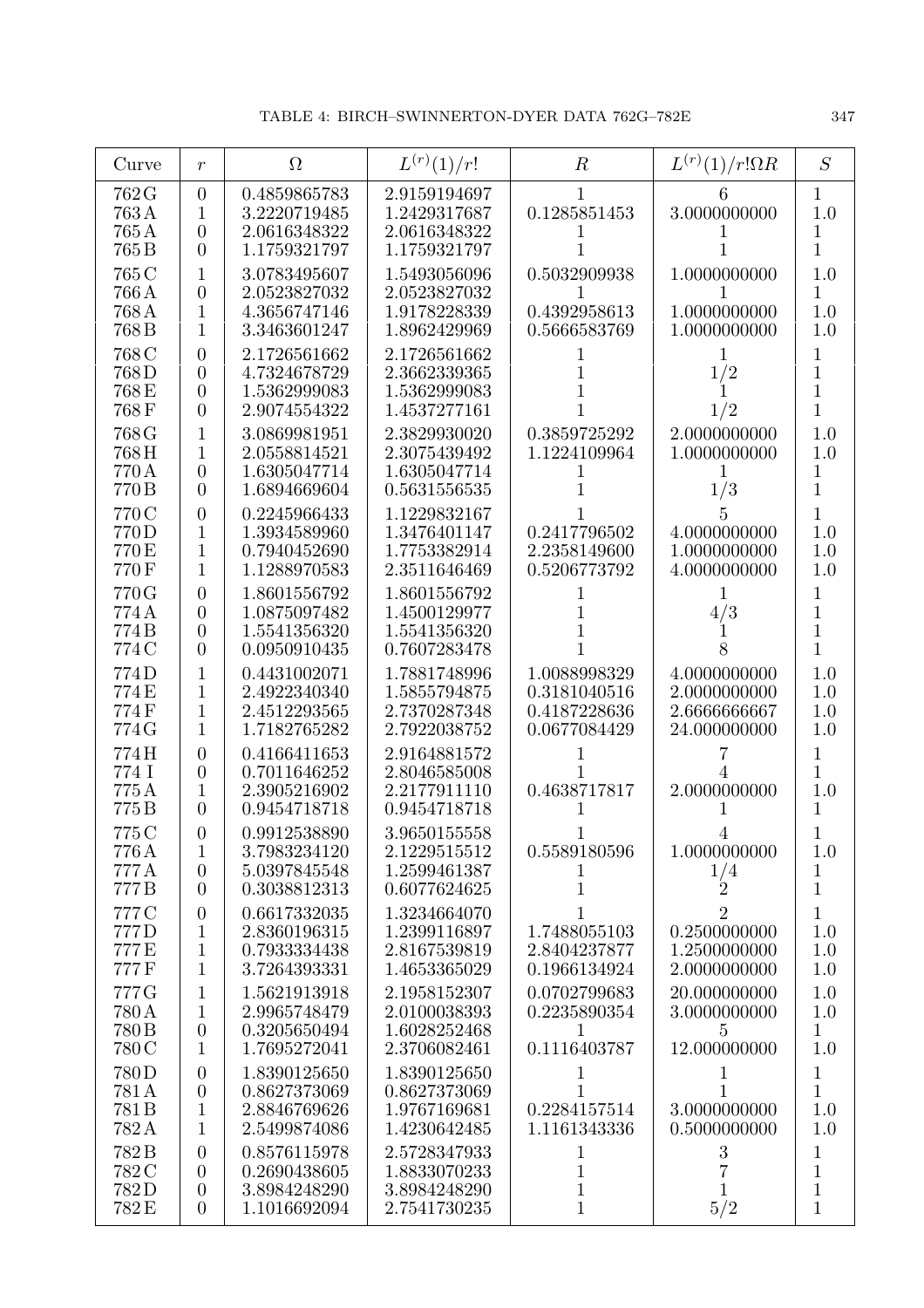| Curve | $r$ | $\Omega$ | $L^{(r)}(1)/r!$ | $R$ | $L^{(r)}(1)/r!\Omega R$ | $S$ |
|---|---|---|---|---|---|---|
| 762 G | 0 | 0.4859865783 | 2.9159194697 | 1 | 6 | 1 |
| 763 A | 1 | 3.2220719485 | 1.2429317687 | 0.1285851453 | 3.0000000000 | 1.0 |
| 765 A | 0 | 2.0616348322 | 2.0616348322 | 1 | 1 | 1 |
| 765 B | 0 | 1.1759321797 | 1.1759321797 | 1 | 1 | 1 |
| 765 C | 1 | 3.0783495607 | 1.5493056096 | 0.5032909938 | 1.0000000000 | 1.0 |
| 766 A | 0 | 2.0523827032 | 2.0523827032 | 1 | 1 | 1 |
| 768 A | 1 | 4.3656747146 | 1.9178228339 | 0.4392958613 | 1.0000000000 | 1.0 |
| 768 B | 1 | 3.3463601247 | 1.8962429969 | 0.5666583769 | 1.0000000000 | 1.0 |
| 768 C | 0 | 2.1726561662 | 2.1726561662 | 1 | 1 | 1 |
| 768 D | 0 | 4.7324678729 | 2.3662339365 | 1 | 1/2 | 1 |
| 768 E | 0 | 1.5362999083 | 1.5362999083 | 1 | 1 | 1 |
| 768 F | 0 | 2.9074554322 | 1.4537277161 | 1 | 1/2 | 1 |
| 768 G | 1 | 3.0869981951 | 2.3829930020 | 0.3859725292 | 2.0000000000 | 1.0 |
| 768 H | 1 | 2.0558814521 | 2.3075439492 | 1.1224109964 | 1.0000000000 | 1.0 |
| 770 A | 0 | 1.6305047714 | 1.6305047714 | 1 | 1 | 1 |
| 770 B | 0 | 1.6894669604 | 0.5631556535 | 1 | 1/3 | 1 |
| 770 C | 0 | 0.2245966433 | 1.1229832167 | 1 | 5 | 1 |
| 770 D | 1 | 1.3934589960 | 1.3476401147 | 0.2417796502 | 4.0000000000 | 1.0 |
| 770 E | 1 | 0.7940452690 | 1.7753382914 | 2.2358149600 | 1.0000000000 | 1.0 |
| 770 F | 1 | 1.1288970583 | 2.3511646469 | 0.5206773792 | 4.0000000000 | 1.0 |
| 770 G | 0 | 1.8601556792 | 1.8601556792 | 1 | 1 | 1 |
| 774 A | 0 | 1.0875097482 | 1.4500129977 | 1 | 4/3 | 1 |
| 774 B | 0 | 1.5541356320 | 1.5541356320 | 1 | 1 | 1 |
| 774 C | 0 | 0.0950910435 | 0.7607283478 | 1 | 8 | 1 |
| 774 D | 1 | 0.4431002071 | 1.7881748996 | 1.0088998329 | 4.0000000000 | 1.0 |
| 774 E | 1 | 2.4922340340 | 1.5855794875 | 0.3181040516 | 2.0000000000 | 1.0 |
| 774 F | 1 | 2.4512293565 | 2.7370287348 | 0.4187228636 | 2.6666666667 | 1.0 |
| 774 G | 1 | 1.7182765282 | 2.7922038752 | 0.0677084429 | 24.000000000 | 1.0 |
| 774 H | 0 | 0.4166411653 | 2.9164881572 | 1 | 7 | 1 |
| 774 I | 0 | 0.7011646252 | 2.8046585008 | 1 | 4 | 1 |
| 775 A | 1 | 2.3905216902 | 2.2177911110 | 0.4638717817 | 2.0000000000 | 1.0 |
| 775 B | 0 | 0.9454718718 | 0.9454718718 | 1 | 1 | 1 |
| 775 C | 0 | 0.9912538890 | 3.9650155558 | 1 | 4 | 1 |
| 776 A | 1 | 3.7983234120 | 2.1229515512 | 0.5589180596 | 1.0000000000 | 1.0 |
| 777 A | 0 | 5.0397845548 | 1.2599461387 | 1 | 1/4 | 1 |
| 777 B | 0 | 0.3038812313 | 0.6077624625 | 1 | 2 | 1 |
| 777 C | 0 | 0.6617332035 | 1.3234664070 | 1 | 2 | 1 |
| 777 D | 1 | 2.8360196315 | 1.2399116897 | 1.7488055103 | 0.2500000000 | 1.0 |
| 777 E | 1 | 0.7933334438 | 2.8167539819 | 2.8404237877 | 1.2500000000 | 1.0 |
| 777 F | 1 | 3.7264393331 | 1.4653365029 | 0.1966134924 | 2.0000000000 | 1.0 |
| 777 G | 1 | 1.5621913918 | 2.1958152307 | 0.0702799683 | 20.000000000 | 1.0 |
| 780 A | 1 | 2.9965748479 | 2.0100038393 | 0.2235890354 | 3.0000000000 | 1.0 |
| 780 B | 0 | 0.3205650494 | 1.6028252468 | 1 | 5 | 1 |
| 780 C | 1 | 1.7695272041 | 2.3706082461 | 0.1116403787 | 12.000000000 | 1.0 |
| 780 D | 0 | 1.8390125650 | 1.8390125650 | 1 | 1 | 1 |
| 781 A | 0 | 0.8627373069 | 0.8627373069 | 1 | 1 | 1 |
| 781 B | 1 | 2.8846769626 | 1.9767169681 | 0.2284157514 | 3.0000000000 | 1.0 |
| 782 A | 1 | 2.5499874086 | 1.4230642485 | 1.1161343336 | 0.5000000000 | 1.0 |
| 782 B | 0 | 0.8576115978 | 2.5728347933 | 1 | 3 | 1 |
| 782 C | 0 | 0.2690438605 | 1.8833070233 | 1 | 7 | 1 |
| 782 D | 0 | 3.8984248290 | 3.8984248290 | 1 | 1 | 1 |
| 782 E | 0 | 1.1016692094 | 2.7541730235 | 1 | 5/2 | 1 |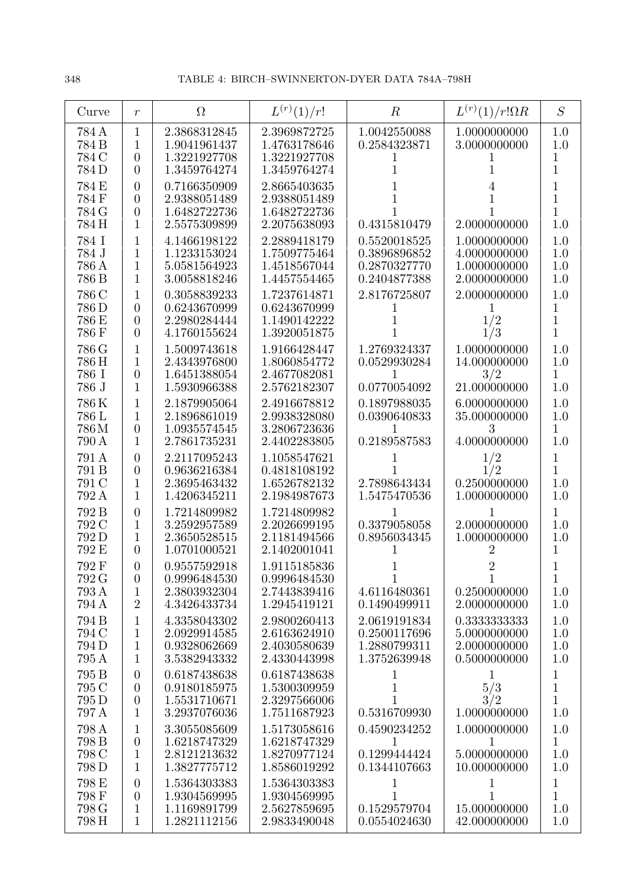| Curve | $r$ | $\Omega$ | $L^{(r)}(1)/r!$ | $R$ | $L^{(r)}(1)/r!\Omega R$ | $S$ |
|---|---|---|---|---|---|---|
| 784 A | 1 | 2.3868312845 | 2.3969872725 | 1.0042550088 | 1.0000000000 | 1.0 |
| 784 B | 1 | 1.9041961437 | 1.4763178646 | 0.2584323871 | 3.0000000000 | 1.0 |
| 784 C | 0 | 1.3221927708 | 1.3221927708 | 1 | 1 | 1 |
| 784 D | 0 | 1.3459764274 | 1.3459764274 | 1 | 1 | 1 |
| 784 E | 0 | 0.7166350909 | 2.8665403635 | 1 | 4 | 1 |
| 784 F | 0 | 2.9388051489 | 2.9388051489 | 1 | 1 | 1 |
| 784 G | 0 | 1.6482722736 | 1.6482722736 | 1 | 1 | 1 |
| 784 H | 1 | 2.5575309899 | 2.2075638093 | 0.4315810479 | 2.0000000000 | 1.0 |
| 784 I | 1 | 4.1466198122 | 2.2889418179 | 0.5520018525 | 1.0000000000 | 1.0 |
| 784 J | 1 | 1.1233153024 | 1.7509775464 | 0.3896896852 | 4.0000000000 | 1.0 |
| 786 A | 1 | 5.0581564923 | 1.4518567044 | 0.2870327770 | 1.0000000000 | 1.0 |
| 786 B | 1 | 3.0058818246 | 1.4457554465 | 0.2404877388 | 2.0000000000 | 1.0 |
| 786 C | 1 | 0.3058839233 | 1.7237614871 | 2.8176725807 | 2.0000000000 | 1.0 |
| 786 D | 0 | 0.6243670999 | 0.6243670999 | 1 | 1 | 1 |
| 786 E | 0 | 2.2980284444 | 1.1490142222 | 1 | 1/2 | 1 |
| 786 F | 0 | 4.1760155624 | 1.3920051875 | 1 | 1/3 | 1 |
| 786 G | 1 | 1.5009743618 | 1.9166428447 | 1.2769324337 | 1.0000000000 | 1.0 |
| 786 H | 1 | 2.4343976800 | 1.8060854772 | 0.0529930284 | 14.000000000 | 1.0 |
| 786 I | 0 | 1.6451388054 | 2.4677082081 | 1 | 3/2 | 1 |
| 786 J | 1 | 1.5930966388 | 2.5762182307 | 0.0770054092 | 21.000000000 | 1.0 |
| 786 K | 1 | 2.1879905064 | 2.4916678812 | 0.1897988035 | 6.0000000000 | 1.0 |
| 786 L | 1 | 2.1896861019 | 2.9938328080 | 0.0390640833 | 35.000000000 | 1.0 |
| 786 M | 0 | 1.0935574545 | 3.2806723636 | 1 | 3 | 1 |
| 790 A | 1 | 2.7861735231 | 2.4402283805 | 0.2189587583 | 4.0000000000 | 1.0 |
| 791 A | 0 | 2.2117095243 | 1.1058547621 | 1 | 1/2 | 1 |
| 791 B | 0 | 0.9636216384 | 0.4818108192 | 1 | 1/2 | 1 |
| 791 C | 1 | 2.3695463432 | 1.6526782132 | 2.7898643434 | 0.2500000000 | 1.0 |
| 792 A | 1 | 1.4206345211 | 2.1984987673 | 1.5475470536 | 1.0000000000 | 1.0 |
| 792 B | 0 | 1.7214809982 | 1.7214809982 | 1 | 1 | 1 |
| 792 C | 1 | 3.2592957589 | 2.2026699195 | 0.3379058058 | 2.0000000000 | 1.0 |
| 792 D | 1 | 2.3650528515 | 2.1181494566 | 0.8956034345 | 1.0000000000 | 1.0 |
| 792 E | 0 | 1.0701000521 | 2.1402001041 | 1 | 2 | 1 |
| 792 F | 0 | 0.9557592918 | 1.9115185836 | 1 | 2 | 1 |
| 792 G | 0 | 0.9996484530 | 0.9996484530 | 1 | 1 | 1 |
| 793 A | 1 | 2.3803932304 | 2.7443839416 | 4.6116480361 | 0.2500000000 | 1.0 |
| 794 A | 2 | 4.3426433734 | 1.2945419121 | 0.1490499911 | 2.0000000000 | 1.0 |
| 794 B | 1 | 4.3358043302 | 2.9800260413 | 2.0619191834 | 0.3333333333 | 1.0 |
| 794 C | 1 | 2.0929914585 | 2.6163624910 | 0.2500117696 | 5.0000000000 | 1.0 |
| 794 D | 1 | 0.9328062669 | 2.4030580639 | 1.2880799311 | 2.0000000000 | 1.0 |
| 795 A | 1 | 3.5382943332 | 2.4330443998 | 1.3752639948 | 0.5000000000 | 1.0 |
| 795 B | 0 | 0.6187438638 | 0.6187438638 | 1 | 1 | 1 |
| 795 C | 0 | 0.9180185975 | 1.5300309959 | 1 | 5/3 | 1 |
| 795 D | 0 | 1.5531710671 | 2.3297566006 | 1 | 3/2 | 1 |
| 797 A | 1 | 3.2937076036 | 1.7511687923 | 0.5316709930 | 1.0000000000 | 1.0 |
| 798 A | 1 | 3.3055085609 | 1.5173058616 | 0.4590234252 | 1.0000000000 | 1.0 |
| 798 B | 0 | 1.6218747329 | 1.6218747329 | 1 | 1 | 1 |
| 798 C | 1 | 2.8121213632 | 1.8270977124 | 0.1299444424 | 5.0000000000 | 1.0 |
| 798 D | 1 | 1.3827775712 | 1.8586019292 | 0.1344107663 | 10.000000000 | 1.0 |
| 798 E | 0 | 1.5364303383 | 1.5364303383 | 1 | 1 | 1 |
| 798 F | 0 | 1.9304569995 | 1.9304569995 | 1 | 1 | 1 |
| 798 G | 1 | 1.1169891799 | 2.5627859695 | 0.1529579704 | 15.000000000 | 1.0 |
| 798 H | 1 | 1.2821112156 | 2.9833490048 | 0.0554024630 | 42.000000000 | 1.0 |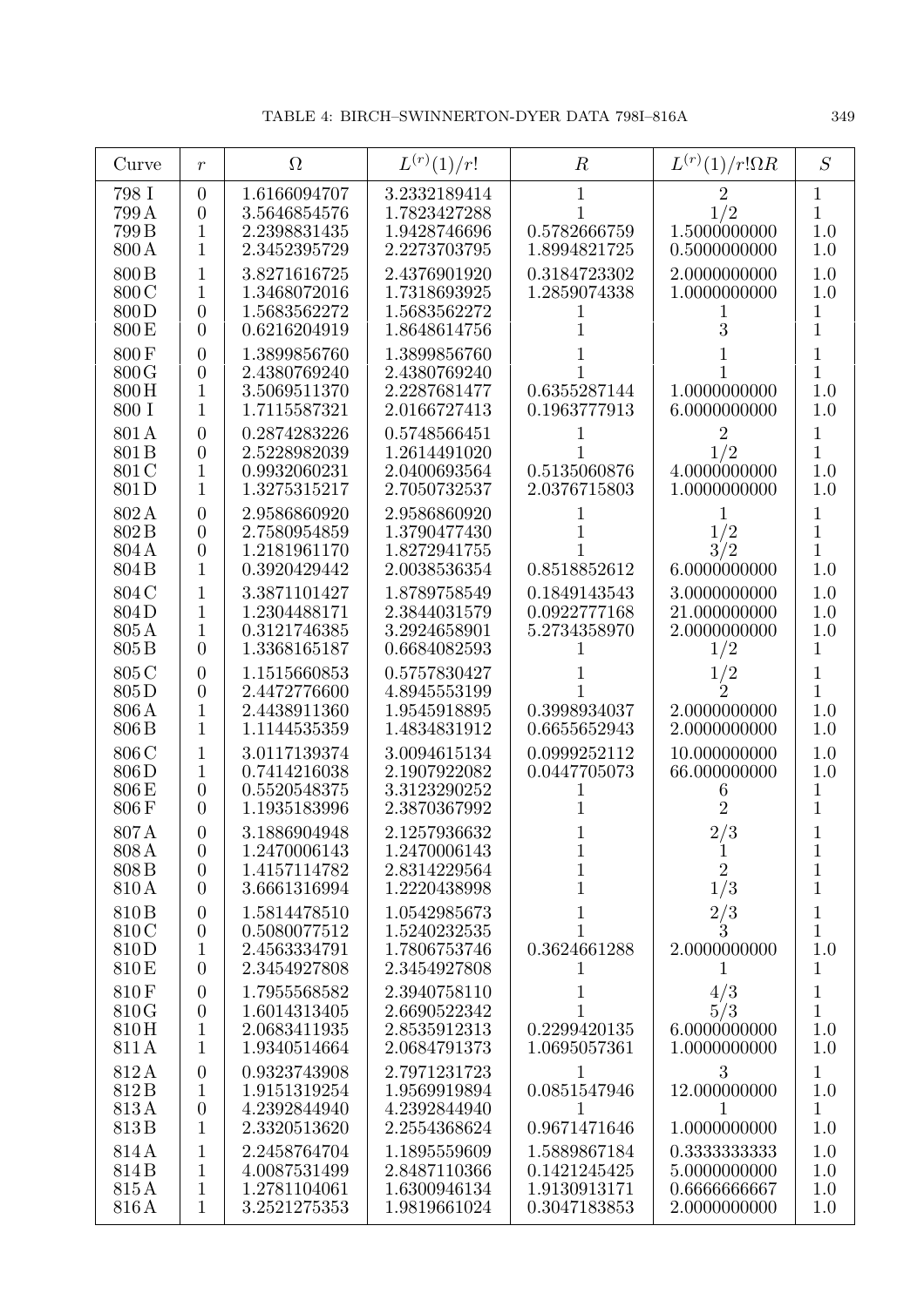| Curve | $r$ | $\Omega$ | $L^{(r)}(1)/r!$ | $R$ | $L^{(r)}(1)/r!\Omega R$ | $S$ |
|---|---|---|---|---|---|---|
| 798 I | 0 | 1.6166094707 | 3.2332189414 | 1 | 2 | 1 |
| 799 A | 0 | 3.5646854576 | 1.7823427288 | 1 | 1/2 | 1 |
| 799 B | 1 | 2.2398831435 | 1.9428746696 | 0.5782666759 | 1.5000000000 | 1.0 |
| 800 A | 1 | 2.3452395729 | 2.2273703795 | 1.8994821725 | 0.5000000000 | 1.0 |
| 800 B | 1 | 3.8271616725 | 2.4376901920 | 0.3184723302 | 2.0000000000 | 1.0 |
| 800 C | 1 | 1.3468072016 | 1.7318693925 | 1.2859074338 | 1.0000000000 | 1.0 |
| 800 D | 0 | 1.5683562272 | 1.5683562272 | 1 | 1 | 1 |
| 800 E | 0 | 0.6216204919 | 1.8648614756 | 1 | 3 | 1 |
| 800 F | 0 | 1.3899856760 | 1.3899856760 | 1 | 1 | 1 |
| 800 G | 0 | 2.4380769240 | 2.4380769240 | 1 | 1 | 1 |
| 800 H | 1 | 3.5069511370 | 2.2287681477 | 0.6355287144 | 1.0000000000 | 1.0 |
| 800 I | 1 | 1.7115587321 | 2.0166727413 | 0.1963777913 | 6.0000000000 | 1.0 |
| 801 A | 0 | 0.2874283226 | 0.5748566451 | 1 | 2 | 1 |
| 801 B | 0 | 2.5228982039 | 1.2614491020 | 1 | 1/2 | 1 |
| 801 C | 1 | 0.9932060231 | 2.0400693564 | 0.5135060876 | 4.0000000000 | 1.0 |
| 801 D | 1 | 1.3275315217 | 2.7050732537 | 2.0376715803 | 1.0000000000 | 1.0 |
| 802 A | 0 | 2.9586860920 | 2.9586860920 | 1 | 1 | 1 |
| 802 B | 0 | 2.7580954859 | 1.3790477430 | 1 | 1/2 | 1 |
| 804 A | 0 | 1.2181961170 | 1.8272941755 | 1 | 3/2 | 1 |
| 804 B | 1 | 0.3920429442 | 2.0038536354 | 0.8518852612 | 6.0000000000 | 1.0 |
| 804 C | 1 | 3.3871101427 | 1.8789758549 | 0.1849143543 | 3.0000000000 | 1.0 |
| 804 D | 1 | 1.2304488171 | 2.3844031579 | 0.0922777168 | 21.000000000 | 1.0 |
| 805 A | 1 | 0.3121746385 | 3.2924658901 | 5.2734358970 | 2.0000000000 | 1.0 |
| 805 B | 0 | 1.3368165187 | 0.6684082593 | 1 | 1/2 | 1 |
| 805 C | 0 | 1.1515660853 | 0.5757830427 | 1 | 1/2 | 1 |
| 805 D | 0 | 2.4472776600 | 4.8945553199 | 1 | 2 | 1 |
| 806 A | 1 | 2.4438911360 | 1.9545918895 | 0.3998934037 | 2.0000000000 | 1.0 |
| 806 B | 1 | 1.1144535359 | 1.4834831912 | 0.6655652943 | 2.0000000000 | 1.0 |
| 806 C | 1 | 3.0117139374 | 3.0094615134 | 0.0999252112 | 10.000000000 | 1.0 |
| 806 D | 1 | 0.7414216038 | 2.1907922082 | 0.0447705073 | 66.000000000 | 1.0 |
| 806 E | 0 | 0.5520548375 | 3.3123290252 | 1 | 6 | 1 |
| 806 F | 0 | 1.1935183996 | 2.3870367992 | 1 | 2 | 1 |
| 807 A | 0 | 3.1886904948 | 2.1257936632 | 1 | 2/3 | 1 |
| 808 A | 0 | 1.2470006143 | 1.2470006143 | 1 | 1 | 1 |
| 808 B | 0 | 1.4157114782 | 2.8314229564 | 1 | 2 | 1 |
| 810 A | 0 | 3.6661316994 | 1.2220438998 | 1 | 1/3 | 1 |
| 810 B | 0 | 1.5814478510 | 1.0542985673 | 1 | 2/3 | 1 |
| 810 C | 0 | 0.5080077512 | 1.5240232535 | 1 | 3 | 1 |
| 810 D | 1 | 2.4563334791 | 1.7806753746 | 0.3624661288 | 2.0000000000 | 1.0 |
| 810 E | 0 | 2.3454927808 | 2.3454927808 | 1 | 1 | 1 |
| 810 F | 0 | 1.7955568582 | 2.3940758110 | 1 | 4/3 | 1 |
| 810 G | 0 | 1.6014313405 | 2.6690522342 | 1 | 5/3 | 1 |
| 810 H | 1 | 2.0683411935 | 2.8535912313 | 0.2299420135 | 6.0000000000 | 1.0 |
| 811 A | 1 | 1.9340514664 | 2.0684791373 | 1.0695057361 | 1.0000000000 | 1.0 |
| 812 A | 0 | 0.9323743908 | 2.7971231723 | 1 | 3 | 1 |
| 812 B | 1 | 1.9151319254 | 1.9569919894 | 0.0851547946 | 12.000000000 | 1.0 |
| 813 A | 0 | 4.2392844940 | 4.2392844940 | 1 | 1 | 1 |
| 813 B | 1 | 2.3320513620 | 2.2554368624 | 0.9671471646 | 1.0000000000 | 1.0 |
| 814 A | 1 | 2.2458764704 | 1.1895559609 | 1.5889867184 | 0.3333333333 | 1.0 |
| 814 B | 1 | 4.0087531499 | 2.8487110366 | 0.1421245425 | 5.0000000000 | 1.0 |
| 815 A | 1 | 1.2781104061 | 1.6300946134 | 1.9130913171 | 0.6666666667 | 1.0 |
| 816 A | 1 | 3.2521275353 | 1.9819661024 | 0.3047183853 | 2.0000000000 | 1.0 |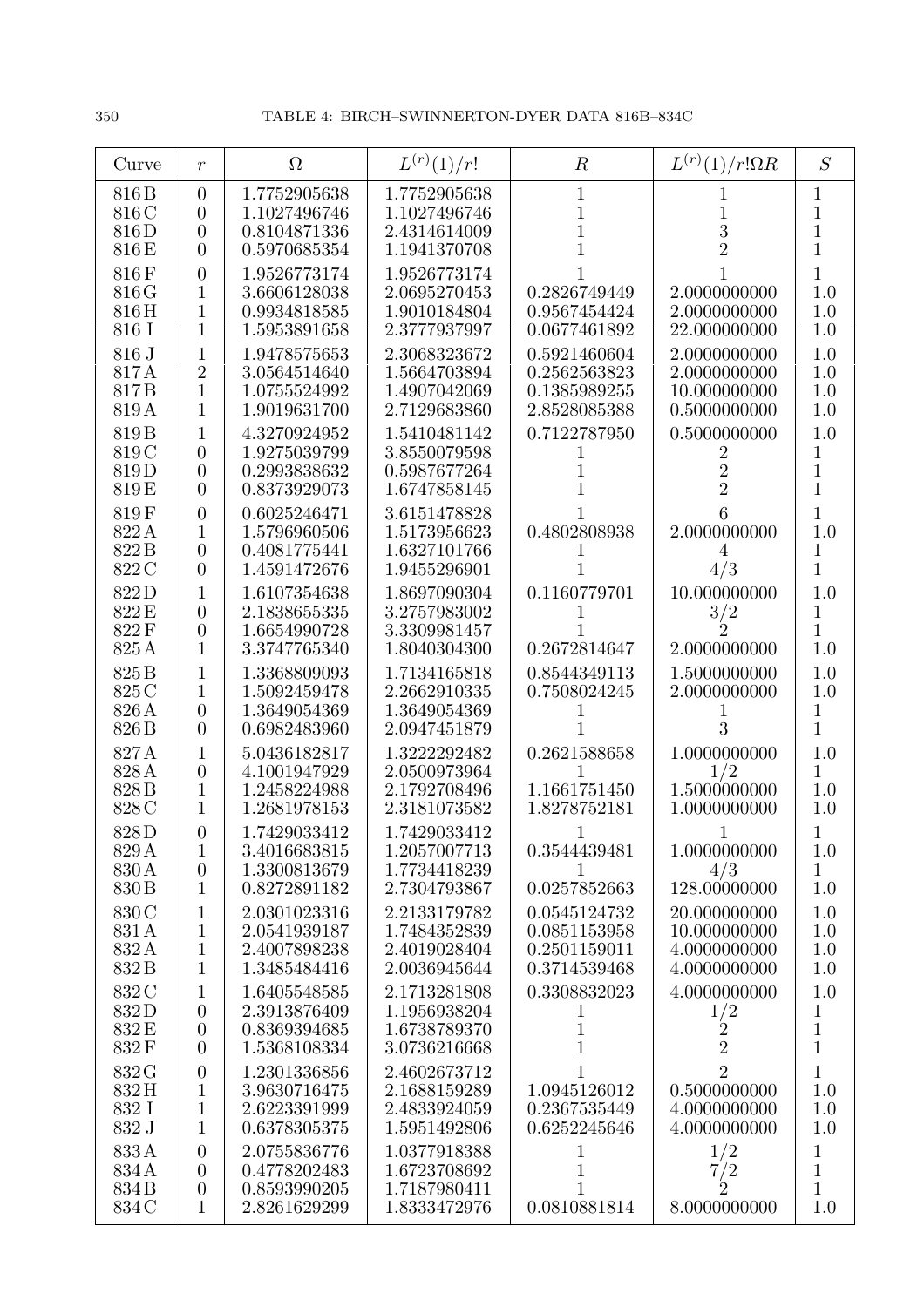| Curve | $r$ | $\Omega$ | $L^{(r)}(1)/r!$ | $R$ | $L^{(r)}(1)/r!\Omega R$ | $S$ |
|---|---|---|---|---|---|---|
| 816B | 0 | 1.7752905638 | 1.7752905638 | 1 | 1 | 1 |
| 816C | 0 | 1.1027496746 | 1.1027496746 | 1 | 1 | 1 |
| 816D | 0 | 0.8104871336 | 2.4314614009 | 1 | 3 | 1 |
| 816E | 0 | 0.5970685354 | 1.1941370708 | 1 | 2 | 1 |
| 816F | 0 | 1.9526773174 | 1.9526773174 | 1 | 1 | 1 |
| 816G | 1 | 3.6606128038 | 2.0695270453 | 0.2826749449 | 2.0000000000 | 1.0 |
| 816H | 1 | 0.9934818585 | 1.9010184804 | 0.9567454424 | 2.0000000000 | 1.0 |
| 816 I | 1 | 1.5953891658 | 2.3777937997 | 0.0677461892 | 22.000000000 | 1.0 |
| 816 J | 1 | 1.9478575653 | 2.3068323672 | 0.5921460604 | 2.0000000000 | 1.0 |
| 817A | 2 | 3.0564514640 | 1.5664703894 | 0.2562563823 | 2.0000000000 | 1.0 |
| 817B | 1 | 1.0755524992 | 1.4907042069 | 0.1385989255 | 10.000000000 | 1.0 |
| 819A | 1 | 1.9019631700 | 2.7129683860 | 2.8528085388 | 0.5000000000 | 1.0 |
| 819B | 1 | 4.3270924952 | 1.5410481142 | 0.7122787950 | 0.5000000000 | 1.0 |
| 819C | 0 | 1.9275039799 | 3.8550079598 | 1 | 2 | 1 |
| 819D | 0 | 0.2993838632 | 0.5987677264 | 1 | 2 | 1 |
| 819E | 0 | 0.8373929073 | 1.6747858145 | 1 | 2 | 1 |
| 819F | 0 | 0.6025246471 | 3.6151478828 | 1 | 6 | 1 |
| 822A | 1 | 1.5796960506 | 1.5173956623 | 0.4802808938 | 2.0000000000 | 1.0 |
| 822B | 0 | 0.4081775441 | 1.6327101766 | 1 | 4 | 1 |
| 822C | 0 | 1.4591472676 | 1.9455296901 | 1 | 4/3 | 1 |
| 822D | 1 | 1.6107354638 | 1.8697090304 | 0.1160779701 | 10.000000000 | 1.0 |
| 822E | 0 | 2.1838655335 | 3.2757983002 | 1 | 3/2 | 1 |
| 822F | 0 | 1.6654990728 | 3.3309981457 | 1 | 2 | 1 |
| 825A | 1 | 3.3747765340 | 1.8040304300 | 0.2672814647 | 2.0000000000 | 1.0 |
| 825B | 1 | 1.3368809093 | 1.7134165818 | 0.8544349113 | 1.5000000000 | 1.0 |
| 825C | 1 | 1.5092459478 | 2.2662910335 | 0.7508024245 | 2.0000000000 | 1.0 |
| 826A | 0 | 1.3649054369 | 1.3649054369 | 1 | 1 | 1 |
| 826B | 0 | 0.6982483960 | 2.0947451879 | 1 | 3 | 1 |
| 827A | 1 | 5.0436182817 | 1.3222292482 | 0.2621588658 | 1.0000000000 | 1.0 |
| 828A | 0 | 4.1001947929 | 2.0500973964 | 1 | 1/2 | 1 |
| 828B | 1 | 1.2458224988 | 2.1792708496 | 1.1661751450 | 1.5000000000 | 1.0 |
| 828C | 1 | 1.2681978153 | 2.3181073582 | 1.8278752181 | 1.0000000000 | 1.0 |
| 828D | 0 | 1.7429033412 | 1.7429033412 | 1 | 1 | 1 |
| 829A | 1 | 3.4016683815 | 1.2057007713 | 0.3544439481 | 1.0000000000 | 1.0 |
| 830A | 0 | 1.3300813679 | 1.7734418239 | 1 | 4/3 | 1 |
| 830B | 1 | 0.8272891182 | 2.7304793867 | 0.0257852663 | 128.00000000 | 1.0 |
| 830C | 1 | 2.0301023316 | 2.2133179782 | 0.0545124732 | 20.000000000 | 1.0 |
| 831A | 1 | 2.0541939187 | 1.7484352839 | 0.0851153958 | 10.000000000 | 1.0 |
| 832A | 1 | 2.4007898238 | 2.4019028404 | 0.2501159011 | 4.0000000000 | 1.0 |
| 832B | 1 | 1.3485484416 | 2.0036945644 | 0.3714539468 | 4.0000000000 | 1.0 |
| 832C | 1 | 1.6405548585 | 2.1713281808 | 0.3308832023 | 4.0000000000 | 1.0 |
| 832D | 0 | 2.3913876409 | 1.1956938204 | 1 | 1/2 | 1 |
| 832E | 0 | 0.8369394685 | 1.6738789370 | 1 | 2 | 1 |
| 832F | 0 | 1.5368108334 | 3.0736216668 | 1 | 2 | 1 |
| 832G | 0 | 1.2301336856 | 2.4602673712 | 1 | 2 | 1 |
| 832H | 1 | 3.9630716475 | 2.1688159289 | 1.0945126012 | 0.5000000000 | 1.0 |
| 832 I | 1 | 2.6223391999 | 2.4833924059 | 0.2367535449 | 4.0000000000 | 1.0 |
| 832 J | 1 | 0.6378305375 | 1.5951492806 | 0.6252245646 | 4.0000000000 | 1.0 |
| 833A | 0 | 2.0755836776 | 1.0377918388 | 1 | 1/2 | 1 |
| 834A | 0 | 0.4778202483 | 1.6723708692 | 1 | 7/2 | 1 |
| 834B | 0 | 0.8593990205 | 1.7187980411 | 1 | 2 | 1 |
| 834C | 1 | 2.8261629299 | 1.8333472976 | 0.0810881814 | 8.0000000000 | 1.0 |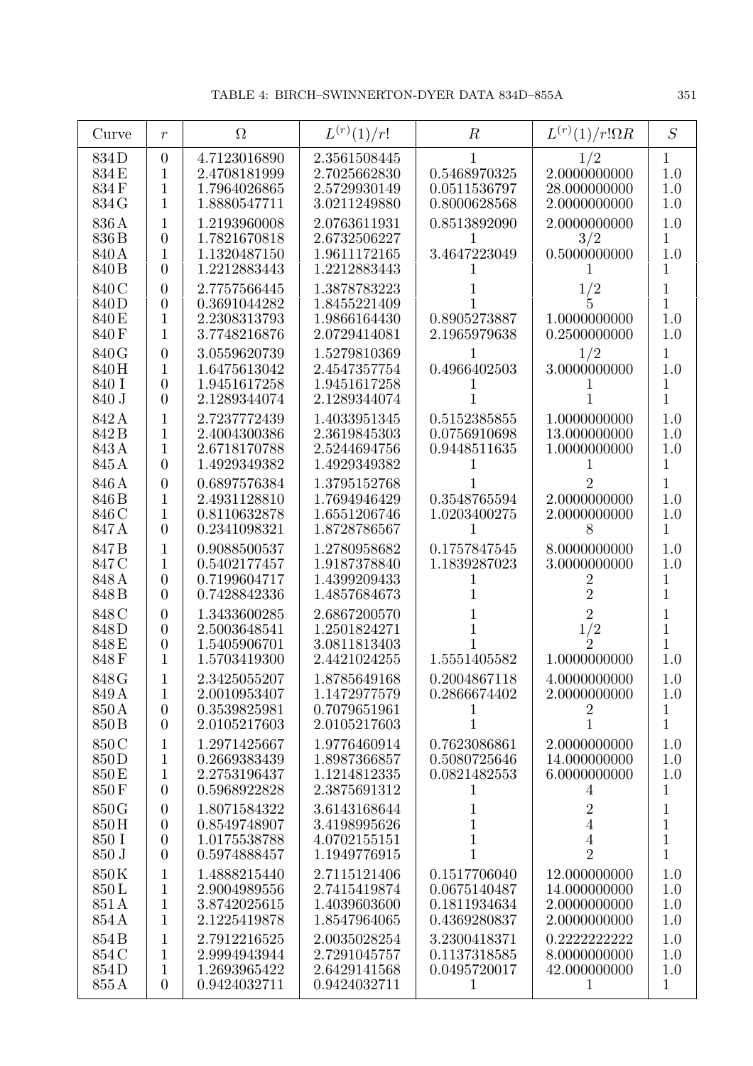| Curve | $r$ | $\Omega$ | $L^{(r)}(1)/r!$ | $R$ | $L^{(r)}(1)/r!\Omega R$ | $S$ |
|---|---|---|---|---|---|---|
| 834D | 0 | 4.7123016890 | 2.3561508445 | 1 | 1/2 | 1 |
| 834E | 1 | 2.4708181999 | 2.7025662830 | 0.5468970325 | 2.0000000000 | 1.0 |
| 834F | 1 | 1.7964026865 | 2.5729930149 | 0.0511536797 | 28.000000000 | 1.0 |
| 834G | 1 | 1.8880547711 | 3.0211249880 | 0.8000628568 | 2.0000000000 | 1.0 |
| 836A | 1 | 1.2193960008 | 2.0763611931 | 0.8513892090 | 2.0000000000 | 1.0 |
| 836B | 0 | 1.7821670818 | 2.6732506227 | 1 | 3/2 | 1 |
| 840A | 1 | 1.1320487150 | 1.9611172165 | 3.4647223049 | 0.5000000000 | 1.0 |
| 840B | 0 | 1.2212883443 | 1.2212883443 | 1 | 1 | 1 |
| 840C | 0 | 2.7757566445 | 1.3878783223 | 1 | 1/2 | 1 |
| 840D | 0 | 0.3691044282 | 1.8455221409 | 1 | 5 | 1 |
| 840E | 1 | 2.2308313793 | 1.9866164430 | 0.8905273887 | 1.0000000000 | 1.0 |
| 840F | 1 | 3.7748216876 | 2.0729414081 | 2.1965979638 | 0.2500000000 | 1.0 |
| 840G | 0 | 3.0559620739 | 1.5279810369 | 1 | 1/2 | 1 |
| 840H | 1 | 1.6475613042 | 2.4547357754 | 0.4966402503 | 3.0000000000 | 1.0 |
| 840 I | 0 | 1.9451617258 | 1.9451617258 | 1 | 1 | 1 |
| 840 J | 0 | 2.1289344074 | 2.1289344074 | 1 | 1 | 1 |
| 842A | 1 | 2.7237772439 | 1.4033951345 | 0.5152385855 | 1.0000000000 | 1.0 |
| 842B | 1 | 2.4004300386 | 2.3619845303 | 0.0756910698 | 13.000000000 | 1.0 |
| 843A | 1 | 2.6718170788 | 2.5244694756 | 0.9448511635 | 1.0000000000 | 1.0 |
| 845A | 0 | 1.4929349382 | 1.4929349382 | 1 | 1 | 1 |
| 846A | 0 | 0.6897576384 | 1.3795152768 | 1 | 2 | 1 |
| 846B | 1 | 2.4931128810 | 1.7694946429 | 0.3548765594 | 2.0000000000 | 1.0 |
| 846C | 1 | 0.8110632878 | 1.6551206746 | 1.0203400275 | 2.0000000000 | 1.0 |
| 847A | 0 | 0.2341098321 | 1.8728786567 | 1 | 8 | 1 |
| 847B | 1 | 0.9088500537 | 1.2780958682 | 0.1757847545 | 8.0000000000 | 1.0 |
| 847C | 1 | 0.5402177457 | 1.9187378840 | 1.1839287023 | 3.0000000000 | 1.0 |
| 848A | 0 | 0.7199604717 | 1.4399209433 | 1 | 2 | 1 |
| 848B | 0 | 0.7428842336 | 1.4857684673 | 1 | 2 | 1 |
| 848C | 0 | 1.3433600285 | 2.6867200570 | 1 | 2 | 1 |
| 848D | 0 | 2.5003648541 | 1.2501824271 | 1 | 1/2 | 1 |
| 848E | 0 | 1.5405906701 | 3.0811813403 | 1 | 2 | 1 |
| 848F | 1 | 1.5703419300 | 2.4421024255 | 1.5551405582 | 1.0000000000 | 1.0 |
| 848G | 1 | 2.3425055207 | 1.8785649168 | 0.2004867118 | 4.0000000000 | 1.0 |
| 849A | 1 | 2.0010953407 | 1.1472977579 | 0.2866674402 | 2.0000000000 | 1.0 |
| 850A | 0 | 0.3539825981 | 0.7079651961 | 1 | 2 | 1 |
| 850B | 0 | 2.0105217603 | 2.0105217603 | 1 | 1 | 1 |
| 850C | 1 | 1.2971425667 | 1.9776460914 | 0.7623086861 | 2.0000000000 | 1.0 |
| 850D | 1 | 0.2669383439 | 1.8987366857 | 0.5080725646 | 14.000000000 | 1.0 |
| 850E | 1 | 2.2753196437 | 1.1214812335 | 0.0821482553 | 6.0000000000 | 1.0 |
| 850F | 0 | 0.5968922828 | 2.3875691312 | 1 | 4 | 1 |
| 850G | 0 | 1.8071584322 | 3.6143168644 | 1 | 2 | 1 |
| 850H | 0 | 0.8549748907 | 3.4198995626 | 1 | 4 | 1 |
| 850 I | 0 | 1.0175538788 | 4.0702155151 | 1 | 4 | 1 |
| 850 J | 0 | 0.5974888457 | 1.1949776915 | 1 | 2 | 1 |
| 850K | 1 | 1.4888215440 | 2.7115121406 | 0.1517706040 | 12.000000000 | 1.0 |
| 850L | 1 | 2.9004989556 | 2.7415419874 | 0.0675140487 | 14.000000000 | 1.0 |
| 851A | 1 | 3.8742025615 | 1.4039603600 | 0.1811934634 | 2.0000000000 | 1.0 |
| 854A | 1 | 2.1225419878 | 1.8547964065 | 0.4369280837 | 2.0000000000 | 1.0 |
| 854B | 1 | 2.7912216525 | 2.0035028254 | 3.2300418371 | 0.2222222222 | 1.0 |
| 854C | 1 | 2.9994943944 | 2.7291045757 | 0.1137318585 | 8.0000000000 | 1.0 |
| 854D | 1 | 1.2693965422 | 2.6429141568 | 0.0495720017 | 42.000000000 | 1.0 |
| 855A | 0 | 0.9424032711 | 0.9424032711 | 1 | 1 | 1 |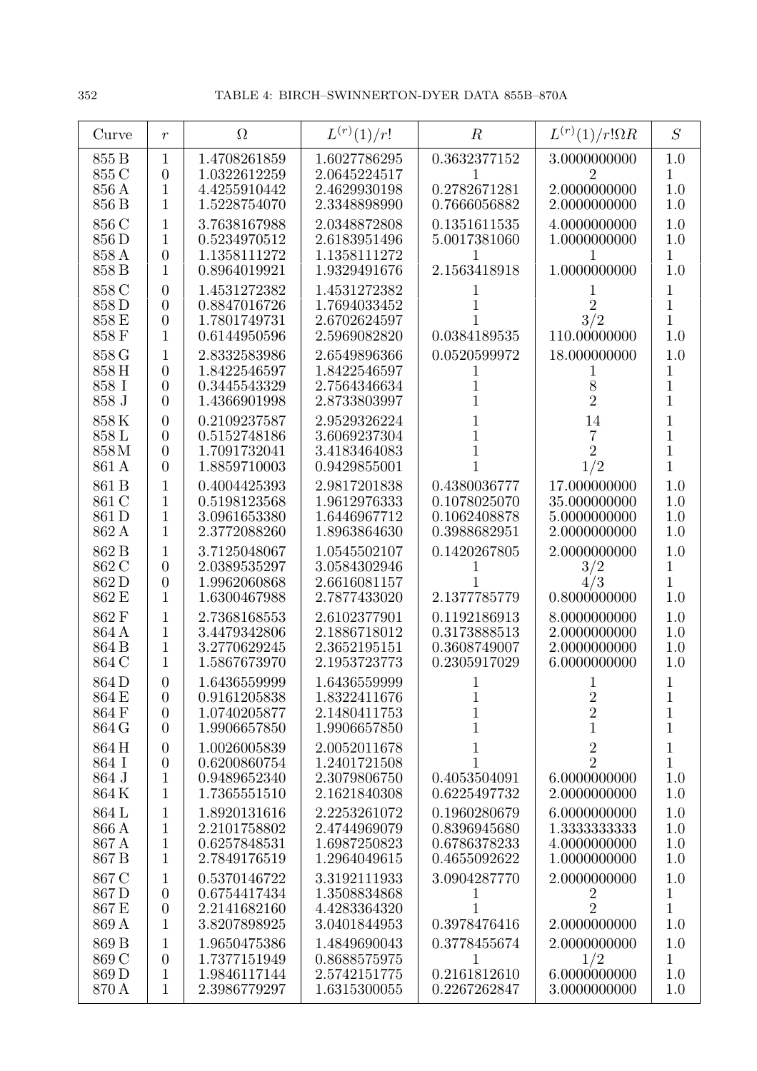| Curve | $r$ | $\Omega$ | $L^{(r)}(1)/r!$ | $R$ | $L^{(r)}(1)/r!\Omega R$ | $S$ |
|---|---|---|---|---|---|---|
| 855 B | 1 | 1.4708261859 | 1.6027786295 | 0.3632377152 | 3.0000000000 | 1.0 |
| 855 C | 0 | 1.0322612259 | 2.0645224517 | 1 | 2 | 1 |
| 856 A | 1 | 4.4255910442 | 2.4629930198 | 0.2782671281 | 2.0000000000 | 1.0 |
| 856 B | 1 | 1.5228754070 | 2.3348898990 | 0.7666056882 | 2.0000000000 | 1.0 |
| 856 C | 1 | 3.7638167988 | 2.0348872808 | 0.1351611535 | 4.0000000000 | 1.0 |
| 856 D | 1 | 0.5234970512 | 2.6183951496 | 5.0017381060 | 1.0000000000 | 1.0 |
| 858 A | 0 | 1.1358111272 | 1.1358111272 | 1 | 1 | 1 |
| 858 B | 1 | 0.8964019921 | 1.9329491676 | 2.1563418918 | 1.0000000000 | 1.0 |
| 858 C | 0 | 1.4531272382 | 1.4531272382 | 1 | 1 | 1 |
| 858 D | 0 | 0.8847016726 | 1.7694033452 | 1 | 2 | 1 |
| 858 E | 0 | 1.7801749731 | 2.6702624597 | 1 | $3/2$ | 1 |
| 858 F | 1 | 0.6144950596 | 2.5969082820 | 0.0384189535 | 110.00000000 | 1.0 |
| 858 G | 1 | 2.8332583986 | 2.6549896366 | 0.0520599972 | 18.000000000 | 1.0 |
| 858 H | 0 | 1.8422546597 | 1.8422546597 | 1 | 1 | 1 |
| 858 I | 0 | 0.3445543329 | 2.7564346634 | 1 | 8 | 1 |
| 858 J | 0 | 1.4366901998 | 2.8733803997 | 1 | 2 | 1 |
| 858 K | 0 | 0.2109237587 | 2.9529326224 | 1 | 14 | 1 |
| 858 L | 0 | 0.5152748186 | 3.6069237304 | 1 | 7 | 1 |
| 858 M | 0 | 1.7091732041 | 3.4183464083 | 1 | 2 | 1 |
| 861 A | 0 | 1.8859710003 | 0.9429855001 | 1 | $1/2$ | 1 |
| 861 B | 1 | 0.4004425393 | 2.9817201838 | 0.4380036777 | 17.000000000 | 1.0 |
| 861 C | 1 | 0.5198123568 | 1.9612976333 | 0.1078025070 | 35.000000000 | 1.0 |
| 861 D | 1 | 3.0961653380 | 1.6446967712 | 0.1062408878 | 5.0000000000 | 1.0 |
| 862 A | 1 | 2.3772088260 | 1.8963864630 | 0.3988682951 | 2.0000000000 | 1.0 |
| 862 B | 1 | 3.7125048067 | 1.0545502107 | 0.1420267805 | 2.0000000000 | 1.0 |
| 862 C | 0 | 2.0389535297 | 3.0584302946 | 1 | $3/2$ | 1 |
| 862 D | 0 | 1.9962060868 | 2.6616081157 | 1 | $4/3$ | 1 |
| 862 E | 1 | 1.6300467988 | 2.7877433020 | 2.1377785779 | 0.8000000000 | 1.0 |
| 862 F | 1 | 2.7368168553 | 2.6102377901 | 0.1192186913 | 8.0000000000 | 1.0 |
| 864 A | 1 | 3.4479342806 | 2.1886718012 | 0.3173888513 | 2.0000000000 | 1.0 |
| 864 B | 1 | 3.2770629245 | 2.3652195151 | 0.3608749007 | 2.0000000000 | 1.0 |
| 864 C | 1 | 1.5867673970 | 2.1953723773 | 0.2305917029 | 6.0000000000 | 1.0 |
| 864 D | 0 | 1.6436559999 | 1.6436559999 | 1 | 1 | 1 |
| 864 E | 0 | 0.9161205838 | 1.8322411676 | 1 | 2 | 1 |
| 864 F | 0 | 1.0740205877 | 2.1480411753 | 1 | 2 | 1 |
| 864 G | 0 | 1.9906657850 | 1.9906657850 | 1 | 1 | 1 |
| 864 H | 0 | 1.0026005839 | 2.0052011678 | 1 | 2 | 1 |
| 864 I | 0 | 0.6200860754 | 1.2401721508 | 1 | 2 | 1 |
| 864 J | 1 | 0.9489652340 | 2.3079806750 | 0.4053504091 | 6.0000000000 | 1.0 |
| 864 K | 1 | 1.7365551510 | 2.1621840308 | 0.6225497732 | 2.0000000000 | 1.0 |
| 864 L | 1 | 1.8920131616 | 2.2253261072 | 0.1960280679 | 6.0000000000 | 1.0 |
| 866 A | 1 | 2.2101758802 | 2.4744969079 | 0.8396945680 | 1.3333333333 | 1.0 |
| 867 A | 1 | 0.6257848531 | 1.6987250823 | 0.6786378233 | 4.0000000000 | 1.0 |
| 867 B | 1 | 2.7849176519 | 1.2964049615 | 0.4655092622 | 1.0000000000 | 1.0 |
| 867 C | 1 | 0.5370146722 | 3.3192111933 | 3.0904287770 | 2.0000000000 | 1.0 |
| 867 D | 0 | 0.6754417434 | 1.3508834868 | 1 | 2 | 1 |
| 867 E | 0 | 2.2141682160 | 4.4283364320 | 1 | 2 | 1 |
| 869 A | 1 | 3.8207898925 | 3.0401844953 | 0.3978476416 | 2.0000000000 | 1.0 |
| 869 B | 1 | 1.9650475386 | 1.4849690043 | 0.3778455674 | 2.0000000000 | 1.0 |
| 869 C | 0 | 1.7377151949 | 0.8688575975 | 1 | $1/2$ | 1 |
| 869 D | 1 | 1.9846117144 | 2.5742151775 | 0.2161812610 | 6.0000000000 | 1.0 |
| 870 A | 1 | 2.3986779297 | 1.6315300055 | 0.2267262847 | 3.0000000000 | 1.0 |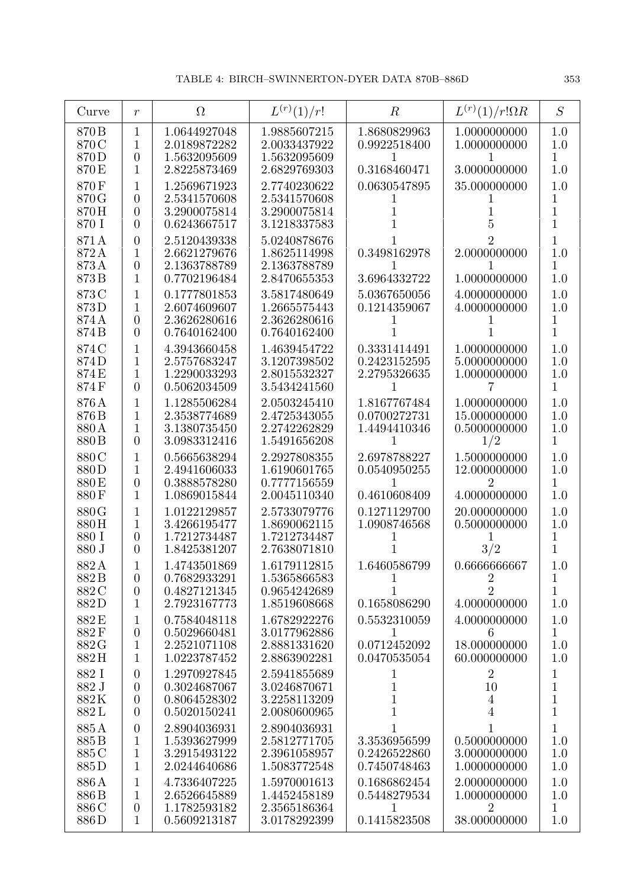| Curve | $r$ | $\Omega$ | $L^{(r)}(1)/r!$ | $R$ | $L^{(r)}(1)/r!\Omega R$ | $S$ |
|---|---|---|---|---|---|---|
| 870 B | 1 | 1.0644927048 | 1.9885607215 | 1.8680829963 | 1.0000000000 | 1.0 |
| 870 C | 1 | 2.0189872282 | 2.0033437922 | 0.9922518400 | 1.0000000000 | 1.0 |
| 870 D | 0 | 1.5632095609 | 1.5632095609 | 1 | 1 | 1 |
| 870 E | 1 | 2.8225873469 | 2.6829769303 | 0.3168460471 | 3.0000000000 | 1.0 |
| 870 F | 1 | 1.2569671923 | 2.7740230622 | 0.0630547895 | 35.000000000 | 1.0 |
| 870 G | 0 | 2.5341570608 | 2.5341570608 | 1 | 1 | 1 |
| 870 H | 0 | 3.2900075814 | 3.2900075814 | 1 | 1 | 1 |
| 870 I | 0 | 0.6243667517 | 3.1218337583 | 1 | 5 | 1 |
| 871 A | 0 | 2.5120439338 | 5.0240878676 | 1 | 2 | 1 |
| 872 A | 1 | 2.6621279676 | 1.8625114998 | 0.3498162978 | 2.0000000000 | 1.0 |
| 873 A | 0 | 2.1363788789 | 2.1363788789 | 1 | 1 | 1 |
| 873 B | 1 | 0.7702196484 | 2.8470655353 | 3.6964332722 | 1.0000000000 | 1.0 |
| 873 C | 1 | 0.1777801853 | 3.5817480649 | 5.0367650056 | 4.0000000000 | 1.0 |
| 873 D | 1 | 2.6074609607 | 1.2665575443 | 0.1214359067 | 4.0000000000 | 1.0 |
| 874 A | 0 | 2.3626280616 | 2.3626280616 | 1 | 1 | 1 |
| 874 B | 0 | 0.7640162400 | 0.7640162400 | 1 | 1 | 1 |
| 874 C | 1 | 4.3943660458 | 1.4639454722 | 0.3331414491 | 1.0000000000 | 1.0 |
| 874 D | 1 | 2.5757683247 | 3.1207398502 | 0.2423152595 | 5.0000000000 | 1.0 |
| 874 E | 1 | 1.2290033293 | 2.8015532327 | 2.2795326635 | 1.0000000000 | 1.0 |
| 874 F | 0 | 0.5062034509 | 3.5434241560 | 1 | 7 | 1 |
| 876 A | 1 | 1.1285506284 | 2.0503245410 | 1.8167767484 | 1.0000000000 | 1.0 |
| 876 B | 1 | 2.3538774689 | 2.4725343055 | 0.0700272731 | 15.000000000 | 1.0 |
| 880 A | 1 | 3.1380735450 | 2.2742262829 | 1.4494410346 | 0.5000000000 | 1.0 |
| 880 B | 0 | 3.0983312416 | 1.5491656208 | 1 | 1/2 | 1 |
| 880 C | 1 | 0.5665638294 | 2.2927808355 | 2.6978788227 | 1.5000000000 | 1.0 |
| 880 D | 1 | 2.4941606033 | 1.6190601765 | 0.0540950255 | 12.000000000 | 1.0 |
| 880 E | 0 | 0.3888578280 | 0.7777156559 | 1 | 2 | 1 |
| 880 F | 1 | 1.0869015844 | 2.0045110340 | 0.4610608409 | 4.0000000000 | 1.0 |
| 880 G | 1 | 1.0122129857 | 2.5733079776 | 0.1271129700 | 20.000000000 | 1.0 |
| 880 H | 1 | 3.4266195477 | 1.8690062115 | 1.0908746568 | 0.5000000000 | 1.0 |
| 880 I | 0 | 1.7212734487 | 1.7212734487 | 1 | 1 | 1 |
| 880 J | 0 | 1.8425381207 | 2.7638071810 | 1 | 3/2 | 1 |
| 882 A | 1 | 1.4743501869 | 1.6179112815 | 1.6460586799 | 0.6666666667 | 1.0 |
| 882 B | 0 | 0.7682933291 | 1.5365866583 | 1 | 2 | 1 |
| 882 C | 0 | 0.4827121345 | 0.9654242689 | 1 | 2 | 1 |
| 882 D | 1 | 2.7923167773 | 1.8519608668 | 0.1658086290 | 4.0000000000 | 1.0 |
| 882 E | 1 | 0.7584048118 | 1.6782922276 | 0.5532310059 | 4.0000000000 | 1.0 |
| 882 F | 0 | 0.5029660481 | 3.0177962886 | 1 | 6 | 1 |
| 882 G | 1 | 2.2521071108 | 2.8881331620 | 0.0712452092 | 18.000000000 | 1.0 |
| 882 H | 1 | 1.0223787452 | 2.8863902281 | 0.0470535054 | 60.000000000 | 1.0 |
| 882 I | 0 | 1.2970927845 | 2.5941855689 | 1 | 2 | 1 |
| 882 J | 0 | 0.3024687067 | 3.0246870671 | 1 | 10 | 1 |
| 882 K | 0 | 0.8064528302 | 3.2258113209 | 1 | 4 | 1 |
| 882 L | 0 | 0.5020150241 | 2.0080600965 | 1 | 4 | 1 |
| 885 A | 0 | 2.8904036931 | 2.8904036931 | 1 | 1 | 1 |
| 885 B | 1 | 1.5393627999 | 2.5812771705 | 3.3536956599 | 0.5000000000 | 1.0 |
| 885 C | 1 | 3.2915493122 | 2.3961058957 | 0.2426522860 | 3.0000000000 | 1.0 |
| 885 D | 1 | 2.0244640686 | 1.5083772548 | 0.7450748463 | 1.0000000000 | 1.0 |
| 886 A | 1 | 4.7336407225 | 1.5970001613 | 0.1686862454 | 2.0000000000 | 1.0 |
| 886 B | 1 | 2.6526645889 | 1.4452458189 | 0.5448279534 | 1.0000000000 | 1.0 |
| 886 C | 0 | 1.1782593182 | 2.3565186364 | 1 | 2 | 1 |
| 886 D | 1 | 0.5609213187 | 3.0178292399 | 0.1415823508 | 38.000000000 | 1.0 |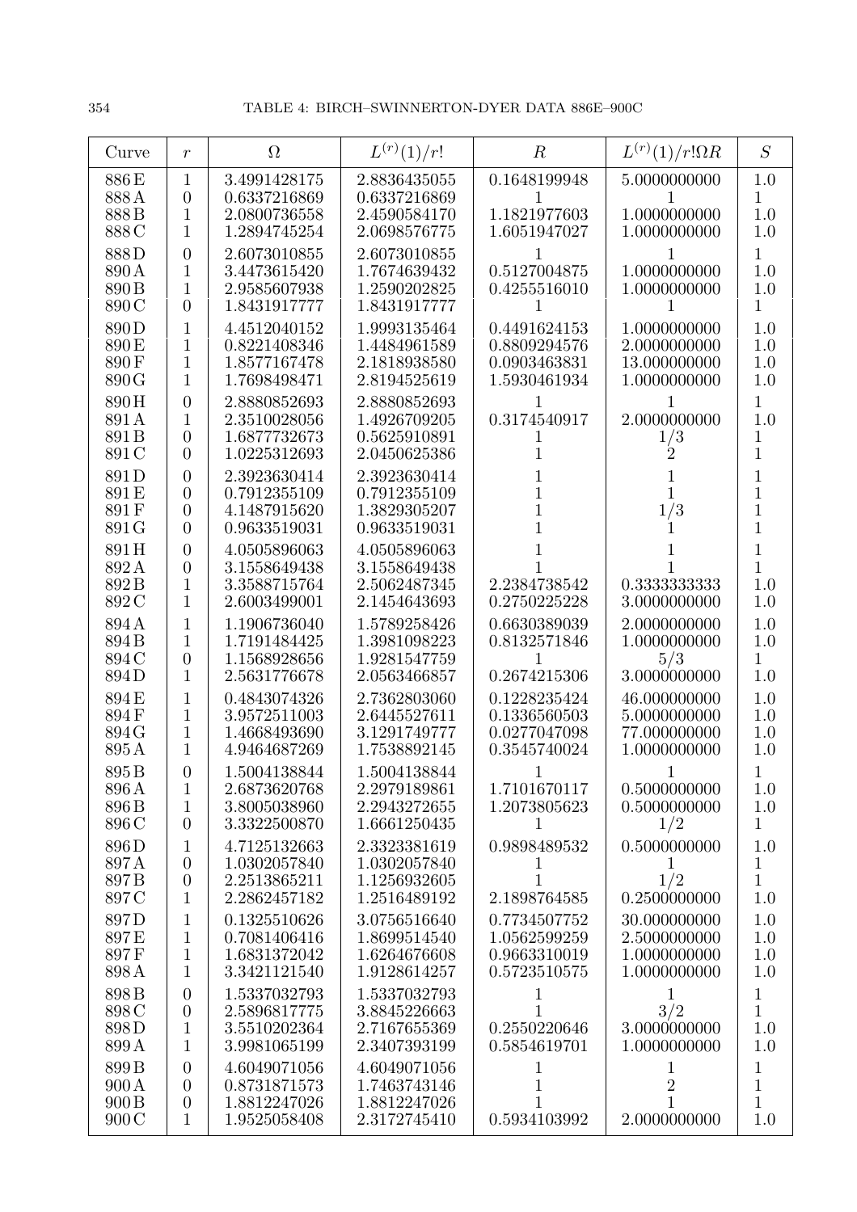| Curve | $r$ | $\Omega$ | $L^{(r)}(1)/r!$ | $R$ | $L^{(r)}(1)/r!\Omega R$ | $S$ |
|---|---|---|---|---|---|---|
| 886 E | 1 | 3.4991428175 | 2.8836435055 | 0.1648199948 | 5.0000000000 | 1.0 |
| 888 A | 0 | 0.6337216869 | 0.6337216869 | 1 | 1 | 1 |
| 888 B | 1 | 2.0800736558 | 2.4590584170 | 1.1821977603 | 1.0000000000 | 1.0 |
| 888 C | 1 | 1.2894745254 | 2.0698576775 | 1.6051947027 | 1.0000000000 | 1.0 |
| 888 D | 0 | 2.6073010855 | 2.6073010855 | 1 | 1 | 1 |
| 890 A | 1 | 3.4473615420 | 1.7674639432 | 0.5127004875 | 1.0000000000 | 1.0 |
| 890 B | 1 | 2.9585607938 | 1.2590202825 | 0.4255516010 | 1.0000000000 | 1.0 |
| 890 C | 0 | 1.8431917777 | 1.8431917777 | 1 | 1 | 1 |
| 890 D | 1 | 4.4512040152 | 1.9993135464 | 0.4491624153 | 1.0000000000 | 1.0 |
| 890 E | 1 | 0.8221408346 | 1.4484961589 | 0.8809294576 | 2.0000000000 | 1.0 |
| 890 F | 1 | 1.8577167478 | 2.1818938580 | 0.0903463831 | 13.000000000 | 1.0 |
| 890 G | 1 | 1.7698498471 | 2.8194525619 | 1.5930461934 | 1.0000000000 | 1.0 |
| 890 H | 0 | 2.8880852693 | 2.8880852693 | 1 | 1 | 1 |
| 891 A | 1 | 2.3510028056 | 1.4926709205 | 0.3174540917 | 2.0000000000 | 1.0 |
| 891 B | 0 | 1.6877732673 | 0.5625910891 | 1 | 1/3 | 1 |
| 891 C | 0 | 1.0225312693 | 2.0450625386 | 1 | 2 | 1 |
| 891 D | 0 | 2.3923630414 | 2.3923630414 | 1 | 1 | 1 |
| 891 E | 0 | 0.7912355109 | 0.7912355109 | 1 | 1 | 1 |
| 891 F | 0 | 4.1487915620 | 1.3829305207 | 1 | 1/3 | 1 |
| 891 G | 0 | 0.9633519031 | 0.9633519031 | 1 | 1 | 1 |
| 891 H | 0 | 4.0505896063 | 4.0505896063 | 1 | 1 | 1 |
| 892 A | 0 | 3.1558649438 | 3.1558649438 | 1 | 1 | 1 |
| 892 B | 1 | 3.3588715764 | 2.5062487345 | 2.2384738542 | 0.3333333333 | 1.0 |
| 892 C | 1 | 2.6003499001 | 2.1454643693 | 0.2750225228 | 3.0000000000 | 1.0 |
| 894 A | 1 | 1.1906736040 | 1.5789258426 | 0.6630389039 | 2.0000000000 | 1.0 |
| 894 B | 1 | 1.7191484425 | 1.3981098223 | 0.8132571846 | 1.0000000000 | 1.0 |
| 894 C | 0 | 1.1568928656 | 1.9281547759 | 1 | 5/3 | 1 |
| 894 D | 1 | 2.5631776678 | 2.0563466857 | 0.2674215306 | 3.0000000000 | 1.0 |
| 894 E | 1 | 0.4843074326 | 2.7362803060 | 0.1228235424 | 46.000000000 | 1.0 |
| 894 F | 1 | 3.9572511003 | 2.6445527611 | 0.1336560503 | 5.0000000000 | 1.0 |
| 894 G | 1 | 1.4668493690 | 3.1291749777 | 0.0277047098 | 77.000000000 | 1.0 |
| 895 A | 1 | 4.9464687269 | 1.7538892145 | 0.3545740024 | 1.0000000000 | 1.0 |
| 895 B | 0 | 1.5004138844 | 1.5004138844 | 1 | 1 | 1 |
| 896 A | 1 | 2.6873620768 | 2.2979189861 | 1.7101670117 | 0.5000000000 | 1.0 |
| 896 B | 1 | 3.8005038960 | 2.2943272655 | 1.2073805623 | 0.5000000000 | 1.0 |
| 896 C | 0 | 3.3322500870 | 1.6661250435 | 1 | 1/2 | 1 |
| 896 D | 1 | 4.7125132663 | 2.3323381619 | 0.9898489532 | 0.5000000000 | 1.0 |
| 897 A | 0 | 1.0302057840 | 1.0302057840 | 1 | 1 | 1 |
| 897 B | 0 | 2.2513865211 | 1.1256932605 | 1 | 1/2 | 1 |
| 897 C | 1 | 2.2862457182 | 1.2516489192 | 2.1898764585 | 0.2500000000 | 1.0 |
| 897 D | 1 | 0.1325510626 | 3.0756516640 | 0.7734507752 | 30.000000000 | 1.0 |
| 897 E | 1 | 0.7081406416 | 1.8699514540 | 1.0562599259 | 2.5000000000 | 1.0 |
| 897 F | 1 | 1.6831372042 | 1.6264676608 | 0.9663310019 | 1.0000000000 | 1.0 |
| 898 A | 1 | 3.3421121540 | 1.9128614257 | 0.5723510575 | 1.0000000000 | 1.0 |
| 898 B | 0 | 1.5337032793 | 1.5337032793 | 1 | 1 | 1 |
| 898 C | 0 | 2.5896817775 | 3.8845226663 | 1 | 3/2 | 1 |
| 898 D | 1 | 3.5510202364 | 2.7167655369 | 0.2550220646 | 3.0000000000 | 1.0 |
| 899 A | 1 | 3.9981065199 | 2.3407393199 | 0.5854619701 | 1.0000000000 | 1.0 |
| 899 B | 0 | 4.6049071056 | 4.6049071056 | 1 | 1 | 1 |
| 900 A | 0 | 0.8731871573 | 1.7463743146 | 1 | 2 | 1 |
| 900 B | 0 | 1.8812247026 | 1.8812247026 | 1 | 1 | 1 |
| 900 C | 1 | 1.9525058408 | 2.3172745410 | 0.5934103992 | 2.0000000000 | 1.0 |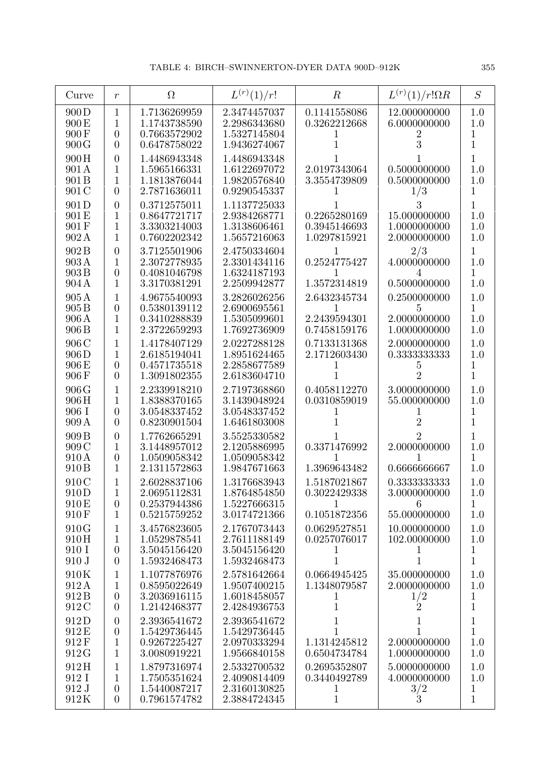| Curve | $r$ | $\Omega$ | $L^{(r)}(1)/r!$ | $R$ | $L^{(r)}(1)/r!\Omega R$ | $S$ |
|---|---|---|---|---|---|---|
| 900D | 1 | 1.7136269959 | 2.3474457037 | 0.1141558086 | 12.000000000 | 1.0 |
| 900E | 1 | 1.1743738590 | 2.2986343680 | 0.3262212668 | 6.0000000000 | 1.0 |
| 900F | 0 | 0.7663572902 | 1.5327145804 | 1 | 2 | 1 |
| 900G | 0 | 0.6478758022 | 1.9436274067 | 1 | 3 | 1 |
| 900H | 0 | 1.4486943348 | 1.4486943348 | 1 | 1 | 1 |
| 901A | 1 | 1.5965166331 | 1.6122697072 | 2.0197343064 | 0.5000000000 | 1.0 |
| 901B | 1 | 1.1813876044 | 1.9820576840 | 3.3554739809 | 0.5000000000 | 1.0 |
| 901C | 0 | 2.7871636011 | 0.9290545337 | 1 | 1/3 | 1 |
| 901D | 0 | 0.3712575011 | 1.1137725033 | 1 | 3 | 1 |
| 901E | 1 | 0.8647721717 | 2.9384268771 | 0.2265280169 | 15.000000000 | 1.0 |
| 901F | 1 | 3.3303214003 | 1.3138606461 | 0.3945146693 | 1.0000000000 | 1.0 |
| 902A | 1 | 0.7602202342 | 1.5657216063 | 1.0297815921 | 2.0000000000 | 1.0 |
| 902B | 0 | 3.7125501906 | 2.4750334604 | 1 | 2/3 | 1 |
| 903A | 1 | 2.3072778935 | 2.3301434116 | 0.2524775427 | 4.0000000000 | 1.0 |
| 903B | 0 | 0.4081046798 | 1.6324187193 | 1 | 4 | 1 |
| 904A | 1 | 3.3170381291 | 2.2509942877 | 1.3572314819 | 0.5000000000 | 1.0 |
| 905A | 1 | 4.9675540093 | 3.2826026256 | 2.6432345734 | 0.2500000000 | 1.0 |
| 905B | 0 | 0.5380139112 | 2.6900695561 | 1 | 5 | 1 |
| 906A | 1 | 0.3410288839 | 1.5305099601 | 2.2439594301 | 2.0000000000 | 1.0 |
| 906B | 1 | 2.3722659293 | 1.7692736909 | 0.7458159176 | 1.0000000000 | 1.0 |
| 906C | 1 | 1.4178407129 | 2.0227288128 | 0.7133131368 | 2.0000000000 | 1.0 |
| 906D | 1 | 2.6185194041 | 1.8951624465 | 2.1712603430 | 0.3333333333 | 1.0 |
| 906E | 0 | 0.4571735518 | 2.2858677589 | 1 | 5 | 1 |
| 906F | 0 | 1.3091802355 | 2.6183604710 | 1 | 2 | 1 |
| 906G | 1 | 2.2339918210 | 2.7197368860 | 0.4058112270 | 3.0000000000 | 1.0 |
| 906H | 1 | 1.8388370165 | 3.1439048924 | 0.0310859019 | 55.000000000 | 1.0 |
| 906 I | 0 | 3.0548337452 | 3.0548337452 | 1 | 1 | 1 |
| 909A | 0 | 0.8230901504 | 1.6461803008 | 1 | 2 | 1 |
| 909B | 0 | 1.7762665291 | 3.5525330582 | 1 | 2 | 1 |
| 909C | 1 | 3.1448957012 | 2.1205886995 | 0.3371476992 | 2.0000000000 | 1.0 |
| 910A | 0 | 1.0509058342 | 1.0509058342 | 1 | 1 | 1 |
| 910B | 1 | 2.1311572863 | 1.9847671663 | 1.3969643482 | 0.6666666667 | 1.0 |
| 910C | 1 | 2.6028837106 | 1.3176683943 | 1.5187021867 | 0.3333333333 | 1.0 |
| 910D | 1 | 2.0695112831 | 1.8764854850 | 0.3022429338 | 3.0000000000 | 1.0 |
| 910E | 0 | 0.2537944386 | 1.5227666315 | 1 | 6 | 1 |
| 910F | 1 | 0.5215759252 | 3.0174721366 | 0.1051872356 | 55.000000000 | 1.0 |
| 910G | 1 | 3.4576823605 | 2.1767073443 | 0.0629527851 | 10.000000000 | 1.0 |
| 910H | 1 | 1.0529878541 | 2.7611188149 | 0.0257076017 | 102.00000000 | 1.0 |
| 910 I | 0 | 3.5045156420 | 3.5045156420 | 1 | 1 | 1 |
| 910 J | 0 | 1.5932468473 | 1.5932468473 | 1 | 1 | 1 |
| 910K | 1 | 1.1077876976 | 2.5781642664 | 0.0664945425 | 35.000000000 | 1.0 |
| 912A | 1 | 0.8595022649 | 1.9507400215 | 1.1348079587 | 2.0000000000 | 1.0 |
| 912B | 0 | 3.2036916115 | 1.6018458057 | 1 | 1/2 | 1 |
| 912C | 0 | 1.2142468377 | 2.4284936753 | 1 | 2 | 1 |
| 912D | 0 | 2.3936541672 | 2.3936541672 | 1 | 1 | 1 |
| 912E | 0 | 1.5429736445 | 1.5429736445 | 1 | 1 | 1 |
| 912F | 1 | 0.9267225427 | 2.0970333294 | 1.1314245812 | 2.0000000000 | 1.0 |
| 912G | 1 | 3.0080919221 | 1.9566840158 | 0.6504734784 | 1.0000000000 | 1.0 |
| 912H | 1 | 1.8797316974 | 2.5332700532 | 0.2695352807 | 5.0000000000 | 1.0 |
| 912 I | 1 | 1.7505351624 | 2.4090814409 | 0.3440492789 | 4.0000000000 | 1.0 |
| 912 J | 0 | 1.5440087217 | 2.3160130825 | 1 | 3/2 | 1 |
| 912K | 0 | 0.7961574782 | 2.3884724345 | 1 | 3 | 1 |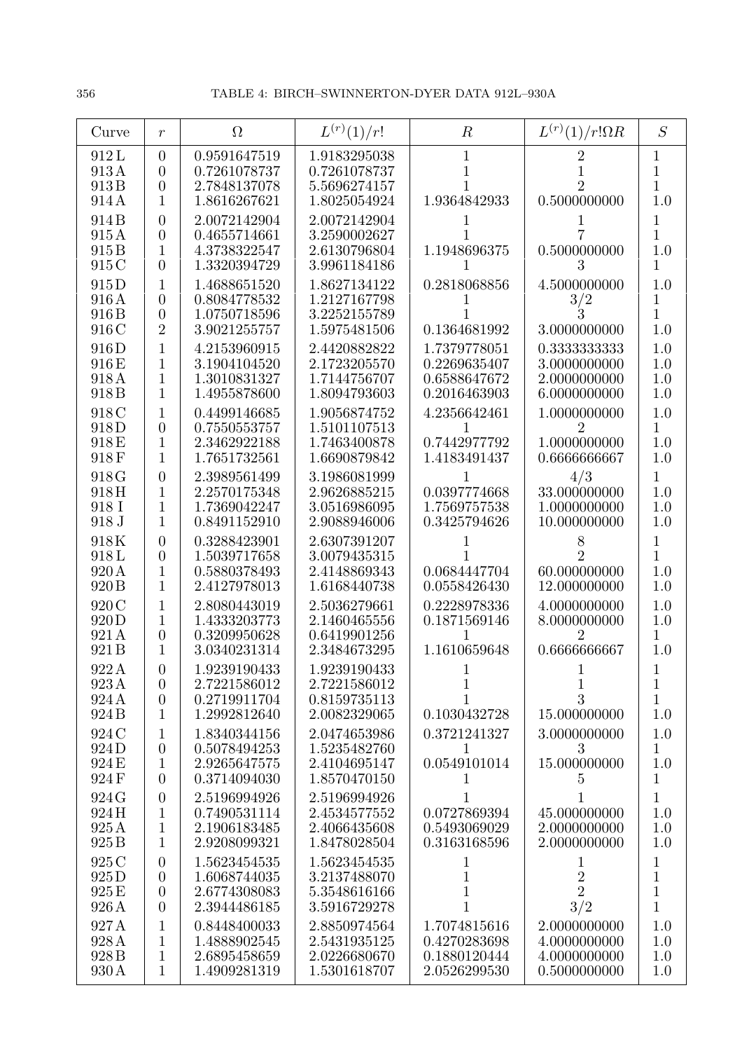| Curve | $r$ | $\Omega$ | $L^{(r)}(1)/r!$ | $R$ | $L^{(r)}(1)/r!\Omega R$ | $S$ |
|---|---|---|---|---|---|---|
| 912 L | 0 | 0.9591647519 | 1.9183295038 | 1 | 2 | 1 |
| 913 A | 0 | 0.7261078737 | 0.7261078737 | 1 | 1 | 1 |
| 913 B | 0 | 2.7848137078 | 5.5696274157 | 1 | 2 | 1 |
| 914 A | 1 | 1.8616267621 | 1.8025054924 | 1.9364842933 | 0.5000000000 | 1.0 |
| 914 B | 0 | 2.0072142904 | 2.0072142904 | 1 | 1 | 1 |
| 915 A | 0 | 0.4655714661 | 3.2590002627 | 1 | 7 | 1 |
| 915 B | 1 | 4.3738322547 | 2.6130796804 | 1.1948696375 | 0.5000000000 | 1.0 |
| 915 C | 0 | 1.3320394729 | 3.9961184186 | 1 | 3 | 1 |
| 915 D | 1 | 1.4688651520 | 1.8627134122 | 0.2818068856 | 4.5000000000 | 1.0 |
| 916 A | 0 | 0.8084778532 | 1.2127167798 | 1 | 3/2 | 1 |
| 916 B | 0 | 1.0750718596 | 3.2252155789 | 1 | 3 | 1 |
| 916 C | 2 | 3.9021255757 | 1.5975481506 | 0.1364681992 | 3.0000000000 | 1.0 |
| 916 D | 1 | 4.2153960915 | 2.4420882822 | 1.7379778051 | 0.3333333333 | 1.0 |
| 916 E | 1 | 3.1904104520 | 2.1723205570 | 0.2269635407 | 3.0000000000 | 1.0 |
| 918 A | 1 | 1.3010831327 | 1.7144756707 | 0.6588647672 | 2.0000000000 | 1.0 |
| 918 B | 1 | 1.4955878600 | 1.8094793603 | 0.2016463903 | 6.0000000000 | 1.0 |
| 918 C | 1 | 0.4499146685 | 1.9056874752 | 4.2356642461 | 1.0000000000 | 1.0 |
| 918 D | 0 | 0.7550553757 | 1.5101107513 | 1 | 2 | 1 |
| 918 E | 1 | 2.3462922188 | 1.7463400878 | 0.7442977792 | 1.0000000000 | 1.0 |
| 918 F | 1 | 1.7651732561 | 1.6690879842 | 1.4183491437 | 0.6666666667 | 1.0 |
| 918 G | 0 | 2.3989561499 | 3.1986081999 | 1 | 4/3 | 1 |
| 918 H | 1 | 2.2570175348 | 2.9626885215 | 0.0397774668 | 33.000000000 | 1.0 |
| 918 I | 1 | 1.7369042247 | 3.0516986095 | 1.7569757538 | 1.0000000000 | 1.0 |
| 918 J | 1 | 0.8491152910 | 2.9088946006 | 0.3425794626 | 10.000000000 | 1.0 |
| 918 K | 0 | 0.3288423901 | 2.6307391207 | 1 | 8 | 1 |
| 918 L | 0 | 1.5039717658 | 3.0079435315 | 1 | 2 | 1 |
| 920 A | 1 | 0.5880378493 | 2.4148869343 | 0.0684447704 | 60.000000000 | 1.0 |
| 920 B | 1 | 2.4127978013 | 1.6168440738 | 0.0558426430 | 12.000000000 | 1.0 |
| 920 C | 1 | 2.8080443019 | 2.5036279661 | 0.2228978336 | 4.0000000000 | 1.0 |
| 920 D | 1 | 1.4333203773 | 2.1460465556 | 0.1871569146 | 8.0000000000 | 1.0 |
| 921 A | 0 | 0.3209950628 | 0.6419901256 | 1 | 2 | 1 |
| 921 B | 1 | 3.0340231314 | 2.3484673295 | 1.1610659648 | 0.6666666667 | 1.0 |
| 922 A | 0 | 1.9239190433 | 1.9239190433 | 1 | 1 | 1 |
| 923 A | 0 | 2.7221586012 | 2.7221586012 | 1 | 1 | 1 |
| 924 A | 0 | 0.2719911704 | 0.8159735113 | 1 | 3 | 1 |
| 924 B | 1 | 1.2992812640 | 2.0082329065 | 0.1030432728 | 15.000000000 | 1.0 |
| 924 C | 1 | 1.8340344156 | 2.0474653986 | 0.3721241327 | 3.0000000000 | 1.0 |
| 924 D | 0 | 0.5078494253 | 1.5235482760 | 1 | 3 | 1 |
| 924 E | 1 | 2.9265647575 | 2.4104695147 | 0.0549101014 | 15.000000000 | 1.0 |
| 924 F | 0 | 0.3714094030 | 1.8570470150 | 1 | 5 | 1 |
| 924 G | 0 | 2.5196994926 | 2.5196994926 | 1 | 1 | 1 |
| 924 H | 1 | 0.7490531114 | 2.4534577552 | 0.0727869394 | 45.000000000 | 1.0 |
| 925 A | 1 | 2.1906183485 | 2.4066435608 | 0.5493069029 | 2.0000000000 | 1.0 |
| 925 B | 1 | 2.9208099321 | 1.8478028504 | 0.3163168596 | 2.0000000000 | 1.0 |
| 925 C | 0 | 1.5623454535 | 1.5623454535 | 1 | 1 | 1 |
| 925 D | 0 | 1.6068744035 | 3.2137488070 | 1 | 2 | 1 |
| 925 E | 0 | 2.6774308083 | 5.3548616166 | 1 | 2 | 1 |
| 926 A | 0 | 2.3944486185 | 3.5916729278 | 1 | 3/2 | 1 |
| 927 A | 1 | 0.8448400033 | 2.8850974564 | 1.7074815616 | 2.0000000000 | 1.0 |
| 928 A | 1 | 1.4888902545 | 2.5431935125 | 0.4270283698 | 4.0000000000 | 1.0 |
| 928 B | 1 | 2.6895458659 | 2.0226680670 | 0.1880120444 | 4.0000000000 | 1.0 |
| 930 A | 1 | 1.4909281319 | 1.5301618707 | 2.0526299530 | 0.5000000000 | 1.0 |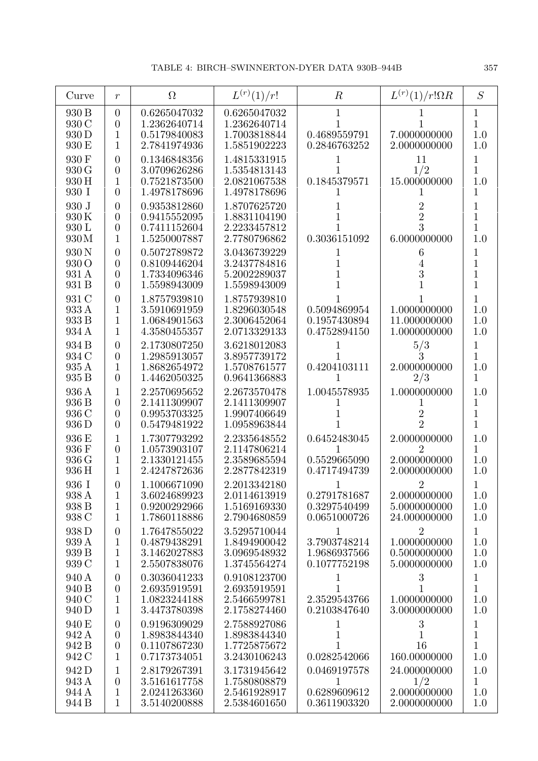| Curve | $r$ | $\Omega$ | $L^{(r)}(1)/r!$ | $R$ | $L^{(r)}(1)/r!\Omega R$ | $S$ |
|---|---|---|---|---|---|---|
| 930 B | 0 | 0.6265047032 | 0.6265047032 | 1 | 1 | 1 |
| 930 C | 0 | 1.2362640714 | 1.2362640714 | 1 | 1 | 1 |
| 930 D | 1 | 0.5179840083 | 1.7003818844 | 0.4689559791 | 7.0000000000 | 1.0 |
| 930 E | 1 | 2.7841974936 | 1.5851902223 | 0.2846763252 | 2.0000000000 | 1.0 |
| 930 F | 0 | 0.1346848356 | 1.4815331915 | 1 | 11 | 1 |
| 930 G | 0 | 3.0709626286 | 1.5354813143 | 1 | $1/2$ | 1 |
| 930 H | 1 | 0.7521873500 | 2.0821067538 | 0.1845379571 | 15.000000000 | 1.0 |
| 930 I | 0 | 1.4978178696 | 1.4978178696 | 1 | 1 | 1 |
| 930 J | 0 | 0.9353812860 | 1.8707625720 | 1 | 2 | 1 |
| 930 K | 0 | 0.9415552095 | 1.8831104190 | 1 | 2 | 1 |
| 930 L | 0 | 0.7411152604 | 2.2233457812 | 1 | 3 | 1 |
| 930 M | 1 | 1.5250007887 | 2.7780796862 | 0.3036151092 | 6.0000000000 | 1.0 |
| 930 N | 0 | 0.5072789872 | 3.0436739229 | 1 | 6 | 1 |
| 930 O | 0 | 0.8109446204 | 3.2437784816 | 1 | 4 | 1 |
| 931 A | 0 | 1.7334096346 | 5.2002289037 | 1 | 3 | 1 |
| 931 B | 0 | 1.5598943009 | 1.5598943009 | 1 | 1 | 1 |
| 931 C | 0 | 1.8757939810 | 1.8757939810 | 1 | 1 | 1 |
| 933 A | 1 | 3.5910691959 | 1.8296030548 | 0.5094869954 | 1.0000000000 | 1.0 |
| 933 B | 1 | 1.0684901563 | 2.3006452064 | 0.1957430894 | 11.000000000 | 1.0 |
| 934 A | 1 | 4.3580455357 | 2.0713329133 | 0.4752894150 | 1.0000000000 | 1.0 |
| 934 B | 0 | 2.1730807250 | 3.6218012083 | 1 | $5/3$ | 1 |
| 934 C | 0 | 1.2985913057 | 3.8957739172 | 1 | 3 | 1 |
| 935 A | 1 | 1.8682654972 | 1.5708761577 | 0.4204103111 | 2.0000000000 | 1.0 |
| 935 B | 0 | 1.4462050325 | 0.9641366883 | 1 | $2/3$ | 1 |
| 936 A | 1 | 2.2570695652 | 2.2673570478 | 1.0045578935 | 1.0000000000 | 1.0 |
| 936 B | 0 | 2.1411309907 | 2.1411309907 | 1 | 1 | 1 |
| 936 C | 0 | 0.9953703325 | 1.9907406649 | 1 | 2 | 1 |
| 936 D | 0 | 0.5479481922 | 1.0958963844 | 1 | 2 | 1 |
| 936 E | 1 | 1.7307793292 | 2.2335648552 | 0.6452483045 | 2.0000000000 | 1.0 |
| 936 F | 0 | 1.0573903107 | 2.1147806214 | 1 | 2 | 1 |
| 936 G | 1 | 2.1330121455 | 2.3589685594 | 0.5529665090 | 2.0000000000 | 1.0 |
| 936 H | 1 | 2.4247872636 | 2.2877842319 | 0.4717494739 | 2.0000000000 | 1.0 |
| 936 I | 0 | 1.1006671090 | 2.2013342180 | 1 | 2 | 1 |
| 938 A | 1 | 3.6024689923 | 2.0114613919 | 0.2791781687 | 2.0000000000 | 1.0 |
| 938 B | 1 | 0.9200292966 | 1.5169169330 | 0.3297540499 | 5.0000000000 | 1.0 |
| 938 C | 1 | 1.7860118886 | 2.7904680859 | 0.0651000726 | 24.000000000 | 1.0 |
| 938 D | 0 | 1.7647855022 | 3.5295710044 | 1 | 2 | 1 |
| 939 A | 1 | 0.4879438291 | 1.8494900042 | 3.7903748214 | 1.0000000000 | 1.0 |
| 939 B | 1 | 3.1462027883 | 3.0969548932 | 1.9686937566 | 0.5000000000 | 1.0 |
| 939 C | 1 | 2.5507838076 | 1.3745564274 | 0.1077752198 | 5.0000000000 | 1.0 |
| 940 A | 0 | 0.3036041233 | 0.9108123700 | 1 | 3 | 1 |
| 940 B | 0 | 2.6935919591 | 2.6935919591 | 1 | 1 | 1 |
| 940 C | 1 | 1.0823244188 | 2.5466599781 | 2.3529543766 | 1.0000000000 | 1.0 |
| 940 D | 1 | 3.4473780398 | 2.1758274460 | 0.2103847640 | 3.0000000000 | 1.0 |
| 940 E | 0 | 0.9196309029 | 2.7588927086 | 1 | 3 | 1 |
| 942 A | 0 | 1.8983844340 | 1.8983844340 | 1 | 1 | 1 |
| 942 B | 0 | 0.1107867230 | 1.7725875672 | 1 | 16 | 1 |
| 942 C | 1 | 0.7173734051 | 3.2430106243 | 0.0282542066 | 160.00000000 | 1.0 |
| 942 D | 1 | 2.8179267391 | 3.1731945642 | 0.0469197578 | 24.000000000 | 1.0 |
| 943 A | 0 | 3.5161617758 | 1.7580808879 | 1 | $1/2$ | 1 |
| 944 A | 1 | 2.0241263360 | 2.5461928917 | 0.6289609612 | 2.0000000000 | 1.0 |
| 944 B | 1 | 3.5140200888 | 2.5384601650 | 0.3611903320 | 2.0000000000 | 1.0 |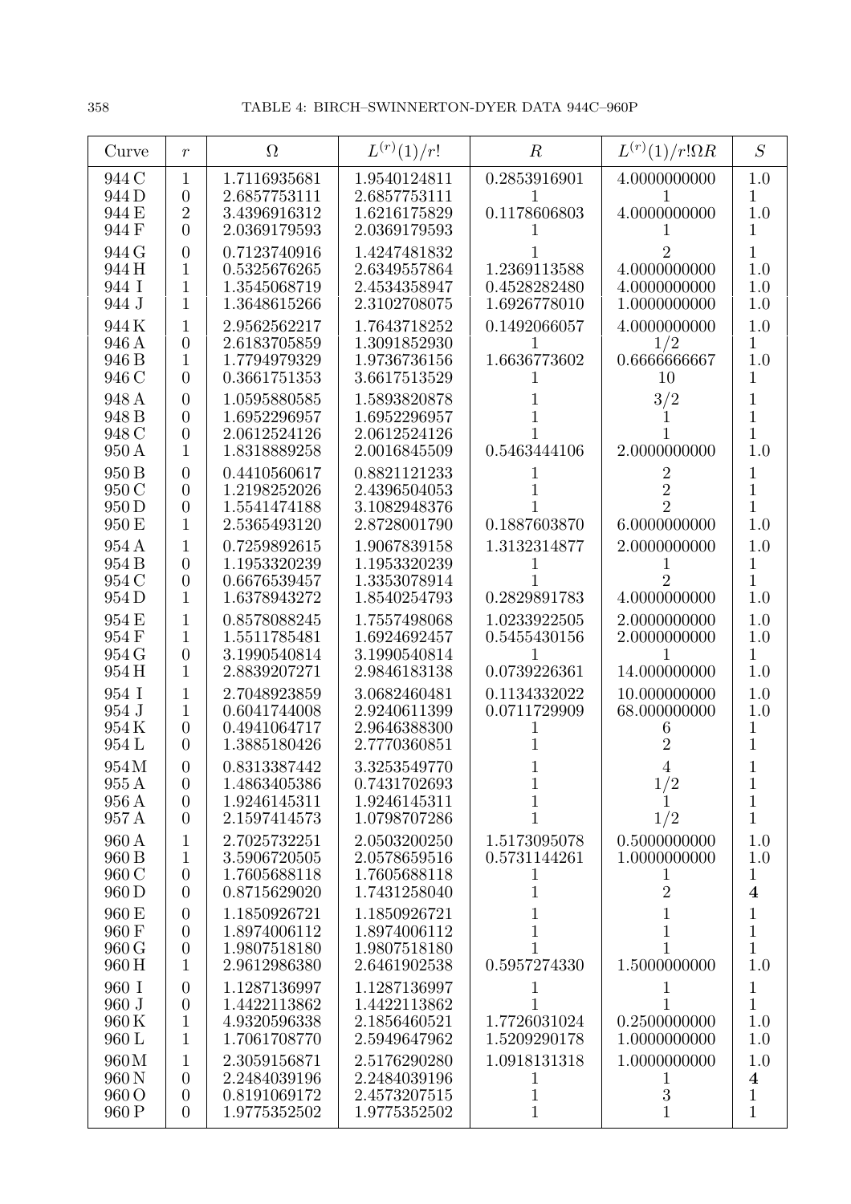| Curve | $r$ | $\Omega$ | $L^{(r)}(1)/r!$ | $R$ | $L^{(r)}(1)/r!\Omega R$ | $S$ |
|---|---|---|---|---|---|---|
| 944 C | 1 | 1.7116935681 | 1.9540124811 | 0.2853916901 | 4.0000000000 | 1.0 |
| 944 D | 0 | 2.6857753111 | 2.6857753111 | 1 | 1 | 1 |
| 944 E | 2 | 3.4396916312 | 1.6216175829 | 0.1178606803 | 4.0000000000 | 1.0 |
| 944 F | 0 | 2.0369179593 | 2.0369179593 | 1 | 1 | 1 |
| 944 G | 0 | 0.7123740916 | 1.4247481832 | 1 | 2 | 1 |
| 944 H | 1 | 0.5325676265 | 2.6349557864 | 1.2369113588 | 4.0000000000 | 1.0 |
| 944 I | 1 | 1.3545068719 | 2.4534358947 | 0.4528282480 | 4.0000000000 | 1.0 |
| 944 J | 1 | 1.3648615266 | 2.3102708075 | 1.6926778010 | 1.0000000000 | 1.0 |
| 944 K | 1 | 2.9562562217 | 1.7643718252 | 0.1492066057 | 4.0000000000 | 1.0 |
| 946 A | 0 | 2.6183705859 | 1.3091852930 | 1 | $1/2$ | 1 |
| 946 B | 1 | 1.7794979329 | 1.9736736156 | 1.6636773602 | 0.6666666667 | 1.0 |
| 946 C | 0 | 0.3661751353 | 3.6617513529 | 1 | 10 | 1 |
| 948 A | 0 | 1.0595880585 | 1.5893820878 | 1 | $3/2$ | 1 |
| 948 B | 0 | 1.6952296957 | 1.6952296957 | 1 | 1 | 1 |
| 948 C | 0 | 2.0612524126 | 2.0612524126 | 1 | 1 | 1 |
| 950 A | 1 | 1.8318889258 | 2.0016845509 | 0.5463444106 | 2.0000000000 | 1.0 |
| 950 B | 0 | 0.4410560617 | 0.8821121233 | 1 | 2 | 1 |
| 950 C | 0 | 1.2198252026 | 2.4396504053 | 1 | 2 | 1 |
| 950 D | 0 | 1.5541474188 | 3.1082948376 | 1 | 2 | 1 |
| 950 E | 1 | 2.5365493120 | 2.8728001790 | 0.1887603870 | 6.0000000000 | 1.0 |
| 954 A | 1 | 0.7259892615 | 1.9067839158 | 1.3132314877 | 2.0000000000 | 1.0 |
| 954 B | 0 | 1.1953320239 | 1.1953320239 | 1 | 1 | 1 |
| 954 C | 0 | 0.6676539457 | 1.3353078914 | 1 | 2 | 1 |
| 954 D | 1 | 1.6378943272 | 1.8540254793 | 0.2829891783 | 4.0000000000 | 1.0 |
| 954 E | 1 | 0.8578088245 | 1.7557498068 | 1.0233922505 | 2.0000000000 | 1.0 |
| 954 F | 1 | 1.5511785481 | 1.6924692457 | 0.5455430156 | 2.0000000000 | 1.0 |
| 954 G | 0 | 3.1990540814 | 3.1990540814 | 1 | 1 | 1 |
| 954 H | 1 | 2.8839207271 | 2.9846183138 | 0.0739226361 | 14.000000000 | 1.0 |
| 954 I | 1 | 2.7048923859 | 3.0682460481 | 0.1134332022 | 10.000000000 | 1.0 |
| 954 J | 1 | 0.6041744008 | 2.9240611399 | 0.0711729909 | 68.000000000 | 1.0 |
| 954 K | 0 | 0.4941064717 | 2.9646388300 | 1 | 6 | 1 |
| 954 L | 0 | 1.3885180426 | 2.7770360851 | 1 | 2 | 1 |
| 954 M | 0 | 0.8313387442 | 3.3253549770 | 1 | 4 | 1 |
| 955 A | 0 | 1.4863405386 | 0.7431702693 | 1 | $1/2$ | 1 |
| 956 A | 0 | 1.9246145311 | 1.9246145311 | 1 | 1 | 1 |
| 957 A | 0 | 2.1597414573 | 1.0798707286 | 1 | $1/2$ | 1 |
| 960 A | 1 | 2.7025732251 | 2.0503200250 | 1.5173095078 | 0.5000000000 | 1.0 |
| 960 B | 1 | 3.5906720505 | 2.0578659516 | 0.5731144261 | 1.0000000000 | 1.0 |
| 960 C | 0 | 1.7605688118 | 1.7605688118 | 1 | 1 | 1 |
| 960 D | 0 | 0.8715629020 | 1.7431258040 | 1 | 2 | **4** |
| 960 E | 0 | 1.1850926721 | 1.1850926721 | 1 | 1 | 1 |
| 960 F | 0 | 1.8974006112 | 1.8974006112 | 1 | 1 | 1 |
| 960 G | 0 | 1.9807518180 | 1.9807518180 | 1 | 1 | 1 |
| 960 H | 1 | 2.9612986380 | 2.6461902538 | 0.5957274330 | 1.5000000000 | 1.0 |
| 960 I | 0 | 1.1287136997 | 1.1287136997 | 1 | 1 | 1 |
| 960 J | 0 | 1.4422113862 | 1.4422113862 | 1 | 1 | 1 |
| 960 K | 1 | 4.9320596338 | 2.1856460521 | 1.7726031024 | 0.2500000000 | 1.0 |
| 960 L | 1 | 1.7061708770 | 2.5949647962 | 1.5209290178 | 1.0000000000 | 1.0 |
| 960 M | 1 | 2.3059156871 | 2.5176290280 | 1.0918131318 | 1.0000000000 | 1.0 |
| 960 N | 0 | 2.2484039196 | 2.2484039196 | 1 | 1 | **4** |
| 960 O | 0 | 0.8191069172 | 2.4573207515 | 1 | 3 | 1 |
| 960 P | 0 | 1.9775352502 | 1.9775352502 | 1 | 1 | 1 |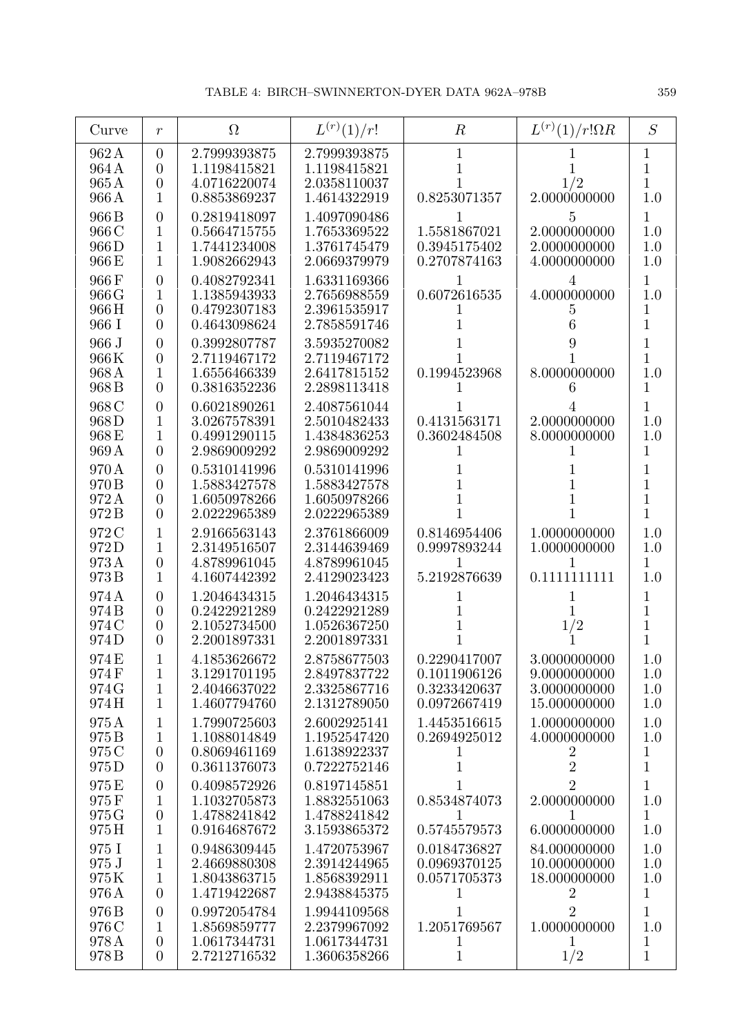| Curve | $r$ | $\Omega$ | $L^{(r)}(1)/r!$ | $R$ | $L^{(r)}(1)/r!\Omega R$ | $S$ |
|---|---|---|---|---|---|---|
| 962 A | 0 | 2.7999393875 | 2.7999393875 | 1 | 1 | 1 |
| 964 A | 0 | 1.1198415821 | 1.1198415821 | 1 | 1 | 1 |
| 965 A | 0 | 4.0716220074 | 2.0358110037 | 1 | 1/2 | 1 |
| 966 A | 1 | 0.8853869237 | 1.4614322919 | 0.8253071357 | 2.0000000000 | 1.0 |
| 966 B | 0 | 0.2819418097 | 1.4097090486 | 1 | 5 | 1 |
| 966 C | 1 | 0.5664715755 | 1.7653369522 | 1.5581867021 | 2.0000000000 | 1.0 |
| 966 D | 1 | 1.7441234008 | 1.3761745479 | 0.3945175402 | 2.0000000000 | 1.0 |
| 966 E | 1 | 1.9082662943 | 2.0669379979 | 0.2707874163 | 4.0000000000 | 1.0 |
| 966 F | 0 | 0.4082792341 | 1.6331169366 | 1 | 4 | 1 |
| 966 G | 1 | 1.1385943933 | 2.7656988559 | 0.6072616535 | 4.0000000000 | 1.0 |
| 966 H | 0 | 0.4792307183 | 2.3961535917 | 1 | 5 | 1 |
| 966 I | 0 | 0.4643098624 | 2.7858591746 | 1 | 6 | 1 |
| 966 J | 0 | 0.3992807787 | 3.5935270082 | 1 | 9 | 1 |
| 966 K | 0 | 2.7119467172 | 2.7119467172 | 1 | 1 | 1 |
| 968 A | 1 | 1.6556466339 | 2.6417815152 | 0.1994523968 | 8.0000000000 | 1.0 |
| 968 B | 0 | 0.3816352236 | 2.2898113418 | 1 | 6 | 1 |
| 968 C | 0 | 0.6021890261 | 2.4087561044 | 1 | 4 | 1 |
| 968 D | 1 | 3.0267578391 | 2.5010482433 | 0.4131563171 | 2.0000000000 | 1.0 |
| 968 E | 1 | 0.4991290115 | 1.4384836253 | 0.3602484508 | 8.0000000000 | 1.0 |
| 969 A | 0 | 2.9869009292 | 2.9869009292 | 1 | 1 | 1 |
| 970 A | 0 | 0.5310141996 | 0.5310141996 | 1 | 1 | 1 |
| 970 B | 0 | 1.5883427578 | 1.5883427578 | 1 | 1 | 1 |
| 972 A | 0 | 1.6050978266 | 1.6050978266 | 1 | 1 | 1 |
| 972 B | 0 | 2.0222965389 | 2.0222965389 | 1 | 1 | 1 |
| 972 C | 1 | 2.9166563143 | 2.3761866009 | 0.8146954406 | 1.0000000000 | 1.0 |
| 972 D | 1 | 2.3149156507 | 2.3144639469 | 0.9997893244 | 1.0000000000 | 1.0 |
| 973 A | 0 | 4.8789961045 | 4.8789961045 | 1 | 1 | 1 |
| 973 B | 1 | 4.1607442392 | 2.4129023423 | 5.2192876639 | 0.1111111111 | 1.0 |
| 974 A | 0 | 1.2046434315 | 1.2046434315 | 1 | 1 | 1 |
| 974 B | 0 | 0.2422921289 | 0.2422921289 | 1 | 1 | 1 |
| 974 C | 0 | 2.1052734500 | 1.0526367250 | 1 | 1/2 | 1 |
| 974 D | 0 | 2.2001897331 | 2.2001897331 | 1 | 1 | 1 |
| 974 E | 1 | 4.1853626672 | 2.8758677503 | 0.2290417007 | 3.0000000000 | 1.0 |
| 974 F | 1 | 3.1291701195 | 2.8497837722 | 0.1011906126 | 9.0000000000 | 1.0 |
| 974 G | 1 | 2.4046637022 | 2.3325867716 | 0.3233420637 | 3.0000000000 | 1.0 |
| 974 H | 1 | 1.4607794760 | 2.1312789050 | 0.0972667419 | 15.000000000 | 1.0 |
| 975 A | 1 | 1.7990725603 | 2.6002925141 | 1.4453516615 | 1.0000000000 | 1.0 |
| 975 B | 1 | 1.1088014849 | 1.1952547420 | 0.2694925012 | 4.0000000000 | 1.0 |
| 975 C | 0 | 0.8069461169 | 1.6138922337 | 1 | 2 | 1 |
| 975 D | 0 | 0.3611376073 | 0.7222752146 | 1 | 2 | 1 |
| 975 E | 0 | 0.4098572926 | 0.8197145851 | 1 | 2 | 1 |
| 975 F | 1 | 1.1032705873 | 1.8832551063 | 0.8534874073 | 2.0000000000 | 1.0 |
| 975 G | 0 | 1.4788241842 | 1.4788241842 | 1 | 1 | 1 |
| 975 H | 1 | 0.9164687672 | 3.1593865372 | 0.5745579573 | 6.0000000000 | 1.0 |
| 975 I | 1 | 0.9486309445 | 1.4720753967 | 0.0184736827 | 84.000000000 | 1.0 |
| 975 J | 1 | 2.4669880308 | 2.3914244965 | 0.0969370125 | 10.000000000 | 1.0 |
| 975 K | 1 | 1.8043863715 | 1.8568392911 | 0.0571705373 | 18.000000000 | 1.0 |
| 976 A | 0 | 1.4719422687 | 2.9438845375 | 1 | 2 | 1 |
| 976 B | 0 | 0.9972054784 | 1.9944109568 | 1 | 2 | 1 |
| 976 C | 1 | 1.8569859777 | 2.2379967092 | 1.2051769567 | 1.0000000000 | 1.0 |
| 978 A | 0 | 1.0617344731 | 1.0617344731 | 1 | 1 | 1 |
| 978 B | 0 | 2.7212716532 | 1.3606358266 | 1 | 1/2 | 1 |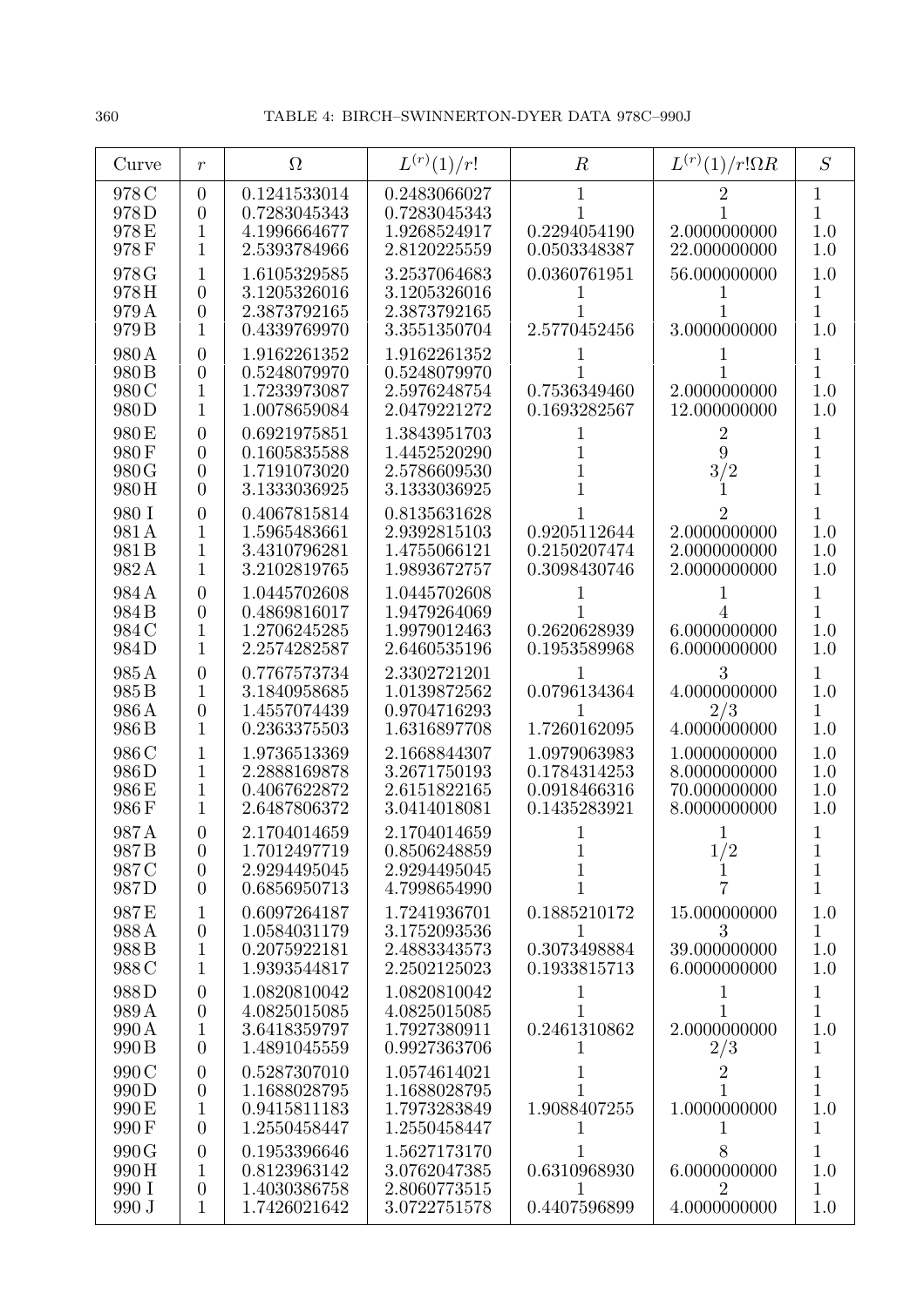# TABLE 4: BIRCH–SWINNERTON-DYER DATA 978C–990J

| Curve | $r$ | $\Omega$ | $L^{(r)}(1)/r!$ | $R$ | $L^{(r)}(1)/r!\Omega R$ | $S$ |
|---|---|---|---|---|---|---|
| 978 C | 0 | 0.1241533014 | 0.2483066027 | 1 | 2 | 1 |
| 978 D | 0 | 0.7283045343 | 0.7283045343 | 1 | 1 | 1 |
| 978 E | 1 | 4.1996664677 | 1.9268524917 | 0.2294054190 | 2.0000000000 | 1.0 |
| 978 F | 1 | 2.5393784966 | 2.8120225559 | 0.0503348387 | 22.000000000 | 1.0 |
| 978 G | 1 | 1.6105329585 | 3.2537064683 | 0.0360761951 | 56.000000000 | 1.0 |
| 978 H | 0 | 3.1205326016 | 3.1205326016 | 1 | 1 | 1 |
| 979 A | 0 | 2.3873792165 | 2.3873792165 | 1 | 1 | 1 |
| 979 B | 1 | 0.4339769970 | 3.3551350704 | 2.5770452456 | 3.0000000000 | 1.0 |
| 980 A | 0 | 1.9162261352 | 1.9162261352 | 1 | 1 | 1 |
| 980 B | 0 | 0.5248079970 | 0.5248079970 | 1 | 1 | 1 |
| 980 C | 1 | 1.7233973087 | 2.5976248754 | 0.7536349460 | 2.0000000000 | 1.0 |
| 980 D | 1 | 1.0078659084 | 2.0479221272 | 0.1693282567 | 12.000000000 | 1.0 |
| 980 E | 0 | 0.6921975851 | 1.3843951703 | 1 | 2 | 1 |
| 980 F | 0 | 0.1605835588 | 1.4452520290 | 1 | 9 | 1 |
| 980 G | 0 | 1.7191073020 | 2.5786609530 | 1 | 3/2 | 1 |
| 980 H | 0 | 3.1333036925 | 3.1333036925 | 1 | 1 | 1 |
| 980 I | 0 | 0.4067815814 | 0.8135631628 | 1 | 2 | 1 |
| 981 A | 1 | 1.5965483661 | 2.9392815103 | 0.9205112644 | 2.0000000000 | 1.0 |
| 981 B | 1 | 3.4310796281 | 1.4755066121 | 0.2150207474 | 2.0000000000 | 1.0 |
| 982 A | 1 | 3.2102819765 | 1.9893672757 | 0.3098430746 | 2.0000000000 | 1.0 |
| 984 A | 0 | 1.0445702608 | 1.0445702608 | 1 | 1 | 1 |
| 984 B | 0 | 0.4869816017 | 1.9479264069 | 1 | 4 | 1 |
| 984 C | 1 | 1.2706245285 | 1.9979012463 | 0.2620628939 | 6.0000000000 | 1.0 |
| 984 D | 1 | 2.2574282587 | 2.6460535196 | 0.1953589968 | 6.0000000000 | 1.0 |
| 985 A | 0 | 0.7767573734 | 2.3302721201 | 1 | 3 | 1 |
| 985 B | 1 | 3.1840958685 | 1.0139872562 | 0.0796134364 | 4.0000000000 | 1.0 |
| 986 A | 0 | 1.4557074439 | 0.9704716293 | 1 | 2/3 | 1 |
| 986 B | 1 | 0.2363375503 | 1.6316897708 | 1.7260162095 | 4.0000000000 | 1.0 |
| 986 C | 1 | 1.9736513369 | 2.1668844307 | 1.0979063983 | 1.0000000000 | 1.0 |
| 986 D | 1 | 2.2888169878 | 3.2671750193 | 0.1784314253 | 8.0000000000 | 1.0 |
| 986 E | 1 | 0.4067622872 | 2.6151822165 | 0.0918466316 | 70.000000000 | 1.0 |
| 986 F | 1 | 2.6487806372 | 3.0414018081 | 0.1435283921 | 8.0000000000 | 1.0 |
| 987 A | 0 | 2.1704014659 | 2.1704014659 | 1 | 1 | 1 |
| 987 B | 0 | 1.7012497719 | 0.8506248859 | 1 | 1/2 | 1 |
| 987 C | 0 | 2.9294495045 | 2.9294495045 | 1 | 1 | 1 |
| 987 D | 0 | 0.6856950713 | 4.7998654990 | 1 | 7 | 1 |
| 987 E | 1 | 0.6097264187 | 1.7241936701 | 0.1885210172 | 15.000000000 | 1.0 |
| 988 A | 0 | 1.0584031179 | 3.1752093536 | 1 | 3 | 1 |
| 988 B | 1 | 0.2075922181 | 2.4883343573 | 0.3073498884 | 39.000000000 | 1.0 |
| 988 C | 1 | 1.9393544817 | 2.2502125023 | 0.1933815713 | 6.0000000000 | 1.0 |
| 988 D | 0 | 1.0820810042 | 1.0820810042 | 1 | 1 | 1 |
| 989 A | 0 | 4.0825015085 | 4.0825015085 | 1 | 1 | 1 |
| 990 A | 1 | 3.6418359797 | 1.7927380911 | 0.2461310862 | 2.0000000000 | 1.0 |
| 990 B | 0 | 1.4891045559 | 0.9927363706 | 1 | 2/3 | 1 |
| 990 C | 0 | 0.5287307010 | 1.0574614021 | 1 | 2 | 1 |
| 990 D | 0 | 1.1688028795 | 1.1688028795 | 1 | 1 | 1 |
| 990 E | 1 | 0.9415811183 | 1.7973283849 | 1.9088407255 | 1.0000000000 | 1.0 |
| 990 F | 0 | 1.2550458447 | 1.2550458447 | 1 | 1 | 1 |
| 990 G | 0 | 0.1953396646 | 1.5627173170 | 1 | 8 | 1 |
| 990 H | 1 | 0.8123963142 | 3.0762047385 | 0.6310968930 | 6.0000000000 | 1.0 |
| 990 I | 0 | 1.4030386758 | 2.8060773515 | 1 | 2 | 1 |
| 990 J | 1 | 1.7426021642 | 3.0722751578 | 0.4407596899 | 4.0000000000 | 1.0 |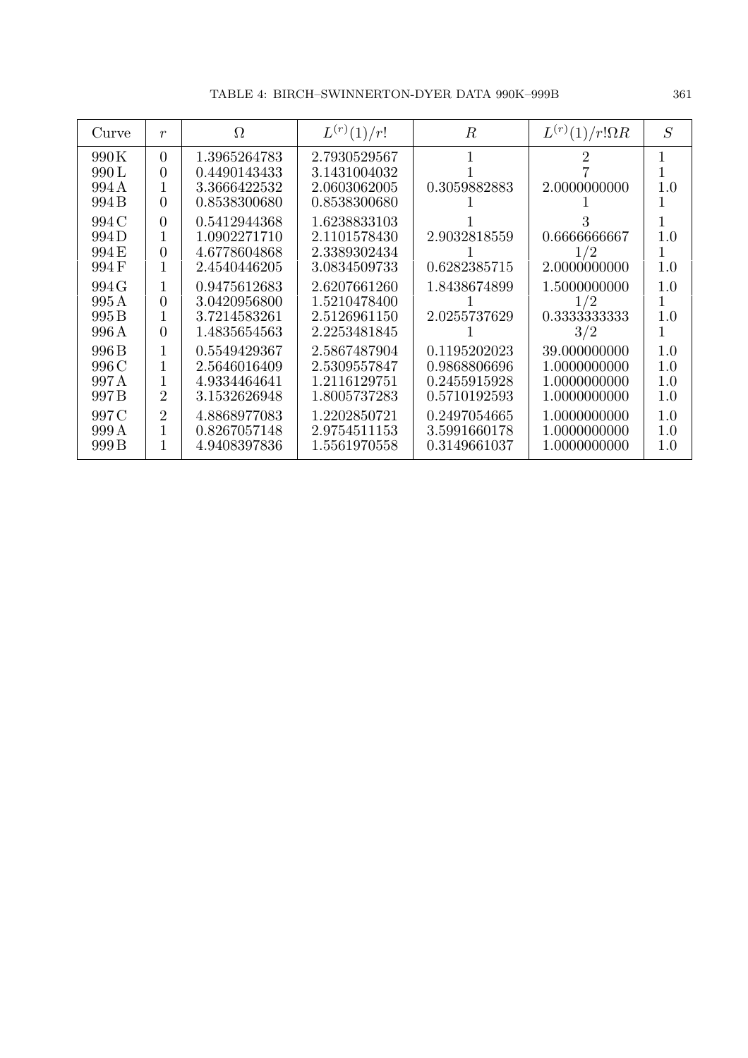| Curve | $r$ | $\Omega$ | $L^{(r)}(1)/r!$ | $R$ | $L^{(r)}(1)/r!\Omega R$ | $S$ |
|---|---|---|---|---|---|---|
| 990K | 0 | 1.3965264783 | 2.7930529567 | 1 | 2 | 1 |
| 990L | 0 | 0.4490143433 | 3.1431004032 | 1 | 7 | 1 |
| 994A | 1 | 3.3666422532 | 2.0603062005 | 0.3059882883 | 2.0000000000 | 1.0 |
| 994B | 0 | 0.8538300680 | 0.8538300680 | 1 | 1 | 1 |
| 994C | 0 | 0.5412944368 | 1.6238833103 | 1 | 3 | 1 |
| 994D | 1 | 1.0902271710 | 2.1101578430 | 2.9032818559 | 0.6666666667 | 1.0 |
| 994E | 0 | 4.6778604868 | 2.3389302434 | 1 | $1/2$ | 1 |
| 994F | 1 | 2.4540446205 | 3.0834509733 | 0.6282385715 | 2.0000000000 | 1.0 |
| 994G | 1 | 0.9475612683 | 2.6207661260 | 1.8438674899 | 1.5000000000 | 1.0 |
| 995A | 0 | 3.0420956800 | 1.5210478400 | 1 | $1/2$ | 1 |
| 995B | 1 | 3.7214583261 | 2.5126961150 | 2.0255737629 | 0.3333333333 | 1.0 |
| 996A | 0 | 1.4835654563 | 2.2253481845 | 1 | $3/2$ | 1 |
| 996B | 1 | 0.5549429367 | 2.5867487904 | 0.1195202023 | 39.000000000 | 1.0 |
| 996C | 1 | 2.5646016409 | 2.5309557847 | 0.9868806696 | 1.0000000000 | 1.0 |
| 997A | 1 | 4.9334464641 | 1.2116129751 | 0.2455915928 | 1.0000000000 | 1.0 |
| 997B | 2 | 3.1532626948 | 1.8005737283 | 0.5710192593 | 1.0000000000 | 1.0 |
| 997C | 2 | 4.8868977083 | 1.2202850721 | 0.2497054665 | 1.0000000000 | 1.0 |
| 999A | 1 | 0.8267057148 | 2.9754511153 | 3.5991660178 | 1.0000000000 | 1.0 |
| 999B | 1 | 4.9408397836 | 1.5561970558 | 0.3149661037 | 1.0000000000 | 1.0 |